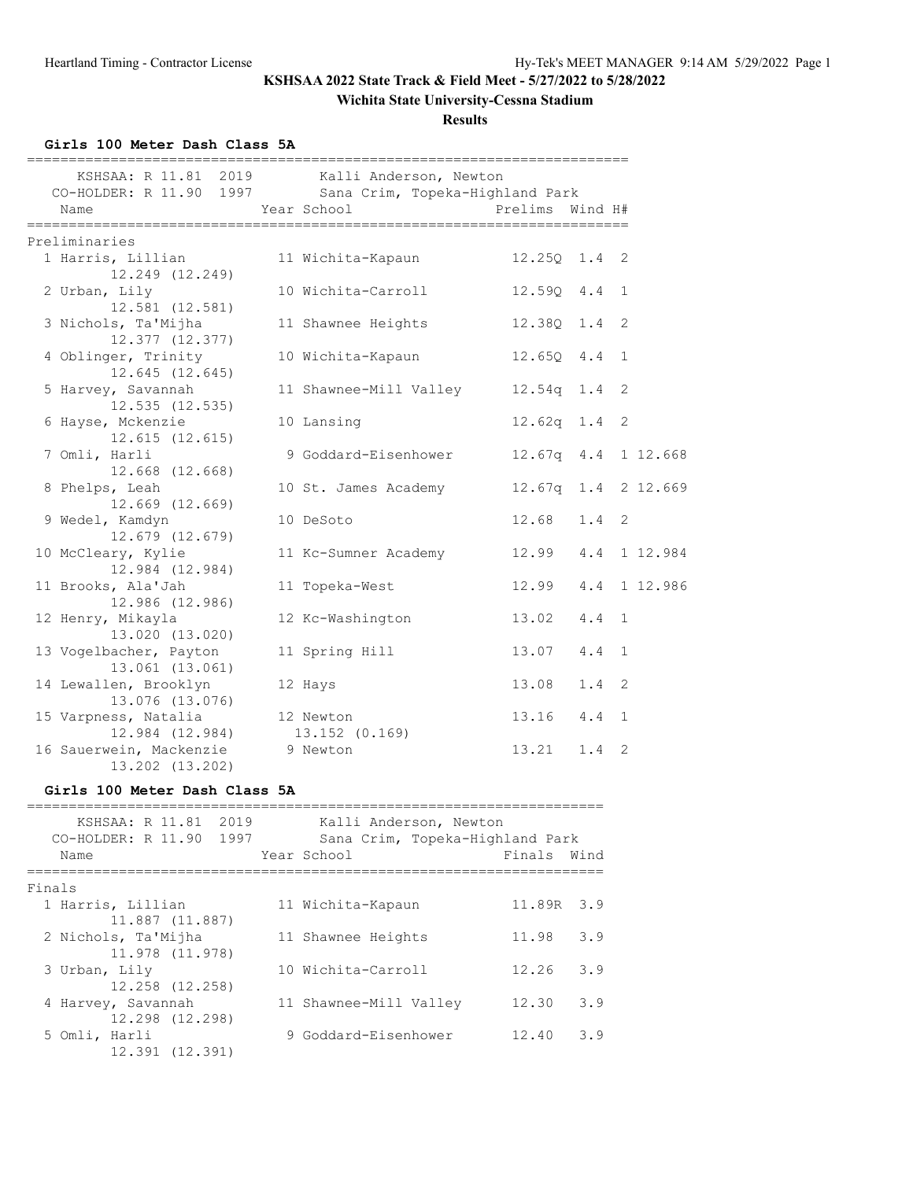**KSHSAA 2022 State Track & Field Meet - 5/27/2022 to 5/28/2022**

**Wichita State University-Cessna Stadium**

**Results**

### Girls 100 Meter Dash Class 5A

KSHSAA: R 11.81 2019 Kalli Anderson, Newton
CO-HOLDER: R 11.90 1997 Sana Crim, Topeka-Highland Park

**Preliminaries**

| Place | Name | Year | School | Prelims | Wind | H# | |
|---|---|---|---|---|---|---|---|
| 1 | Harris, Lillian | 11 | Wichita-Kapaun | 12.25Q | 1.4 | 2 | |
| | 12.249 (12.249) | | | | | | |
| 2 | Urban, Lily | 10 | Wichita-Carroll | 12.59Q | 4.4 | 1 | |
| | 12.581 (12.581) | | | | | | |
| 3 | Nichols, Ta'Mijha | 11 | Shawnee Heights | 12.38Q | 1.4 | 2 | |
| | 12.377 (12.377) | | | | | | |
| 4 | Oblinger, Trinity | 10 | Wichita-Kapaun | 12.65Q | 4.4 | 1 | |
| | 12.645 (12.645) | | | | | | |
| 5 | Harvey, Savannah | 11 | Shawnee-Mill Valley | 12.54q | 1.4 | 2 | |
| | 12.535 (12.535) | | | | | | |
| 6 | Hayse, Mckenzie | 10 | Lansing | 12.62q | 1.4 | 2 | |
| | 12.615 (12.615) | | | | | | |
| 7 | Omli, Harli | 9 | Goddard-Eisenhower | 12.67q | 4.4 | 1 | 12.668 |
| | 12.668 (12.668) | | | | | | |
| 8 | Phelps, Leah | 10 | St. James Academy | 12.67q | 1.4 | 2 | 12.669 |
| | 12.669 (12.669) | | | | | | |
| 9 | Wedel, Kamdyn | 10 | DeSoto | 12.68 | 1.4 | 2 | |
| | 12.679 (12.679) | | | | | | |
| 10 | McCleary, Kylie | 11 | Kc-Sumner Academy | 12.99 | 4.4 | 1 | 12.984 |
| | 12.984 (12.984) | | | | | | |
| 11 | Brooks, Ala'Jah | 11 | Topeka-West | 12.99 | 4.4 | 1 | 12.986 |
| | 12.986 (12.986) | | | | | | |
| 12 | Henry, Mikayla | 12 | Kc-Washington | 13.02 | 4.4 | 1 | |
| | 13.020 (13.020) | | | | | | |
| 13 | Vogelbacher, Payton | 11 | Spring Hill | 13.07 | 4.4 | 1 | |
| | 13.061 (13.061) | | | | | | |
| 14 | Lewallen, Brooklyn | 12 | Hays | 13.08 | 1.4 | 2 | |
| | 13.076 (13.076) | | | | | | |
| 15 | Varpness, Natalia | 12 | Newton | 13.16 | 4.4 | 1 | |
| | 12.984 (12.984) | | 13.152 (0.169) | | | | |
| 16 | Sauerwein, Mackenzie | 9 | Newton | 13.21 | 1.4 | 2 | |
| | 13.202 (13.202) | | | | | | |

### Girls 100 Meter Dash Class 5A

KSHSAA: R 11.81 2019 Kalli Anderson, Newton
CO-HOLDER: R 11.90 1997 Sana Crim, Topeka-Highland Park

**Finals**

| Place | Name | Year | School | Finals | Wind |
|---|---|---|---|---|---|
| 1 | Harris, Lillian | 11 | Wichita-Kapaun | 11.89R | 3.9 |
| | 11.887 (11.887) | | | | |
| 2 | Nichols, Ta'Mijha | 11 | Shawnee Heights | 11.98 | 3.9 |
| | 11.978 (11.978) | | | | |
| 3 | Urban, Lily | 10 | Wichita-Carroll | 12.26 | 3.9 |
| | 12.258 (12.258) | | | | |
| 4 | Harvey, Savannah | 11 | Shawnee-Mill Valley | 12.30 | 3.9 |
| | 12.298 (12.298) | | | | |
| 5 | Omli, Harli | 9 | Goddard-Eisenhower | 12.40 | 3.9 |
| | 12.391 (12.391) | | | | |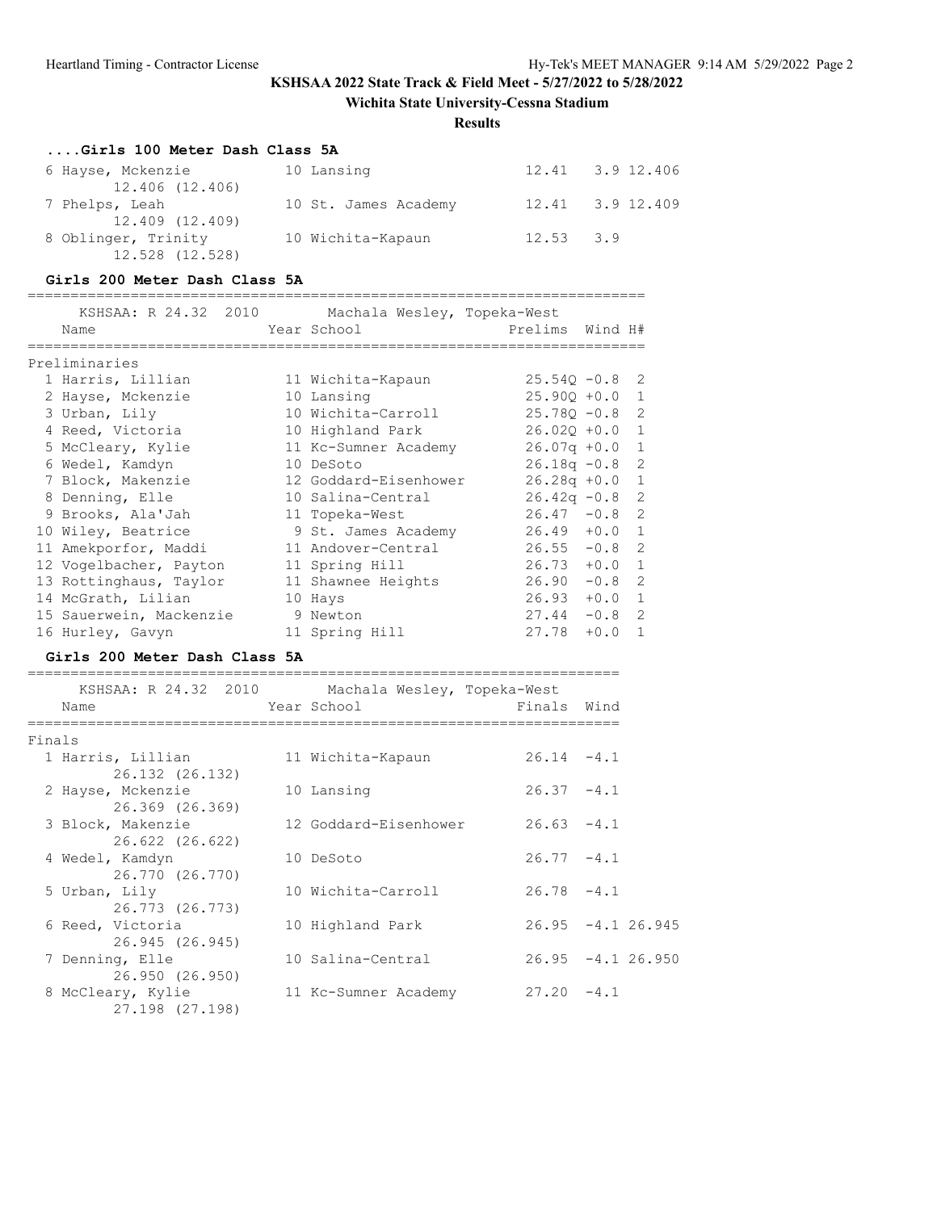## ....Girls 100 Meter Dash Class 5A

| | Name | Year | School | Finals | Wind | |
|---|---|---|---|---|---|---|
| 6 | Hayse, Mckenzie | 10 | Lansing | 12.41 | 3.9 | 12.406 |
| | 12.406 (12.406) | | | | | |
| 7 | Phelps, Leah | 10 | St. James Academy | 12.41 | 3.9 | 12.409 |
| | 12.409 (12.409) | | | | | |
| 8 | Oblinger, Trinity | 10 | Wichita-Kapaun | 12.53 | 3.9 | |
| | 12.528 (12.528) | | | | | |

## Girls 200 Meter Dash Class 5A

KSHSAA: R 24.32 2010 Machala Wesley, Topeka-West

**Preliminaries**

| | Name | Year | School | Prelims | Wind | H# |
|---|---|---|---|---|---|---|
| 1 | Harris, Lillian | 11 | Wichita-Kapaun | 25.54Q | -0.8 | 2 |
| 2 | Hayse, Mckenzie | 10 | Lansing | 25.90Q | +0.0 | 1 |
| 3 | Urban, Lily | 10 | Wichita-Carroll | 25.78Q | -0.8 | 2 |
| 4 | Reed, Victoria | 10 | Highland Park | 26.02Q | +0.0 | 1 |
| 5 | McCleary, Kylie | 11 | Kc-Sumner Academy | 26.07q | +0.0 | 1 |
| 6 | Wedel, Kamdyn | 10 | DeSoto | 26.18q | -0.8 | 2 |
| 7 | Block, Makenzie | 12 | Goddard-Eisenhower | 26.28q | +0.0 | 1 |
| 8 | Denning, Elle | 10 | Salina-Central | 26.42q | -0.8 | 2 |
| 9 | Brooks, Ala'Jah | 11 | Topeka-West | 26.47 | -0.8 | 2 |
| 10 | Wiley, Beatrice | 9 | St. James Academy | 26.49 | +0.0 | 1 |
| 11 | Amekporfor, Maddi | 11 | Andover-Central | 26.55 | -0.8 | 2 |
| 12 | Vogelbacher, Payton | 11 | Spring Hill | 26.73 | +0.0 | 1 |
| 13 | Rottinghaus, Taylor | 11 | Shawnee Heights | 26.90 | -0.8 | 2 |
| 14 | McGrath, Lilian | 10 | Hays | 26.93 | +0.0 | 1 |
| 15 | Sauerwein, Mackenzie | 9 | Newton | 27.44 | -0.8 | 2 |
| 16 | Hurley, Gavyn | 11 | Spring Hill | 27.78 | +0.0 | 1 |

## Girls 200 Meter Dash Class 5A

KSHSAA: R 24.32 2010 Machala Wesley, Topeka-West

**Finals**

| | Name | Year | School | Finals | Wind | |
|---|---|---|---|---|---|---|
| 1 | Harris, Lillian | 11 | Wichita-Kapaun | 26.14 | -4.1 | |
| | 26.132 (26.132) | | | | | |
| 2 | Hayse, Mckenzie | 10 | Lansing | 26.37 | -4.1 | |
| | 26.369 (26.369) | | | | | |
| 3 | Block, Makenzie | 12 | Goddard-Eisenhower | 26.63 | -4.1 | |
| | 26.622 (26.622) | | | | | |
| 4 | Wedel, Kamdyn | 10 | DeSoto | 26.77 | -4.1 | |
| | 26.770 (26.770) | | | | | |
| 5 | Urban, Lily | 10 | Wichita-Carroll | 26.78 | -4.1 | |
| | 26.773 (26.773) | | | | | |
| 6 | Reed, Victoria | 10 | Highland Park | 26.95 | -4.1 | 26.945 |
| | 26.945 (26.945) | | | | | |
| 7 | Denning, Elle | 10 | Salina-Central | 26.95 | -4.1 | 26.950 |
| | 26.950 (26.950) | | | | | |
| 8 | McCleary, Kylie | 11 | Kc-Sumner Academy | 27.20 | -4.1 | |
| | 27.198 (27.198) | | | | | |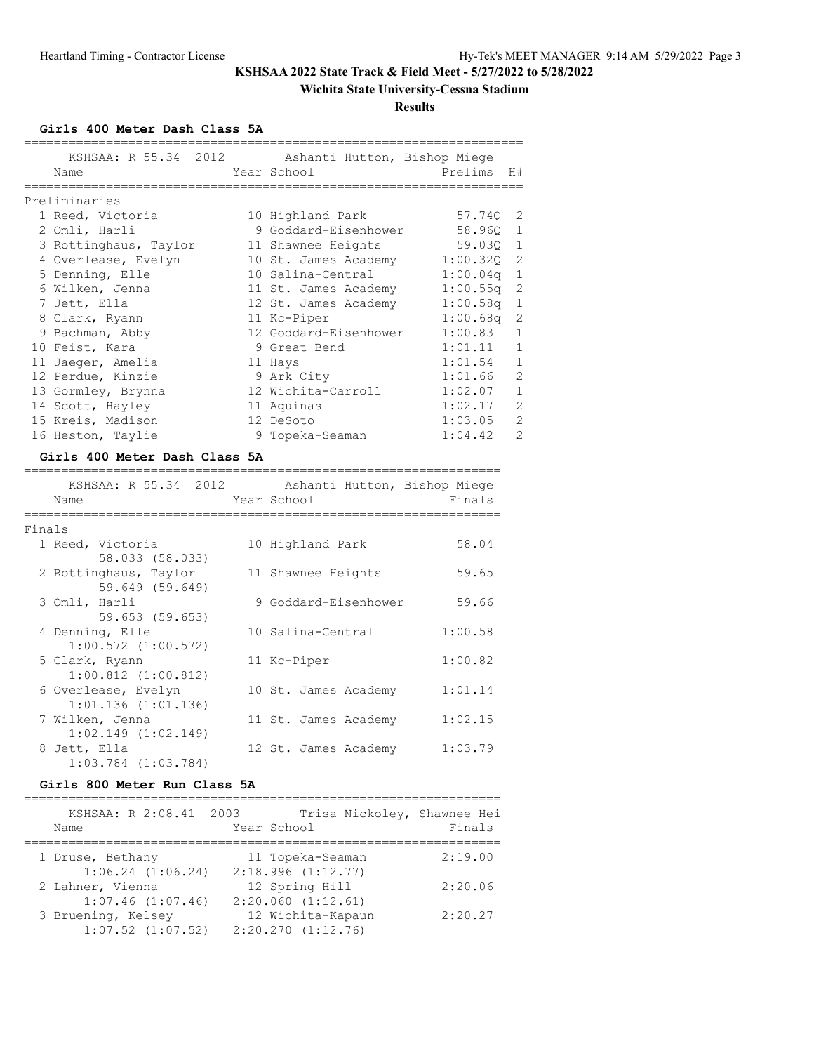**KSHSAA 2022 State Track & Field Meet - 5/27/2022 to 5/28/2022**

**Wichita State University-Cessna Stadium**

**Results**

### Girls 400 Meter Dash Class 5A

KSHSAA: R 55.34 2012 Ashanti Hutton, Bishop Miege

**Preliminaries**

| Place | Name | Year | School | Prelims | H# |
|---|---|---|---|---|---|
| 1 | Reed, Victoria | 10 | Highland Park | 57.74Q | 2 |
| 2 | Omli, Harli | 9 | Goddard-Eisenhower | 58.96Q | 1 |
| 3 | Rottinghaus, Taylor | 11 | Shawnee Heights | 59.03Q | 1 |
| 4 | Overlease, Evelyn | 10 | St. James Academy | 1:00.32Q | 2 |
| 5 | Denning, Elle | 10 | Salina-Central | 1:00.04q | 1 |
| 6 | Wilken, Jenna | 11 | St. James Academy | 1:00.55q | 2 |
| 7 | Jett, Ella | 12 | St. James Academy | 1:00.58q | 1 |
| 8 | Clark, Ryann | 11 | Kc-Piper | 1:00.68q | 2 |
| 9 | Bachman, Abby | 12 | Goddard-Eisenhower | 1:00.83 | 1 |
| 10 | Feist, Kara | 9 | Great Bend | 1:01.11 | 1 |
| 11 | Jaeger, Amelia | 11 | Hays | 1:01.54 | 1 |
| 12 | Perdue, Kinzie | 9 | Ark City | 1:01.66 | 2 |
| 13 | Gormley, Brynna | 12 | Wichita-Carroll | 1:02.07 | 1 |
| 14 | Scott, Hayley | 11 | Aquinas | 1:02.17 | 2 |
| 15 | Kreis, Madison | 12 | DeSoto | 1:03.05 | 2 |
| 16 | Heston, Taylie | 9 | Topeka-Seaman | 1:04.42 | 2 |

### Girls 400 Meter Dash Class 5A

KSHSAA: R 55.34 2012 Ashanti Hutton, Bishop Miege

**Finals**

| Place | Name | Year | School | Finals | Splits |
|---|---|---|---|---|---|
| 1 | Reed, Victoria | 10 | Highland Park | 58.04 | 58.033 (58.033) |
| 2 | Rottinghaus, Taylor | 11 | Shawnee Heights | 59.65 | 59.649 (59.649) |
| 3 | Omli, Harli | 9 | Goddard-Eisenhower | 59.66 | 59.653 (59.653) |
| 4 | Denning, Elle | 10 | Salina-Central | 1:00.58 | 1:00.572 (1:00.572) |
| 5 | Clark, Ryann | 11 | Kc-Piper | 1:00.82 | 1:00.812 (1:00.812) |
| 6 | Overlease, Evelyn | 10 | St. James Academy | 1:01.14 | 1:01.136 (1:01.136) |
| 7 | Wilken, Jenna | 11 | St. James Academy | 1:02.15 | 1:02.149 (1:02.149) |
| 8 | Jett, Ella | 12 | St. James Academy | 1:03.79 | 1:03.784 (1:03.784) |

### Girls 800 Meter Run Class 5A

KSHSAA: R 2:08.41 2003 Trisa Nickoley, Shawnee Hei

| Place | Name | Year | School | Finals | Splits |
|---|---|---|---|---|---|
| 1 | Druse, Bethany | 11 | Topeka-Seaman | 2:19.00 | 1:06.24 (1:06.24) 2:18.996 (1:12.77) |
| 2 | Lahner, Vienna | 12 | Spring Hill | 2:20.06 | 1:07.46 (1:07.46) 2:20.060 (1:12.61) |
| 3 | Bruening, Kelsey | 12 | Wichita-Kapaun | 2:20.27 | 1:07.52 (1:07.52) 2:20.270 (1:12.76) |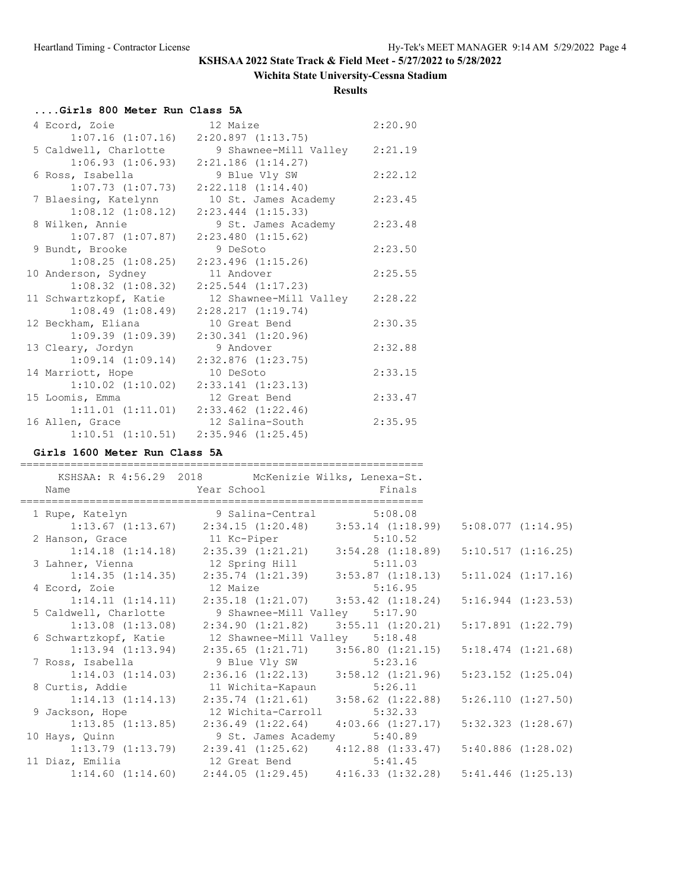# KSHSAA 2022 State Track & Field Meet - 5/27/2022 to 5/28/2022

## Wichita State University-Cessna Stadium

### Results

### ....Girls 800 Meter Run Class 5A

| Place | Name | Year | School | Finals | Split 1 | Split 2 |
|---|---|---|---|---|---|---|
| 4 | Ecord, Zoie | 12 | Maize | 2:20.90 | 1:07.16 (1:07.16) | 2:20.897 (1:13.75) |
| 5 | Caldwell, Charlotte | 9 | Shawnee-Mill Valley | 2:21.19 | 1:06.93 (1:06.93) | 2:21.186 (1:14.27) |
| 6 | Ross, Isabella | 9 | Blue Vly SW | 2:22.12 | 1:07.73 (1:07.73) | 2:22.118 (1:14.40) |
| 7 | Blaesing, Katelynn | 10 | St. James Academy | 2:23.45 | 1:08.12 (1:08.12) | 2:23.444 (1:15.33) |
| 8 | Wilken, Annie | 9 | St. James Academy | 2:23.48 | 1:07.87 (1:07.87) | 2:23.480 (1:15.62) |
| 9 | Bundt, Brooke | 9 | DeSoto | 2:23.50 | 1:08.25 (1:08.25) | 2:23.496 (1:15.26) |
| 10 | Anderson, Sydney | 11 | Andover | 2:25.55 | 1:08.32 (1:08.32) | 2:25.544 (1:17.23) |
| 11 | Schwartzkopf, Katie | 12 | Shawnee-Mill Valley | 2:28.22 | 1:08.49 (1:08.49) | 2:28.217 (1:19.74) |
| 12 | Beckham, Eliana | 10 | Great Bend | 2:30.35 | 1:09.39 (1:09.39) | 2:30.341 (1:20.96) |
| 13 | Cleary, Jordyn | 9 | Andover | 2:32.88 | 1:09.14 (1:09.14) | 2:32.876 (1:23.75) |
| 14 | Marriott, Hope | 10 | DeSoto | 2:33.15 | 1:10.02 (1:10.02) | 2:33.141 (1:23.13) |
| 15 | Loomis, Emma | 12 | Great Bend | 2:33.47 | 1:11.01 (1:11.01) | 2:33.462 (1:22.46) |
| 16 | Allen, Grace | 12 | Salina-South | 2:35.95 | 1:10.51 (1:10.51) | 2:35.946 (1:25.45) |

### Girls 1600 Meter Run Class 5A

KSHSAA: R 4:56.29 2018 McKenizie Wilks, Lenexa-St.

| Place | Name | Year | School | Finals | Split 1 | Split 2 | Split 3 | Split 4 |
|---|---|---|---|---|---|---|---|---|
| 1 | Rupe, Katelyn | 9 | Salina-Central | 5:08.08 | 1:13.67 (1:13.67) | 2:34.15 (1:20.48) | 3:53.14 (1:18.99) | 5:08.077 (1:14.95) |
| 2 | Hanson, Grace | 11 | Kc-Piper | 5:10.52 | 1:14.18 (1:14.18) | 2:35.39 (1:21.21) | 3:54.28 (1:18.89) | 5:10.517 (1:16.25) |
| 3 | Lahner, Vienna | 12 | Spring Hill | 5:11.03 | 1:14.35 (1:14.35) | 2:35.74 (1:21.39) | 3:53.87 (1:18.13) | 5:11.024 (1:17.16) |
| 4 | Ecord, Zoie | 12 | Maize | 5:16.95 | 1:14.11 (1:14.11) | 2:35.18 (1:21.07) | 3:53.42 (1:18.24) | 5:16.944 (1:23.53) |
| 5 | Caldwell, Charlotte | 9 | Shawnee-Mill Valley | 5:17.90 | 1:13.08 (1:13.08) | 2:34.90 (1:21.82) | 3:55.11 (1:20.21) | 5:17.891 (1:22.79) |
| 6 | Schwartzkopf, Katie | 12 | Shawnee-Mill Valley | 5:18.48 | 1:13.94 (1:13.94) | 2:35.65 (1:21.71) | 3:56.80 (1:21.15) | 5:18.474 (1:21.68) |
| 7 | Ross, Isabella | 9 | Blue Vly SW | 5:23.16 | 1:14.03 (1:14.03) | 2:36.16 (1:22.13) | 3:58.12 (1:21.96) | 5:23.152 (1:25.04) |
| 8 | Curtis, Addie | 11 | Wichita-Kapaun | 5:26.11 | 1:14.13 (1:14.13) | 2:35.74 (1:21.61) | 3:58.62 (1:22.88) | 5:26.110 (1:27.50) |
| 9 | Jackson, Hope | 12 | Wichita-Carroll | 5:32.33 | 1:13.85 (1:13.85) | 2:36.49 (1:22.64) | 4:03.66 (1:27.17) | 5:32.323 (1:28.67) |
| 10 | Hays, Quinn | 9 | St. James Academy | 5:40.89 | 1:13.79 (1:13.79) | 2:39.41 (1:25.62) | 4:12.88 (1:33.47) | 5:40.886 (1:28.02) |
| 11 | Diaz, Emilia | 12 | Great Bend | 5:41.45 | 1:14.60 (1:14.60) | 2:44.05 (1:29.45) | 4:16.33 (1:32.28) | 5:41.446 (1:25.13) |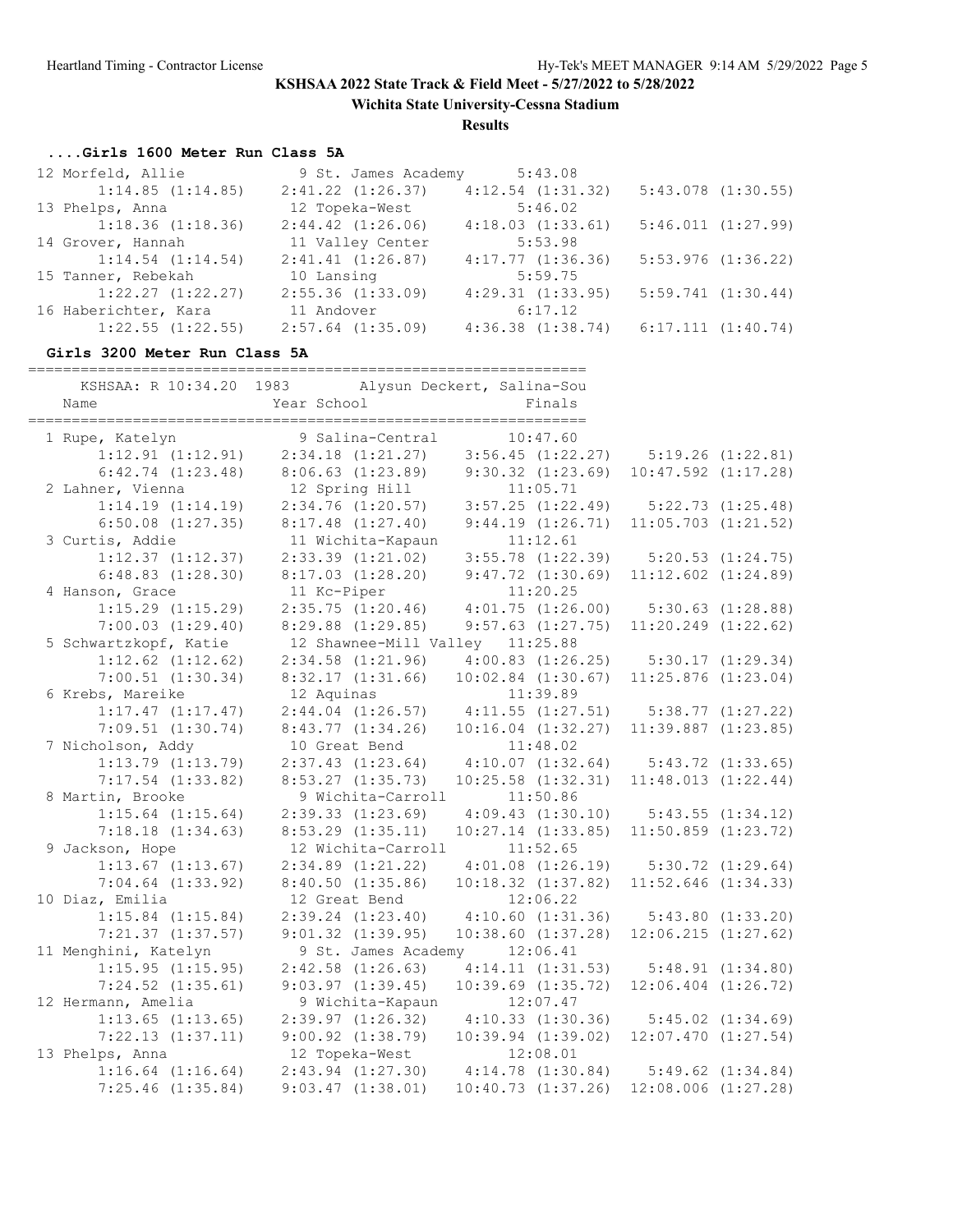**KSHSAA 2022 State Track & Field Meet - 5/27/2022 to 5/28/2022**

**Wichita State University-Cessna Stadium**

**Results**

### ....Girls 1600 Meter Run Class 5A

```
 12 Morfeld, Allie            9 St. James Academy      5:43.08
       1:14.85 (1:14.85)   2:41.22 (1:26.37)   4:12.54 (1:31.32)   5:43.078 (1:30.55)
 13 Phelps, Anna             12 Topeka-West            5:46.02
       1:18.36 (1:18.36)   2:44.42 (1:26.06)   4:18.03 (1:33.61)   5:46.011 (1:27.99)
 14 Grover, Hannah           11 Valley Center          5:53.98
       1:14.54 (1:14.54)   2:41.41 (1:26.87)   4:17.77 (1:36.36)   5:53.976 (1:36.22)
 15 Tanner, Rebekah          10 Lansing                5:59.75
       1:22.27 (1:22.27)   2:55.36 (1:33.09)   4:29.31 (1:33.95)   5:59.741 (1:30.44)
 16 Haberichter, Kara        11 Andover                6:17.12
       1:22.55 (1:22.55)   2:57.64 (1:35.09)   4:36.38 (1:38.74)   6:17.111 (1:40.74)
```

### Girls 3200 Meter Run Class 5A

```
================================================================
    KSHSAA: R 10:34.20  1983        Alysun Deckert, Salina-Sou
    Name                    Year School                 Finals
================================================================
  1 Rupe, Katelyn             9 Salina-Central        10:47.60
       1:12.91 (1:12.91)   2:34.18 (1:21.27)   3:56.45 (1:22.27)    5:19.26 (1:22.81)
       6:42.74 (1:23.48)   8:06.63 (1:23.89)   9:30.32 (1:23.69)   10:47.592 (1:17.28)
  2 Lahner, Vienna           12 Spring Hill           11:05.71
       1:14.19 (1:14.19)   2:34.76 (1:20.57)   3:57.25 (1:22.49)    5:22.73 (1:25.48)
       6:50.08 (1:27.35)   8:17.48 (1:27.40)   9:44.19 (1:26.71)   11:05.703 (1:21.52)
  3 Curtis, Addie            11 Wichita-Kapaun        11:12.61
       1:12.37 (1:12.37)   2:33.39 (1:21.02)   3:55.78 (1:22.39)    5:20.53 (1:24.75)
       6:48.83 (1:28.30)   8:17.03 (1:28.20)   9:47.72 (1:30.69)   11:12.602 (1:24.89)
  4 Hanson, Grace            11 Kc-Piper              11:20.25
       1:15.29 (1:15.29)   2:35.75 (1:20.46)   4:01.75 (1:26.00)    5:30.63 (1:28.88)
       7:00.03 (1:29.40)   8:29.88 (1:29.85)   9:57.63 (1:27.75)   11:20.249 (1:22.62)
  5 Schwartzkopf, Katie      12 Shawnee-Mill Valley  11:25.88
       1:12.62 (1:12.62)   2:34.58 (1:21.96)   4:00.83 (1:26.25)    5:30.17 (1:29.34)
       7:00.51 (1:30.34)   8:32.17 (1:31.66)  10:02.84 (1:30.67)   11:25.876 (1:23.04)
  6 Krebs, Mareike           12 Aquinas               11:39.89
       1:17.47 (1:17.47)   2:44.04 (1:26.57)   4:11.55 (1:27.51)    5:38.77 (1:27.22)
       7:09.51 (1:30.74)   8:43.77 (1:34.26)  10:16.04 (1:32.27)   11:39.887 (1:23.85)
  7 Nicholson, Addy          10 Great Bend            11:48.02
       1:13.79 (1:13.79)   2:37.43 (1:23.64)   4:10.07 (1:32.64)    5:43.72 (1:33.65)
       7:17.54 (1:33.82)   8:53.27 (1:35.73)  10:25.58 (1:32.31)   11:48.013 (1:22.44)
  8 Martin, Brooke            9 Wichita-Carroll       11:50.86
       1:15.64 (1:15.64)   2:39.33 (1:23.69)   4:09.43 (1:30.10)    5:43.55 (1:34.12)
       7:18.18 (1:34.63)   8:53.29 (1:35.11)  10:27.14 (1:33.85)   11:50.859 (1:23.72)
  9 Jackson, Hope            12 Wichita-Carroll       11:52.65
       1:13.67 (1:13.67)   2:34.89 (1:21.22)   4:01.08 (1:26.19)    5:30.72 (1:29.64)
       7:04.64 (1:33.92)   8:40.50 (1:35.86)  10:18.32 (1:37.82)   11:52.646 (1:34.33)
 10 Diaz, Emilia             12 Great Bend            12:06.22
       1:15.84 (1:15.84)   2:39.24 (1:23.40)   4:10.60 (1:31.36)    5:43.80 (1:33.20)
       7:21.37 (1:37.57)   9:01.32 (1:39.95)  10:38.60 (1:37.28)   12:06.215 (1:27.62)
 11 Menghini, Katelyn         9 St. James Academy     12:06.41
       1:15.95 (1:15.95)   2:42.58 (1:26.63)   4:14.11 (1:31.53)    5:48.91 (1:34.80)
       7:24.52 (1:35.61)   9:03.97 (1:39.45)  10:39.69 (1:35.72)   12:06.404 (1:26.72)
 12 Hermann, Amelia           9 Wichita-Kapaun        12:07.47
       1:13.65 (1:13.65)   2:39.97 (1:26.32)   4:10.33 (1:30.36)    5:45.02 (1:34.69)
       7:22.13 (1:37.11)   9:00.92 (1:38.79)  10:39.94 (1:39.02)   12:07.470 (1:27.54)
 13 Phelps, Anna             12 Topeka-West           12:08.01
       1:16.64 (1:16.64)   2:43.94 (1:27.30)   4:14.78 (1:30.84)    5:49.62 (1:34.84)
       7:25.46 (1:35.84)   9:03.47 (1:38.01)  10:40.73 (1:37.26)   12:08.006 (1:27.28)
```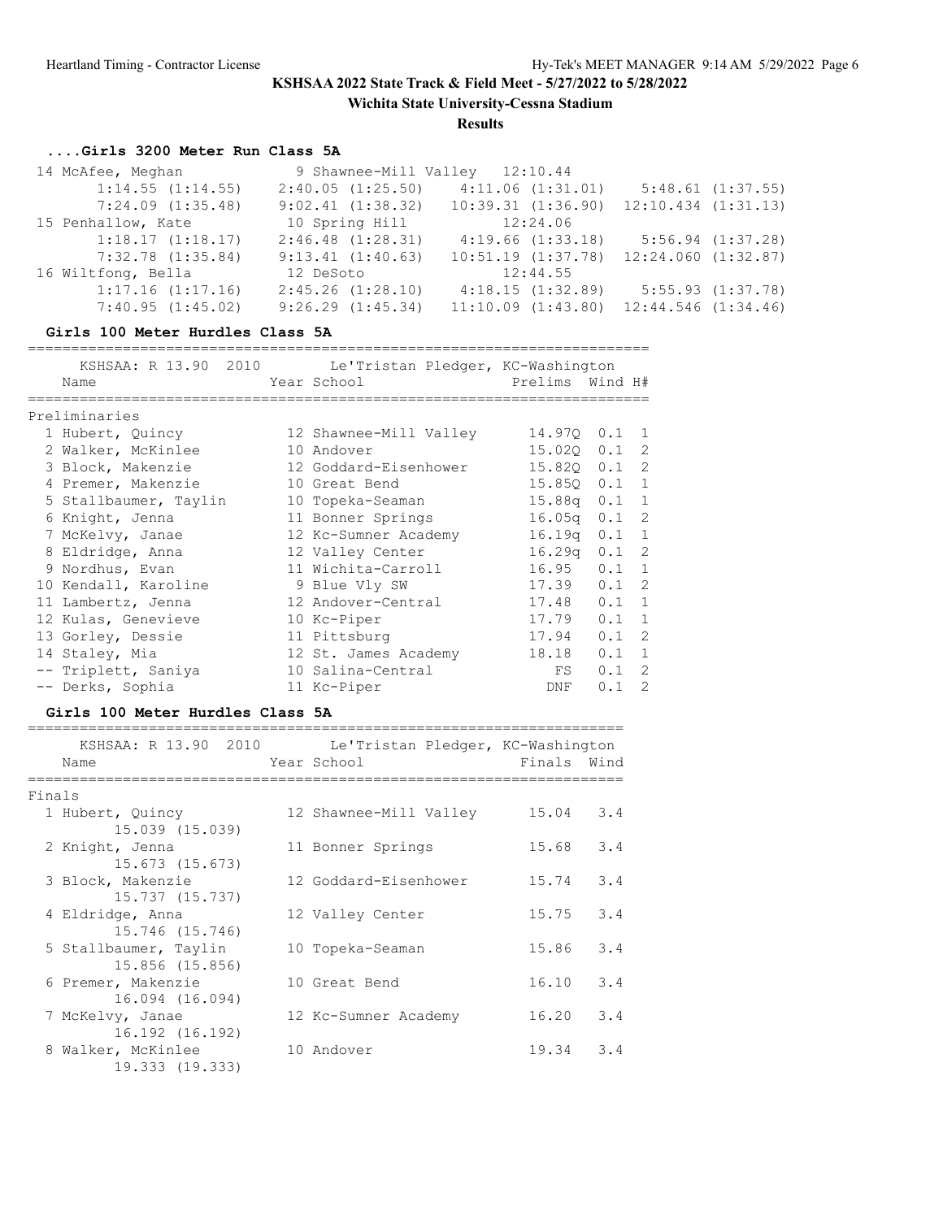KSHSAA 2022 State Track & Field Meet - 5/27/2022 to 5/28/2022

Wichita State University-Cessna Stadium

**Results**

### ....Girls 3200 Meter Run Class 5A

| Place | Name | Year | School | Finals |
|---|---|---|---|---|
| 14 | McAfee, Meghan | 9 | Shawnee-Mill Valley | 12:10.44 |
| | 1:14.55 (1:14.55) | 2:40.05 (1:25.50) | 4:11.06 (1:31.01) | 5:48.61 (1:37.55) |
| | 7:24.09 (1:35.48) | 9:02.41 (1:38.32) | 10:39.31 (1:36.90) | 12:10.434 (1:31.13) |
| 15 | Penhallow, Kate | 10 | Spring Hill | 12:24.06 |
| | 1:18.17 (1:18.17) | 2:46.48 (1:28.31) | 4:19.66 (1:33.18) | 5:56.94 (1:37.28) |
| | 7:32.78 (1:35.84) | 9:13.41 (1:40.63) | 10:51.19 (1:37.78) | 12:24.060 (1:32.87) |
| 16 | Wiltfong, Bella | 12 | DeSoto | 12:44.55 |
| | 1:17.16 (1:17.16) | 2:45.26 (1:28.10) | 4:18.15 (1:32.89) | 5:55.93 (1:37.78) |
| | 7:40.95 (1:45.02) | 9:26.29 (1:45.34) | 11:10.09 (1:43.80) | 12:44.546 (1:34.46) |

### Girls 100 Meter Hurdles Class 5A

KSHSAA: R 13.90 2010 Le'Tristan Pledger, KC-Washington

**Preliminaries**

| Place | Name | Year | School | Prelims | Wind | H# |
|---|---|---|---|---|---|---|
| 1 | Hubert, Quincy | 12 | Shawnee-Mill Valley | 14.97Q | 0.1 | 1 |
| 2 | Walker, McKinlee | 10 | Andover | 15.02Q | 0.1 | 2 |
| 3 | Block, Makenzie | 12 | Goddard-Eisenhower | 15.82Q | 0.1 | 2 |
| 4 | Premer, Makenzie | 10 | Great Bend | 15.85Q | 0.1 | 1 |
| 5 | Stallbaumer, Taylin | 10 | Topeka-Seaman | 15.88q | 0.1 | 1 |
| 6 | Knight, Jenna | 11 | Bonner Springs | 16.05q | 0.1 | 2 |
| 7 | McKelvy, Janae | 12 | Kc-Sumner Academy | 16.19q | 0.1 | 1 |
| 8 | Eldridge, Anna | 12 | Valley Center | 16.29q | 0.1 | 2 |
| 9 | Nordhus, Evan | 11 | Wichita-Carroll | 16.95 | 0.1 | 1 |
| 10 | Kendall, Karoline | 9 | Blue Vly SW | 17.39 | 0.1 | 2 |
| 11 | Lambertz, Jenna | 12 | Andover-Central | 17.48 | 0.1 | 1 |
| 12 | Kulas, Genevieve | 10 | Kc-Piper | 17.79 | 0.1 | 1 |
| 13 | Gorley, Dessie | 11 | Pittsburg | 17.94 | 0.1 | 2 |
| 14 | Staley, Mia | 12 | St. James Academy | 18.18 | 0.1 | 1 |
| -- | Triplett, Saniya | 10 | Salina-Central | FS | 0.1 | 2 |
| -- | Derks, Sophia | 11 | Kc-Piper | DNF | 0.1 | 2 |

### Girls 100 Meter Hurdles Class 5A

KSHSAA: R 13.90 2010 Le'Tristan Pledger, KC-Washington

**Finals**

| Place | Name | Year | School | Finals | Wind |
|---|---|---|---|---|---|
| 1 | Hubert, Quincy | 12 | Shawnee-Mill Valley | 15.04 | 3.4 |
| | 15.039 (15.039) | | | | |
| 2 | Knight, Jenna | 11 | Bonner Springs | 15.68 | 3.4 |
| | 15.673 (15.673) | | | | |
| 3 | Block, Makenzie | 12 | Goddard-Eisenhower | 15.74 | 3.4 |
| | 15.737 (15.737) | | | | |
| 4 | Eldridge, Anna | 12 | Valley Center | 15.75 | 3.4 |
| | 15.746 (15.746) | | | | |
| 5 | Stallbaumer, Taylin | 10 | Topeka-Seaman | 15.86 | 3.4 |
| | 15.856 (15.856) | | | | |
| 6 | Premer, Makenzie | 10 | Great Bend | 16.10 | 3.4 |
| | 16.094 (16.094) | | | | |
| 7 | McKelvy, Janae | 12 | Kc-Sumner Academy | 16.20 | 3.4 |
| | 16.192 (16.192) | | | | |
| 8 | Walker, McKinlee | 10 | Andover | 19.34 | 3.4 |
| | 19.333 (19.333) | | | | |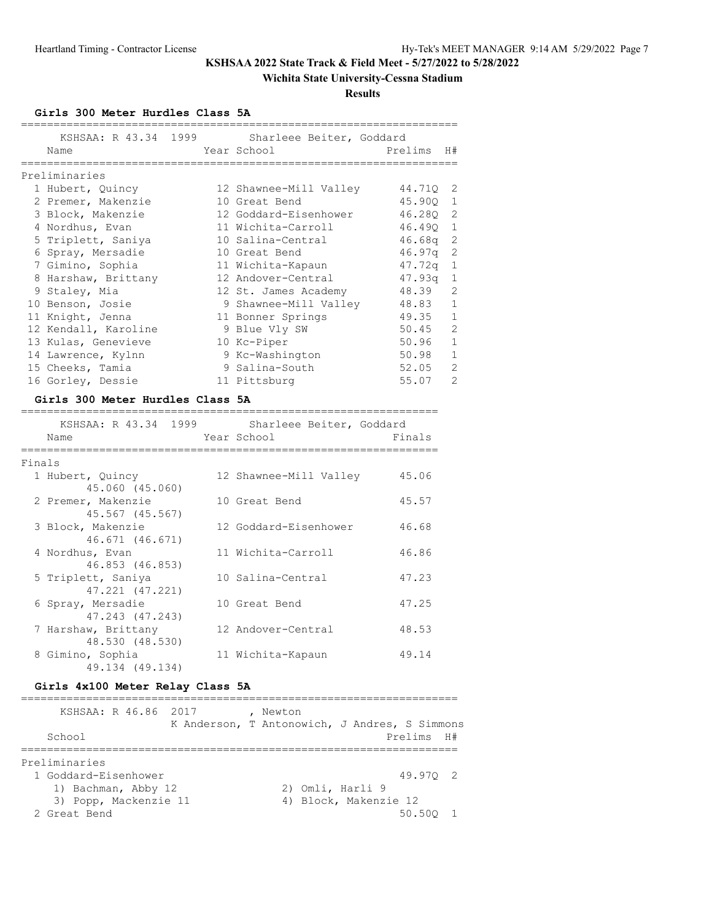# KSHSAA 2022 State Track & Field Meet - 5/27/2022 to 5/28/2022

## Wichita State University-Cessna Stadium

### Results

#### Girls 300 Meter Hurdles Class 5A

KSHSAA: R 43.34 1999 Sharleee Beiter, Goddard

**Preliminaries**

| Place | Name | Year | School | Prelims | H# |
|---|---|---|---|---|---|
| 1 | Hubert, Quincy | 12 | Shawnee-Mill Valley | 44.71Q | 2 |
| 2 | Premer, Makenzie | 10 | Great Bend | 45.90Q | 1 |
| 3 | Block, Makenzie | 12 | Goddard-Eisenhower | 46.28Q | 2 |
| 4 | Nordhus, Evan | 11 | Wichita-Carroll | 46.49Q | 1 |
| 5 | Triplett, Saniya | 10 | Salina-Central | 46.68q | 2 |
| 6 | Spray, Mersadie | 10 | Great Bend | 46.97q | 2 |
| 7 | Gimino, Sophia | 11 | Wichita-Kapaun | 47.72q | 1 |
| 8 | Harshaw, Brittany | 12 | Andover-Central | 47.93q | 1 |
| 9 | Staley, Mia | 12 | St. James Academy | 48.39 | 2 |
| 10 | Benson, Josie | 9 | Shawnee-Mill Valley | 48.83 | 1 |
| 11 | Knight, Jenna | 11 | Bonner Springs | 49.35 | 1 |
| 12 | Kendall, Karoline | 9 | Blue Vly SW | 50.45 | 2 |
| 13 | Kulas, Genevieve | 10 | Kc-Piper | 50.96 | 1 |
| 14 | Lawrence, Kylnn | 9 | Kc-Washington | 50.98 | 1 |
| 15 | Cheeks, Tamia | 9 | Salina-South | 52.05 | 2 |
| 16 | Gorley, Dessie | 11 | Pittsburg | 55.07 | 2 |

#### Girls 300 Meter Hurdles Class 5A

KSHSAA: R 43.34 1999 Sharleee Beiter, Goddard

**Finals**

| Place | Name | Year | School | Finals |
|---|---|---|---|---|
| 1 | Hubert, Quincy<br>45.060 (45.060) | 12 | Shawnee-Mill Valley | 45.06 |
| 2 | Premer, Makenzie<br>45.567 (45.567) | 10 | Great Bend | 45.57 |
| 3 | Block, Makenzie<br>46.671 (46.671) | 12 | Goddard-Eisenhower | 46.68 |
| 4 | Nordhus, Evan<br>46.853 (46.853) | 11 | Wichita-Carroll | 46.86 |
| 5 | Triplett, Saniya<br>47.221 (47.221) | 10 | Salina-Central | 47.23 |
| 6 | Spray, Mersadie<br>47.243 (47.243) | 10 | Great Bend | 47.25 |
| 7 | Harshaw, Brittany<br>48.530 (48.530) | 12 | Andover-Central | 48.53 |
| 8 | Gimino, Sophia<br>49.134 (49.134) | 11 | Wichita-Kapaun | 49.14 |

#### Girls 4x100 Meter Relay Class 5A

KSHSAA: R 46.86 2017 , Newton
K Anderson, T Antonowich, J Andres, S Simmons

**Preliminaries**

| Place | School | Prelims | H# |
|---|---|---|---|
| 1 | Goddard-Eisenhower<br>1) Bachman, Abby 12; 2) Omli, Harli 9; 3) Popp, Mackenzie 11; 4) Block, Makenzie 12 | 49.97Q | 2 |
| 2 | Great Bend | 50.50Q | 1 |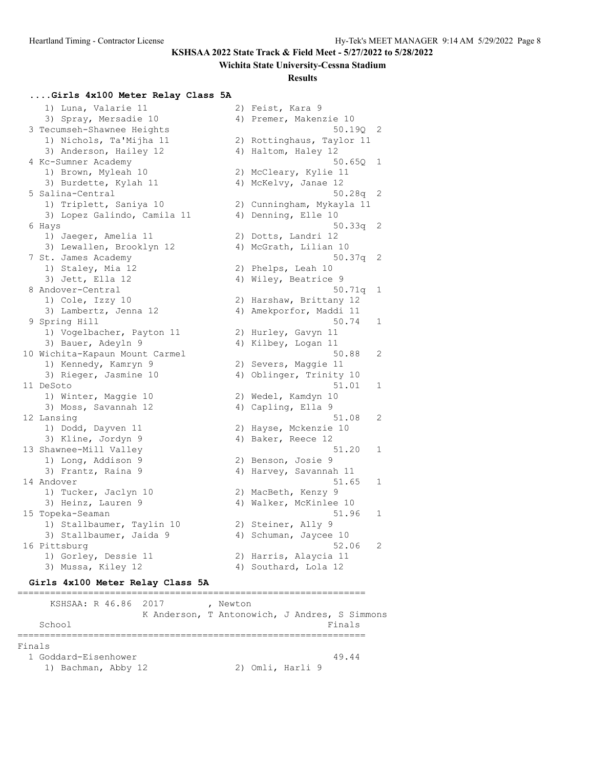**KSHSAA 2022 State Track & Field Meet - 5/27/2022 to 5/28/2022**

**Wichita State University-Cessna Stadium**

**Results**

### ....Girls 4x100 Meter Relay Class 5A

```
    1) Luna, Valarie 11               2) Feist, Kara 9
    3) Spray, Mersadie 10             4) Premer, Makenzie 10
 3 Tecumseh-Shawnee Heights                              50.19Q  2
    1) Nichols, Ta'Mijha 11           2) Rottinghaus, Taylor 11
    3) Anderson, Hailey 12            4) Haltom, Haley 12
 4 Kc-Sumner Academy                                     50.65Q  1
    1) Brown, Myleah 10               2) McCleary, Kylie 11
    3) Burdette, Kylah 11             4) McKelvy, Janae 12
 5 Salina-Central                                        50.28q  2
    1) Triplett, Saniya 10            2) Cunningham, Mykayla 11
    3) Lopez Galindo, Camila 11       4) Denning, Elle 10
 6 Hays                                                  50.33q  2
    1) Jaeger, Amelia 11              2) Dotts, Landri 12
    3) Lewallen, Brooklyn 12          4) McGrath, Lilian 10
 7 St. James Academy                                     50.37q  2
    1) Staley, Mia 12                 2) Phelps, Leah 10
    3) Jett, Ella 12                  4) Wiley, Beatrice 9
 8 Andover-Central                                       50.71q  1
    1) Cole, Izzy 10                  2) Harshaw, Brittany 12
    3) Lambertz, Jenna 12             4) Amekporfor, Maddi 11
 9 Spring Hill                                           50.74   1
    1) Vogelbacher, Payton 11         2) Hurley, Gavyn 11
    3) Bauer, Adeyln 9                4) Kilbey, Logan 11
10 Wichita-Kapaun Mount Carmel                           50.88   2
    1) Kennedy, Kamryn 9              2) Severs, Maggie 11
    3) Rieger, Jasmine 10             4) Oblinger, Trinity 10
11 DeSoto                                                51.01   1
    1) Winter, Maggie 10              2) Wedel, Kamdyn 10
    3) Moss, Savannah 12              4) Capling, Ella 9
12 Lansing                                               51.08   2
    1) Dodd, Dayven 11                2) Hayse, Mckenzie 10
    3) Kline, Jordyn 9                4) Baker, Reece 12
13 Shawnee-Mill Valley                                   51.20   1
    1) Long, Addison 9                2) Benson, Josie 9
    3) Frantz, Raina 9                4) Harvey, Savannah 11
14 Andover                                               51.65   1
    1) Tucker, Jaclyn 10              2) MacBeth, Kenzy 9
    3) Heinz, Lauren 9                4) Walker, McKinlee 10
15 Topeka-Seaman                                         51.96   1
    1) Stallbaumer, Taylin 10         2) Steiner, Ally 9
    3) Stallbaumer, Jaida 9           4) Schuman, Jaycee 10
16 Pittsburg                                             52.06   2
    1) Gorley, Dessie 11              2) Harris, Alaycia 11
    3) Mussa, Kiley 12                4) Southard, Lola 12
```

### Girls 4x100 Meter Relay Class 5A

```
================================================================
     KSHSAA: R 46.86  2017        , Newton
                  K Anderson, T Antonowich, J Andres, S Simmons
   School                                               Finals
================================================================
Finals
  1 Goddard-Eisenhower                                    49.44
     1) Bachman, Abby 12              2) Omli, Harli 9
```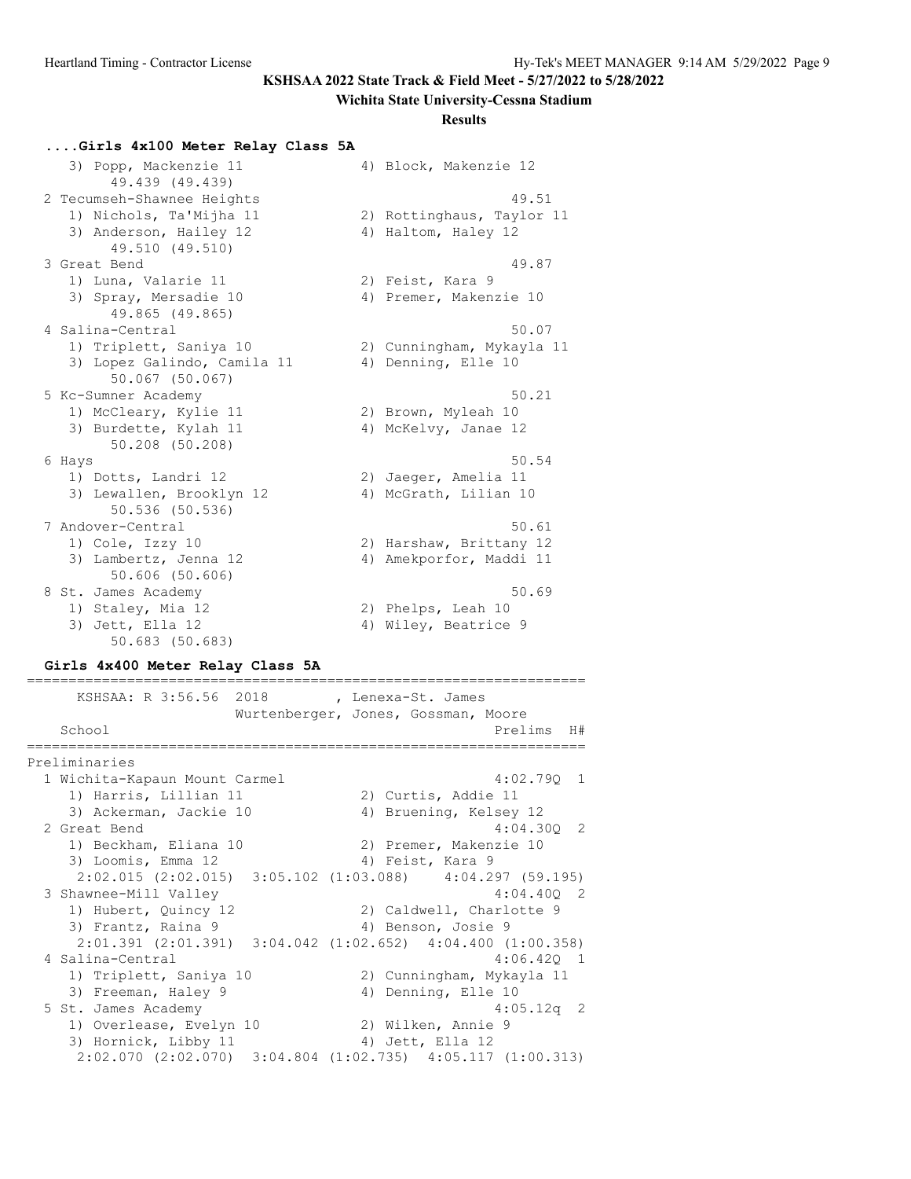## KSHSAA 2022 State Track & Field Meet - 5/27/2022 to 5/28/2022

### Wichita State University-Cessna Stadium

### Results

#### ....Girls 4x100 Meter Relay Class 5A

```
    3) Popp, Mackenzie 11              4) Block, Makenzie 12
         49.439 (49.439)
  2 Tecumseh-Shawnee Heights                                49.51
     1) Nichols, Ta'Mijha 11           2) Rottinghaus, Taylor 11
     3) Anderson, Hailey 12            4) Haltom, Haley 12
         49.510 (49.510)
  3 Great Bend                                              49.87
     1) Luna, Valarie 11               2) Feist, Kara 9
     3) Spray, Mersadie 10             4) Premer, Makenzie 10
         49.865 (49.865)
  4 Salina-Central                                          50.07
     1) Triplett, Saniya 10            2) Cunningham, Mykayla 11
     3) Lopez Galindo, Camila 11       4) Denning, Elle 10
         50.067 (50.067)
  5 Kc-Sumner Academy                                       50.21
     1) McCleary, Kylie 11             2) Brown, Myleah 10
     3) Burdette, Kylah 11             4) McKelvy, Janae 12
         50.208 (50.208)
  6 Hays                                                    50.54
     1) Dotts, Landri 12               2) Jaeger, Amelia 11
     3) Lewallen, Brooklyn 12          4) McGrath, Lilian 10
         50.536 (50.536)
  7 Andover-Central                                         50.61
     1) Cole, Izzy 10                  2) Harshaw, Brittany 12
     3) Lambertz, Jenna 12             4) Amekporfor, Maddi 11
         50.606 (50.606)
  8 St. James Academy                                       50.69
     1) Staley, Mia 12                 2) Phelps, Leah 10
     3) Jett, Ella 12                  4) Wiley, Beatrice 9
         50.683 (50.683)
```

#### Girls 4x400 Meter Relay Class 5A

```
===================================================================
      KSHSAA: R 3:56.56  2018        , Lenexa-St. James
                      Wurtenberger, Jones, Gossman, Moore
    School                                            Prelims  H#
===================================================================
Preliminaries
  1 Wichita-Kapaun Mount Carmel                       4:02.79Q  1
     1) Harris, Lillian 11             2) Curtis, Addie 11
     3) Ackerman, Jackie 10            4) Bruening, Kelsey 12
  2 Great Bend                                        4:04.30Q  2
     1) Beckham, Eliana 10             2) Premer, Makenzie 10
     3) Loomis, Emma 12                4) Feist, Kara 9
     2:02.015 (2:02.015)  3:05.102 (1:03.088)   4:04.297 (59.195)
  3 Shawnee-Mill Valley                               4:04.40Q  2
     1) Hubert, Quincy 12              2) Caldwell, Charlotte 9
     3) Frantz, Raina 9                4) Benson, Josie 9
     2:01.391 (2:01.391)  3:04.042 (1:02.652)  4:04.400 (1:00.358)
  4 Salina-Central                                    4:06.42Q  1
     1) Triplett, Saniya 10            2) Cunningham, Mykayla 11
     3) Freeman, Haley 9               4) Denning, Elle 10
  5 St. James Academy                                 4:05.12q  2
     1) Overlease, Evelyn 10           2) Wilken, Annie 9
     3) Hornick, Libby 11              4) Jett, Ella 12
     2:02.070 (2:02.070)  3:04.804 (1:02.735)  4:05.117 (1:00.313)
```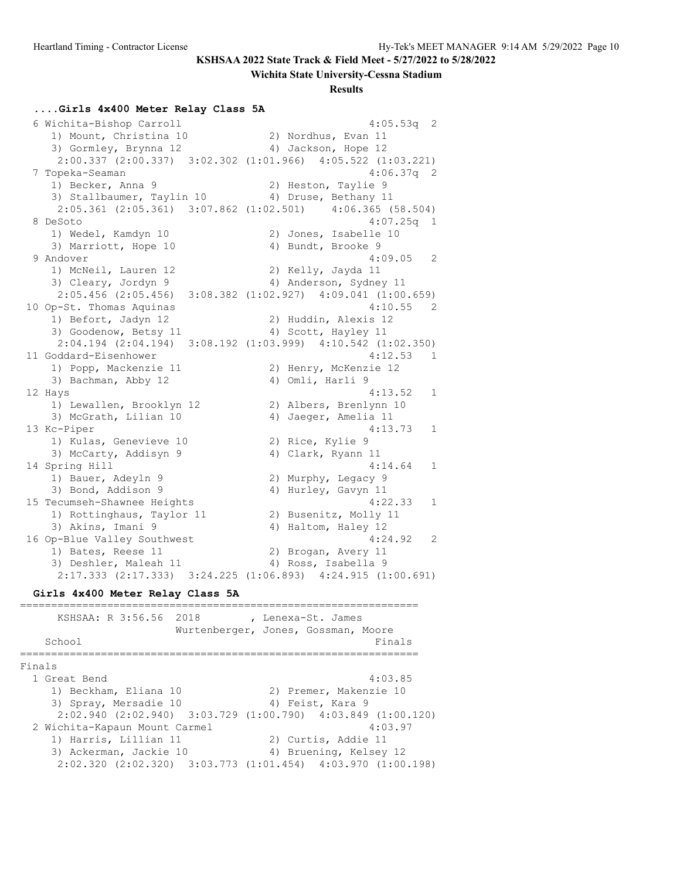## ....Girls 4x400 Meter Relay Class 5A

```
  6 Wichita-Bishop Carroll                                4:05.53q  2 
     1) Mount, Christina 10            2) Nordhus, Evan 11          
     3) Gormley, Brynna 12             4) Jackson, Hope 12          
      2:00.337 (2:00.337)  3:02.302 (1:01.966)  4:05.522 (1:03.221) 
  7 Topeka-Seaman                                         4:06.37q  2 
     1) Becker, Anna 9                 2) Heston, Taylie 9          
     3) Stallbaumer, Taylin 10         4) Druse, Bethany 11         
      2:05.361 (2:05.361)  3:07.862 (1:02.501)    4:06.365 (58.504) 
  8 DeSoto                                                4:07.25q  1 
     1) Wedel, Kamdyn 10               2) Jones, Isabelle 10        
     3) Marriott, Hope 10              4) Bundt, Brooke 9           
  9 Andover                                               4:09.05   2 
     1) McNeil, Lauren 12              2) Kelly, Jayda 11           
     3) Cleary, Jordyn 9               4) Anderson, Sydney 11       
      2:05.456 (2:05.456)  3:08.382 (1:02.927)  4:09.041 (1:00.659) 
 10 Op-St. Thomas Aquinas                                 4:10.55   2 
     1) Befort, Jadyn 12               2) Huddin, Alexis 12         
     3) Goodenow, Betsy 11             4) Scott, Hayley 11          
      2:04.194 (2:04.194)  3:08.192 (1:03.999)  4:10.542 (1:02.350) 
 11 Goddard-Eisenhower                                    4:12.53   1 
     1) Popp, Mackenzie 11             2) Henry, McKenzie 12        
     3) Bachman, Abby 12               4) Omli, Harli 9             
 12 Hays                                                  4:13.52   1 
     1) Lewallen, Brooklyn 12          2) Albers, Brenlynn 10       
     3) McGrath, Lilian 10             4) Jaeger, Amelia 11         
 13 Kc-Piper                                              4:13.73   1 
     1) Kulas, Genevieve 10            2) Rice, Kylie 9             
     3) McCarty, Addisyn 9             4) Clark, Ryann 11           
 14 Spring Hill                                           4:14.64   1 
     1) Bauer, Adeyln 9                2) Murphy, Legacy 9          
     3) Bond, Addison 9                4) Hurley, Gavyn 11          
 15 Tecumseh-Shawnee Heights                              4:22.33   1 
     1) Rottinghaus, Taylor 11         2) Busenitz, Molly 11        
     3) Akins, Imani 9                 4) Haltom, Haley 12          
 16 Op-Blue Valley Southwest                              4:24.92   2 
     1) Bates, Reese 11                2) Brogan, Avery 11          
     3) Deshler, Maleah 11             4) Ross, Isabella 9          
      2:17.333 (2:17.333)  3:24.225 (1:06.893)  4:24.915 (1:00.691) 
```

## Girls 4x400 Meter Relay Class 5A

```
================================================================
      KSHSAA: R 3:56.56  2018        , Lenexa-St. James         
                       Wurtenberger, Jones, Gossman, Moore      
    School                                               Finals 
================================================================
Finals
  1 Great Bend                                          4:03.85  
     1) Beckham, Eliana 10             2) Premer, Makenzie 10   
     3) Spray, Mersadie 10             4) Feist, Kara 9         
      2:02.940 (2:02.940)  3:03.729 (1:00.790)  4:03.849 (1:00.120) 
  2 Wichita-Kapaun Mount Carmel                         4:03.97  
     1) Harris, Lillian 11             2) Curtis, Addie 11      
     3) Ackerman, Jackie 10            4) Bruening, Kelsey 12   
      2:02.320 (2:02.320)  3:03.773 (1:01.454)  4:03.970 (1:00.198) 
```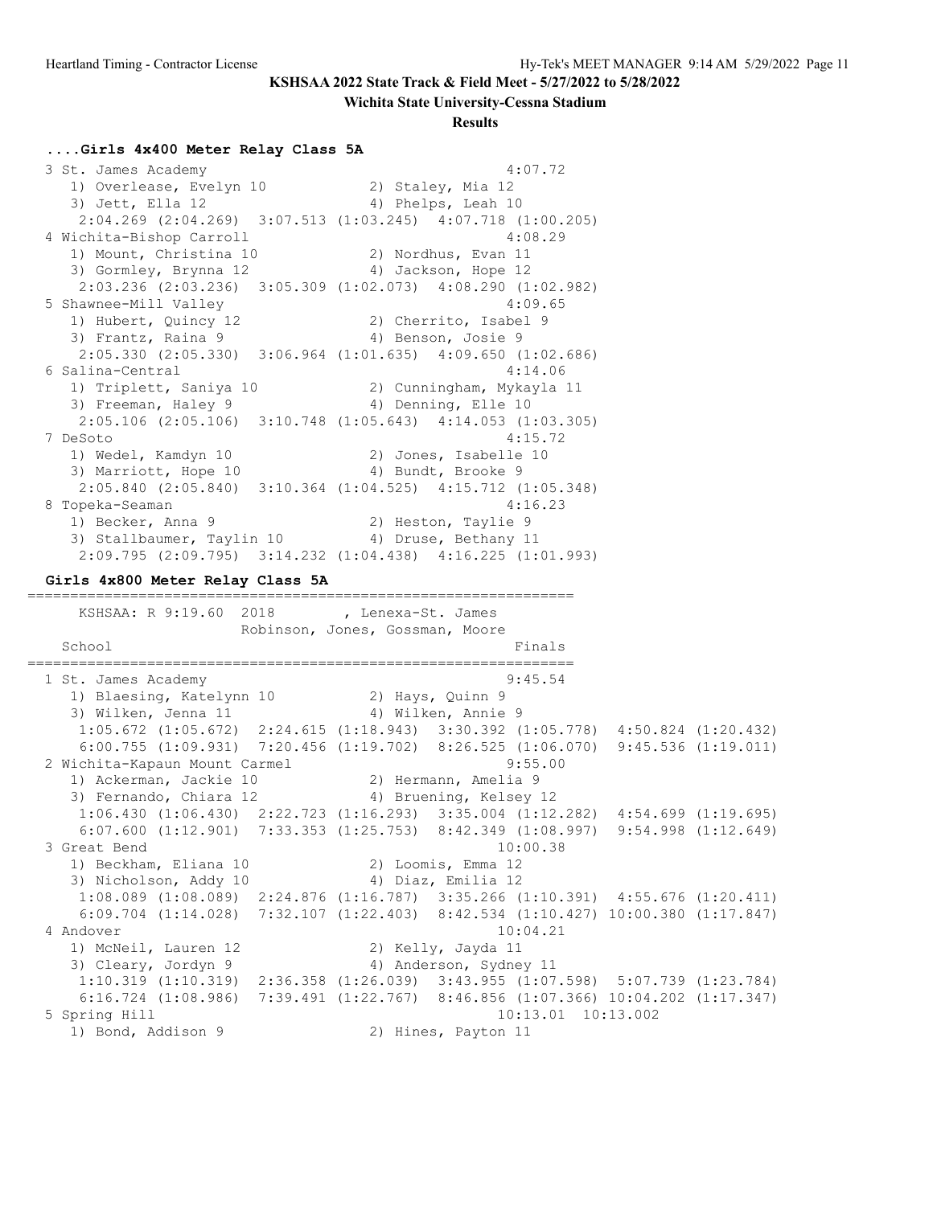# KSHSAA 2022 State Track & Field Meet - 5/27/2022 to 5/28/2022

**Wichita State University-Cessna Stadium**

**Results**

### ....Girls 4x400 Meter Relay Class 5A

```
 3 St. James Academy                                      4:07.72
    1) Overlease, Evelyn 10           2) Staley, Mia 12
    3) Jett, Ella 12                  4) Phelps, Leah 10
     2:04.269 (2:04.269)  3:07.513 (1:03.245)  4:07.718 (1:00.205)
 4 Wichita-Bishop Carroll                                 4:08.29
    1) Mount, Christina 10            2) Nordhus, Evan 11
    3) Gormley, Brynna 12             4) Jackson, Hope 12
     2:03.236 (2:03.236)  3:05.309 (1:02.073)  4:08.290 (1:02.982)
 5 Shawnee-Mill Valley                                    4:09.65
    1) Hubert, Quincy 12              2) Cherrito, Isabel 9
    3) Frantz, Raina 9                4) Benson, Josie 9
     2:05.330 (2:05.330)  3:06.964 (1:01.635)  4:09.650 (1:02.686)
 6 Salina-Central                                         4:14.06
    1) Triplett, Saniya 10            2) Cunningham, Mykayla 11
    3) Freeman, Haley 9               4) Denning, Elle 10
     2:05.106 (2:05.106)  3:10.748 (1:05.643)  4:14.053 (1:03.305)
 7 DeSoto                                                 4:15.72
    1) Wedel, Kamdyn 10               2) Jones, Isabelle 10
    3) Marriott, Hope 10              4) Bundt, Brooke 9
     2:05.840 (2:05.840)  3:10.364 (1:04.525)  4:15.712 (1:05.348)
 8 Topeka-Seaman                                          4:16.23
    1) Becker, Anna 9                 2) Heston, Taylie 9
    3) Stallbaumer, Taylin 10         4) Druse, Bethany 11
     2:09.795 (2:09.795)  3:14.232 (1:04.438)  4:16.225 (1:01.993)
```

### Girls 4x800 Meter Relay Class 5A

```
=================================================================
     KSHSAA: R 9:19.60  2018        , Lenexa-St. James
                     Robinson, Jones, Gossman, Moore
   School                                                 Finals
=================================================================
 1 St. James Academy                                      9:45.54
    1) Blaesing, Katelynn 10          2) Hays, Quinn 9
    3) Wilken, Jenna 11               4) Wilken, Annie 9
     1:05.672 (1:05.672)  2:24.615 (1:18.943)  3:30.392 (1:05.778)  4:50.824 (1:20.432)
     6:00.755 (1:09.931)  7:20.456 (1:19.702)  8:26.525 (1:06.070)  9:45.536 (1:19.011)
 2 Wichita-Kapaun Mount Carmel                            9:55.00
    1) Ackerman, Jackie 10            2) Hermann, Amelia 9
    3) Fernando, Chiara 12            4) Bruening, Kelsey 12
     1:06.430 (1:06.430)  2:22.723 (1:16.293)  3:35.004 (1:12.282)  4:54.699 (1:19.695)
     6:07.600 (1:12.901)  7:33.353 (1:25.753)  8:42.349 (1:08.997)  9:54.998 (1:12.649)
 3 Great Bend                                            10:00.38
    1) Beckham, Eliana 10             2) Loomis, Emma 12
    3) Nicholson, Addy 10             4) Diaz, Emilia 12
     1:08.089 (1:08.089)  2:24.876 (1:16.787)  3:35.266 (1:10.391)  4:55.676 (1:20.411)
     6:09.704 (1:14.028)  7:32.107 (1:22.403)  8:42.534 (1:10.427) 10:00.380 (1:17.847)
 4 Andover                                               10:04.21
    1) McNeil, Lauren 12              2) Kelly, Jayda 11
    3) Cleary, Jordyn 9               4) Anderson, Sydney 11
     1:10.319 (1:10.319)  2:36.358 (1:26.039)  3:43.955 (1:07.598)  5:07.739 (1:23.784)
     6:16.724 (1:08.986)  7:39.491 (1:22.767)  8:46.856 (1:07.366) 10:04.202 (1:17.347)
 5 Spring Hill                                           10:13.01  10:13.002
    1) Bond, Addison 9                2) Hines, Payton 11
```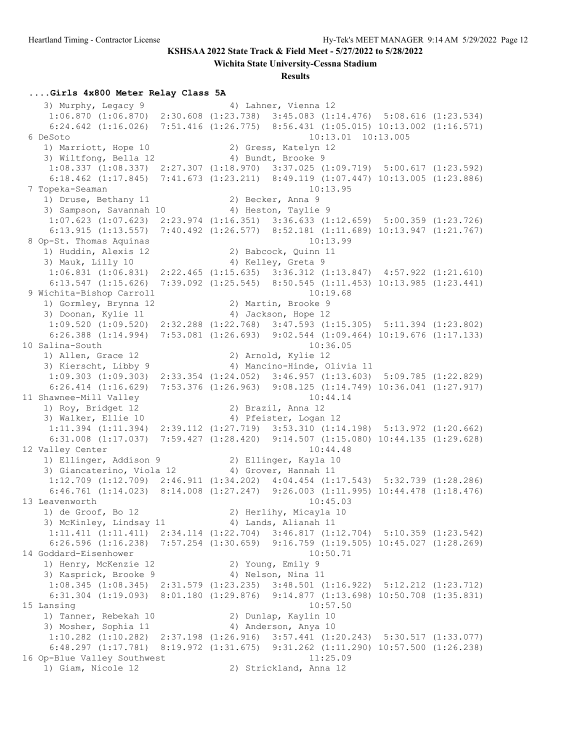**KSHSAA 2022 State Track & Field Meet - 5/27/2022 to 5/28/2022**

**Wichita State University-Cessna Stadium**

**Results**

### ....Girls 4x800 Meter Relay Class 5A

```
   3) Murphy, Legacy 9               4) Lahner, Vienna 12
    1:06.870 (1:06.870)  2:30.608 (1:23.738)  3:45.083 (1:14.476)  5:08.616 (1:23.534)
    6:24.642 (1:16.026)  7:51.416 (1:26.775)  8:56.431 (1:05.015) 10:13.002 (1:16.571)
 6 DeSoto                                              10:13.01  10:13.005
   1) Marriott, Hope 10              2) Gress, Katelyn 12
   3) Wiltfong, Bella 12             4) Bundt, Brooke 9
    1:08.337 (1:08.337)  2:27.307 (1:18.970)  3:37.025 (1:09.719)  5:00.617 (1:23.592)
    6:18.462 (1:17.845)  7:41.673 (1:23.211)  8:49.119 (1:07.447) 10:13.005 (1:23.886)
 7 Topeka-Seaman                                       10:13.95
   1) Druse, Bethany 11              2) Becker, Anna 9
   3) Sampson, Savannah 10           4) Heston, Taylie 9
    1:07.623 (1:07.623)  2:23.974 (1:16.351)  3:36.633 (1:12.659)  5:00.359 (1:23.726)
    6:13.915 (1:13.557)  7:40.492 (1:26.577)  8:52.181 (1:11.689) 10:13.947 (1:21.767)
 8 Op-St. Thomas Aquinas                               10:13.99
   1) Huddin, Alexis 12              2) Babcock, Quinn 11
   3) Mauk, Lilly 10                 4) Kelley, Greta 9
    1:06.831 (1:06.831)  2:22.465 (1:15.635)  3:36.312 (1:13.847)  4:57.922 (1:21.610)
    6:13.547 (1:15.626)  7:39.092 (1:25.545)  8:50.545 (1:11.453) 10:13.985 (1:23.441)
 9 Wichita-Bishop Carroll                              10:19.68
   1) Gormley, Brynna 12             2) Martin, Brooke 9
   3) Doonan, Kylie 11               4) Jackson, Hope 12
    1:09.520 (1:09.520)  2:32.288 (1:22.768)  3:47.593 (1:15.305)  5:11.394 (1:23.802)
    6:26.388 (1:14.994)  7:53.081 (1:26.693)  9:02.544 (1:09.464) 10:19.676 (1:17.133)
10 Salina-South                                        10:36.05
   1) Allen, Grace 12                2) Arnold, Kylie 12
   3) Kierscht, Libby 9              4) Mancino-Hinde, Olivia 11
    1:09.303 (1:09.303)  2:33.354 (1:24.052)  3:46.957 (1:13.603)  5:09.785 (1:22.829)
    6:26.414 (1:16.629)  7:53.376 (1:26.963)  9:08.125 (1:14.749) 10:36.041 (1:27.917)
11 Shawnee-Mill Valley                                 10:44.14
   1) Roy, Bridget 12                2) Brazil, Anna 12
   3) Walker, Ellie 10               4) Pfeister, Logan 12
    1:11.394 (1:11.394)  2:39.112 (1:27.719)  3:53.310 (1:14.198)  5:13.972 (1:20.662)
    6:31.008 (1:17.037)  7:59.427 (1:28.420)  9:14.507 (1:15.080) 10:44.135 (1:29.628)
12 Valley Center                                       10:44.48
   1) Ellinger, Addison 9            2) Ellinger, Kayla 10
   3) Giancaterino, Viola 12         4) Grover, Hannah 11
    1:12.709 (1:12.709)  2:46.911 (1:34.202)  4:04.454 (1:17.543)  5:32.739 (1:28.286)
    6:46.761 (1:14.023)  8:14.008 (1:27.247)  9:26.003 (1:11.995) 10:44.478 (1:18.476)
13 Leavenworth                                         10:45.03
   1) de Groof, Bo 12                2) Herlihy, Micayla 10
   3) McKinley, Lindsay 11           4) Lands, Alianah 11
    1:11.411 (1:11.411)  2:34.114 (1:22.704)  3:46.817 (1:12.704)  5:10.359 (1:23.542)
    6:26.596 (1:16.238)  7:57.254 (1:30.659)  9:16.759 (1:19.505) 10:45.027 (1:28.269)
14 Goddard-Eisenhower                                  10:50.71
   1) Henry, McKenzie 12             2) Young, Emily 9
   3) Kasprick, Brooke 9             4) Nelson, Nina 11
    1:08.345 (1:08.345)  2:31.579 (1:23.235)  3:48.501 (1:16.922)  5:12.212 (1:23.712)
    6:31.304 (1:19.093)  8:01.180 (1:29.876)  9:14.877 (1:13.698) 10:50.708 (1:35.831)
15 Lansing                                             10:57.50
   1) Tanner, Rebekah 10             2) Dunlap, Kaylin 10
   3) Mosher, Sophia 11              4) Anderson, Anya 10
    1:10.282 (1:10.282)  2:37.198 (1:26.916)  3:57.441 (1:20.243)  5:30.517 (1:33.077)
    6:48.297 (1:17.781)  8:19.972 (1:31.675)  9:31.262 (1:11.290) 10:57.500 (1:26.238)
16 Op-Blue Valley Southwest                            11:25.09
   1) Giam, Nicole 12                2) Strickland, Anna 12
```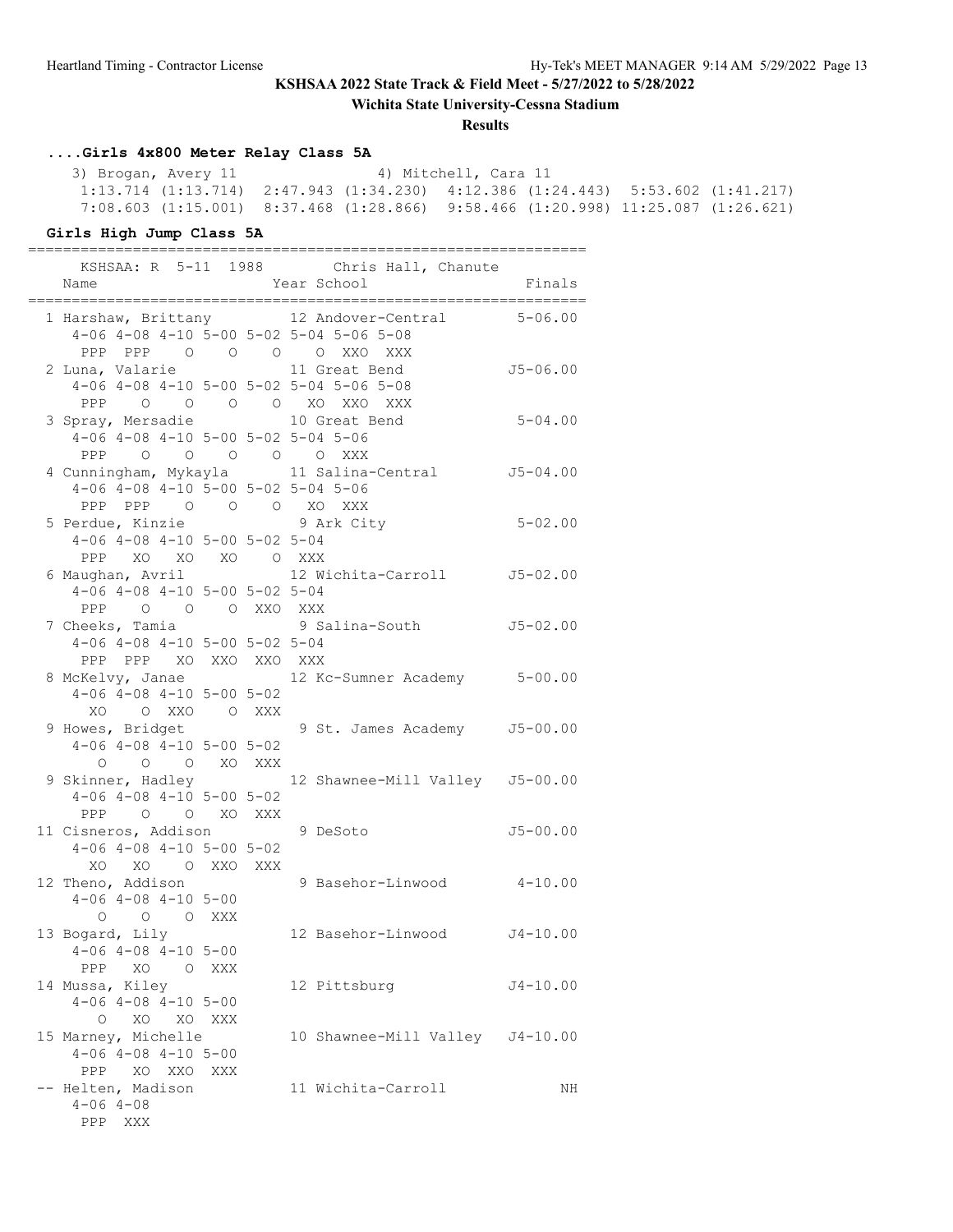**KSHSAA 2022 State Track & Field Meet - 5/27/2022 to 5/28/2022**

**Wichita State University-Cessna Stadium**

**Results**

### ....Girls 4x800 Meter Relay Class 5A

```
    3) Brogan, Avery 11                4) Mitchell, Cara 11
     1:13.714 (1:13.714)  2:47.943 (1:34.230)  4:12.386 (1:24.443)  5:53.602 (1:41.217)
     7:08.603 (1:15.001)  8:37.468 (1:28.866)  9:58.466 (1:20.998) 11:25.087 (1:26.621)
```

### Girls High Jump Class 5A

```
================================================================
     KSHSAA: R  5-11  1988        Chris Hall, Chanute
   Name                    Year School                  Finals
================================================================
  1 Harshaw, Brittany         12 Andover-Central       5-06.00
     4-06 4-08 4-10 5-00 5-02 5-04 5-06 5-08
      PPP  PPP    O    O    O    O  XXO  XXX
  2 Luna, Valarie             11 Great Bend           J5-06.00
     4-06 4-08 4-10 5-00 5-02 5-04 5-06 5-08
      PPP    O    O    O    O   XO  XXO  XXX
  3 Spray, Mersadie           10 Great Bend            5-04.00
     4-06 4-08 4-10 5-00 5-02 5-04 5-06
      PPP    O    O    O    O    O  XXX
  4 Cunningham, Mykayla       11 Salina-Central       J5-04.00
     4-06 4-08 4-10 5-00 5-02 5-04 5-06
      PPP  PPP    O    O    O   XO  XXX
  5 Perdue, Kinzie             9 Ark City              5-02.00
     4-06 4-08 4-10 5-00 5-02 5-04
      PPP   XO   XO   XO    O  XXX
  6 Maughan, Avril            12 Wichita-Carroll      J5-02.00
     4-06 4-08 4-10 5-00 5-02 5-04
      PPP    O    O    O  XXO  XXX
  7 Cheeks, Tamia              9 Salina-South         J5-02.00
     4-06 4-08 4-10 5-00 5-02 5-04
      PPP  PPP   XO  XXO  XXO  XXX
  8 McKelvy, Janae            12 Kc-Sumner Academy     5-00.00
     4-06 4-08 4-10 5-00 5-02
       XO    O  XXO    O  XXX
  9 Howes, Bridget             9 St. James Academy    J5-00.00
     4-06 4-08 4-10 5-00 5-02
        O    O    O   XO  XXX
  9 Skinner, Hadley           12 Shawnee-Mill Valley  J5-00.00
     4-06 4-08 4-10 5-00 5-02
      PPP    O    O   XO  XXX
 11 Cisneros, Addison          9 DeSoto               J5-00.00
     4-06 4-08 4-10 5-00 5-02
       XO   XO    O  XXO  XXX
 12 Theno, Addison             9 Basehor-Linwood       4-10.00
     4-06 4-08 4-10 5-00
        O    O    O  XXX
 13 Bogard, Lily              12 Basehor-Linwood      J4-10.00
     4-06 4-08 4-10 5-00
      PPP   XO    O  XXX
 14 Mussa, Kiley              12 Pittsburg            J4-10.00
     4-06 4-08 4-10 5-00
        O   XO   XO  XXX
 15 Marney, Michelle          10 Shawnee-Mill Valley  J4-10.00
     4-06 4-08 4-10 5-00
      PPP   XO  XXO  XXX
 -- Helten, Madison           11 Wichita-Carroll            NH
     4-06 4-08
      PPP  XXX
```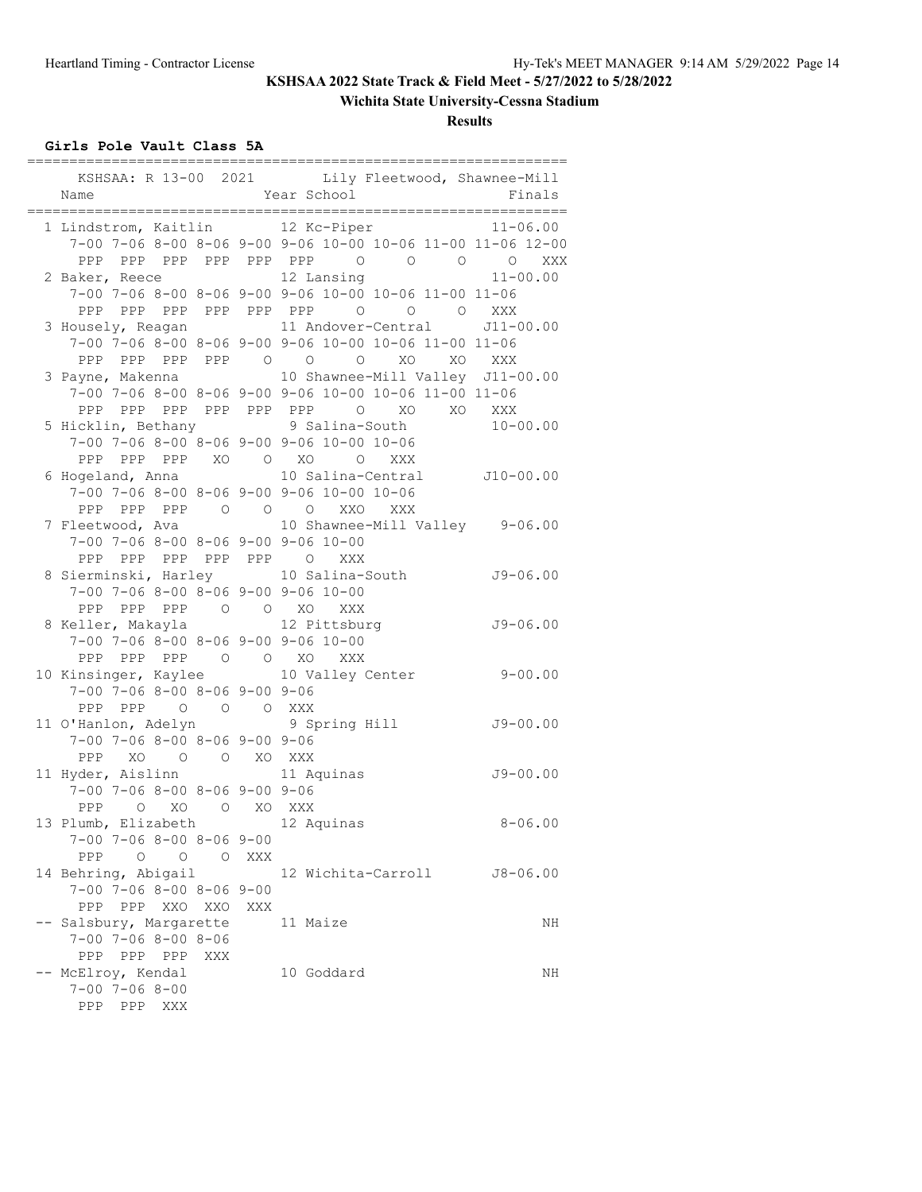**KSHSAA 2022 State Track & Field Meet - 5/27/2022 to 5/28/2022**

**Wichita State University-Cessna Stadium**

**Results**

### Girls Pole Vault Class 5A

```
================================================================
    KSHSAA: R 13-00  2021        Lily Fleetwood, Shawnee-Mill   
    Name                    Year School                  Finals 
================================================================
  1 Lindstrom, Kaitlin        12 Kc-Piper              11-06.00 
     7-00 7-06 8-00 8-06 9-00 9-06 10-00 10-06 11-00 11-06 12-00
      PPP  PPP  PPP  PPP  PPP  PPP     O     O     O     O   XXX
  2 Baker, Reece              12 Lansing               11-00.00 
     7-00 7-06 8-00 8-06 9-00 9-06 10-00 10-06 11-00 11-06
      PPP  PPP  PPP  PPP  PPP  PPP     O     O     O   XXX
  3 Housely, Reagan           11 Andover-Central      J11-00.00 
     7-00 7-06 8-00 8-06 9-00 9-06 10-00 10-06 11-00 11-06
      PPP  PPP  PPP  PPP    O    O     O    XO    XO   XXX
  3 Payne, Makenna            10 Shawnee-Mill Valley  J11-00.00 
     7-00 7-06 8-00 8-06 9-00 9-06 10-00 10-06 11-00 11-06
      PPP  PPP  PPP  PPP  PPP  PPP     O    XO    XO   XXX
  5 Hicklin, Bethany           9 Salina-South          10-00.00 
     7-00 7-06 8-00 8-06 9-00 9-06 10-00 10-06
      PPP  PPP  PPP   XO    O   XO     O   XXX
  6 Hogeland, Anna            10 Salina-Central       J10-00.00 
     7-00 7-06 8-00 8-06 9-00 9-06 10-00 10-06
      PPP  PPP  PPP    O    O    O   XXO   XXX
  7 Fleetwood, Ava            10 Shawnee-Mill Valley    9-06.00 
     7-00 7-06 8-00 8-06 9-00 9-06 10-00
      PPP  PPP  PPP  PPP  PPP    O   XXX
  8 Sierminski, Harley        10 Salina-South          J9-06.00 
     7-00 7-06 8-00 8-06 9-00 9-06 10-00
      PPP  PPP  PPP    O    O   XO   XXX
  8 Keller, Makayla           12 Pittsburg             J9-06.00 
     7-00 7-06 8-00 8-06 9-00 9-06 10-00
      PPP  PPP  PPP    O    O   XO   XXX
 10 Kinsinger, Kaylee         10 Valley Center          9-00.00 
     7-00 7-06 8-00 8-06 9-00 9-06
      PPP  PPP    O    O    O  XXX
 11 O'Hanlon, Adelyn           9 Spring Hill           J9-00.00 
     7-00 7-06 8-00 8-06 9-00 9-06
      PPP   XO    O    O   XO  XXX
 11 Hyder, Aislinn            11 Aquinas               J9-00.00 
     7-00 7-06 8-00 8-06 9-00 9-06
      PPP    O   XO    O   XO  XXX
 13 Plumb, Elizabeth          12 Aquinas                8-06.00 
     7-00 7-06 8-00 8-06 9-00
      PPP    O    O    O  XXX
 14 Behring, Abigail          12 Wichita-Carroll       J8-06.00 
     7-00 7-06 8-00 8-06 9-00
      PPP  PPP  XXO  XXO  XXX
 -- Salsbury, Margarette      11 Maize                       NH 
     7-00 7-06 8-00 8-06
      PPP  PPP  PPP  XXX
 -- McElroy, Kendal           10 Goddard                     NH 
     7-00 7-06 8-00
      PPP  PPP  XXX
```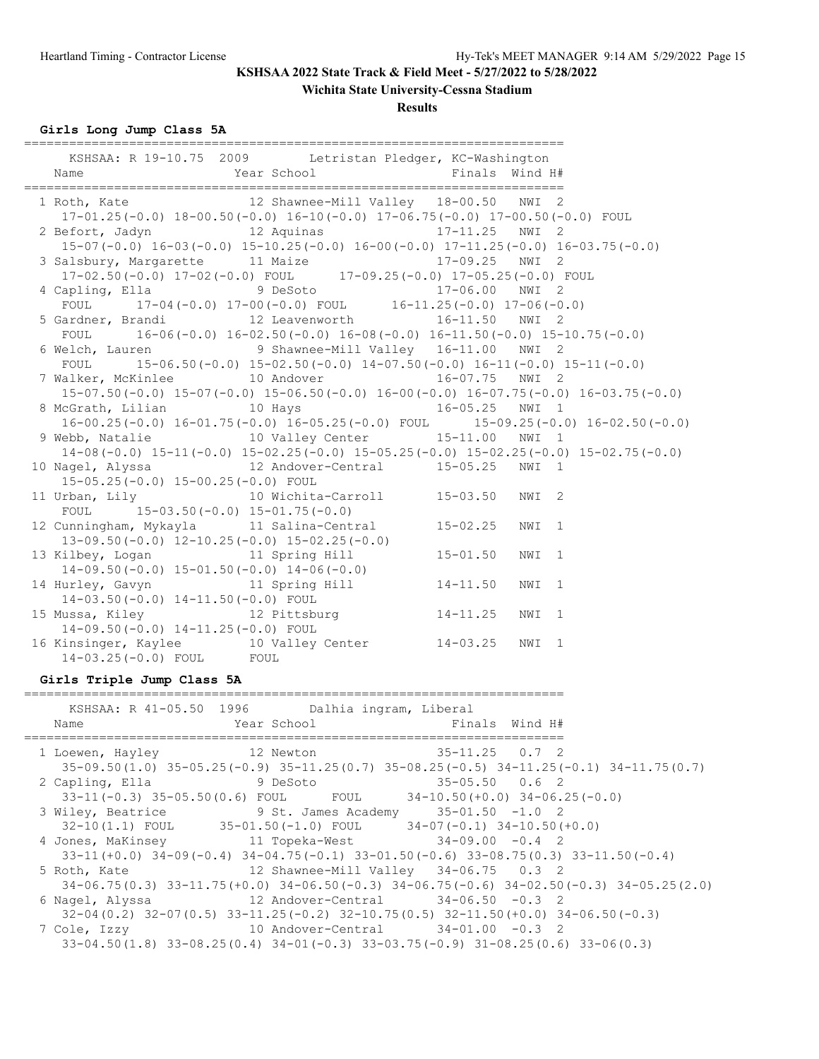**KSHSAA 2022 State Track & Field Meet - 5/27/2022 to 5/28/2022**

**Wichita State University-Cessna Stadium**

**Results**

### Girls Long Jump Class 5A

```
========================================================================
    KSHSAA: R 19-10.75  2009        Letristan Pledger, KC-Washington    
    Name                    Year School                Finals  Wind H#  
========================================================================
  1 Roth, Kate                12 Shawnee-Mill Valley   18-00.50   NWI  2 
     17-01.25(-0.0) 18-00.50(-0.0) 16-10(-0.0) 17-06.75(-0.0) 17-00.50(-0.0) FOUL
  2 Befort, Jadyn             12 Aquinas               17-11.25   NWI  2 
     15-07(-0.0) 16-03(-0.0) 15-10.25(-0.0) 16-00(-0.0) 17-11.25(-0.0) 16-03.75(-0.0)
  3 Salsbury, Margarette      11 Maize                 17-09.25   NWI  2 
     17-02.50(-0.0) 17-02(-0.0) FOUL      17-09.25(-0.0) 17-05.25(-0.0) FOUL
  4 Capling, Ella              9 DeSoto                17-06.00   NWI  2 
     FOUL      17-04(-0.0) 17-00(-0.0) FOUL      16-11.25(-0.0) 17-06(-0.0)
  5 Gardner, Brandi           12 Leavenworth           16-11.50   NWI  2 
     FOUL      16-06(-0.0) 16-02.50(-0.0) 16-08(-0.0) 16-11.50(-0.0) 15-10.75(-0.0)
  6 Welch, Lauren              9 Shawnee-Mill Valley   16-11.00   NWI  2 
     FOUL      15-06.50(-0.0) 15-02.50(-0.0) 14-07.50(-0.0) 16-11(-0.0) 15-11(-0.0)
  7 Walker, McKinlee          10 Andover               16-07.75   NWI  2 
     15-07.50(-0.0) 15-07(-0.0) 15-06.50(-0.0) 16-00(-0.0) 16-07.75(-0.0) 16-03.75(-0.0)
  8 McGrath, Lilian           10 Hays                  16-05.25   NWI  1 
     16-00.25(-0.0) 16-01.75(-0.0) 16-05.25(-0.0) FOUL      15-09.25(-0.0) 16-02.50(-0.0)
  9 Webb, Natalie             10 Valley Center         15-11.00   NWI  1 
     14-08(-0.0) 15-11(-0.0) 15-02.25(-0.0) 15-05.25(-0.0) 15-02.25(-0.0) 15-02.75(-0.0)
 10 Nagel, Alyssa             12 Andover-Central       15-05.25   NWI  1 
     15-05.25(-0.0) 15-00.25(-0.0) FOUL
 11 Urban, Lily               10 Wichita-Carroll       15-03.50   NWI  2 
     FOUL      15-03.50(-0.0) 15-01.75(-0.0)
 12 Cunningham, Mykayla       11 Salina-Central        15-02.25   NWI  1 
     13-09.50(-0.0) 12-10.25(-0.0) 15-02.25(-0.0)
 13 Kilbey, Logan             11 Spring Hill           15-01.50   NWI  1 
     14-09.50(-0.0) 15-01.50(-0.0) 14-06(-0.0)
 14 Hurley, Gavyn             11 Spring Hill           14-11.50   NWI  1 
     14-03.50(-0.0) 14-11.50(-0.0) FOUL
 15 Mussa, Kiley              12 Pittsburg             14-11.25   NWI  1 
     14-09.50(-0.0) 14-11.25(-0.0) FOUL
 16 Kinsinger, Kaylee         10 Valley Center         14-03.25   NWI  1 
     14-03.25(-0.0) FOUL      FOUL
```

### Girls Triple Jump Class 5A

```
========================================================================
    KSHSAA: R 41-05.50  1996        Dalhia ingram, Liberal              
    Name                    Year School                Finals  Wind H#  
========================================================================
  1 Loewen, Hayley            12 Newton                35-11.25   0.7  2 
     35-09.50(1.0) 35-05.25(-0.9) 35-11.25(0.7) 35-08.25(-0.5) 34-11.25(-0.1) 34-11.75(0.7)
  2 Capling, Ella              9 DeSoto                35-05.50   0.6  2 
     33-11(-0.3) 35-05.50(0.6) FOUL      FOUL      34-10.50(+0.0) 34-06.25(-0.0)
  3 Wiley, Beatrice            9 St. James Academy     35-01.50  -1.0  2 
     32-10(1.1) FOUL      35-01.50(-1.0) FOUL      34-07(-0.1) 34-10.50(+0.0)
  4 Jones, MaKinsey           11 Topeka-West           34-09.00  -0.4  2 
     33-11(+0.0) 34-09(-0.4) 34-04.75(-0.1) 33-01.50(-0.6) 33-08.75(0.3) 33-11.50(-0.4)
  5 Roth, Kate                12 Shawnee-Mill Valley   34-06.75   0.3  2 
     34-06.75(0.3) 33-11.75(+0.0) 34-06.50(-0.3) 34-06.75(-0.6) 34-02.50(-0.3) 34-05.25(2.0)
  6 Nagel, Alyssa             12 Andover-Central       34-06.50  -0.3  2 
     32-04(0.2) 32-07(0.5) 33-11.25(-0.2) 32-10.75(0.5) 32-11.50(+0.0) 34-06.50(-0.3)
  7 Cole, Izzy                10 Andover-Central       34-01.00  -0.3  2 
     33-04.50(1.8) 33-08.25(0.4) 34-01(-0.3) 33-03.75(-0.9) 31-08.25(0.6) 33-06(0.3)
```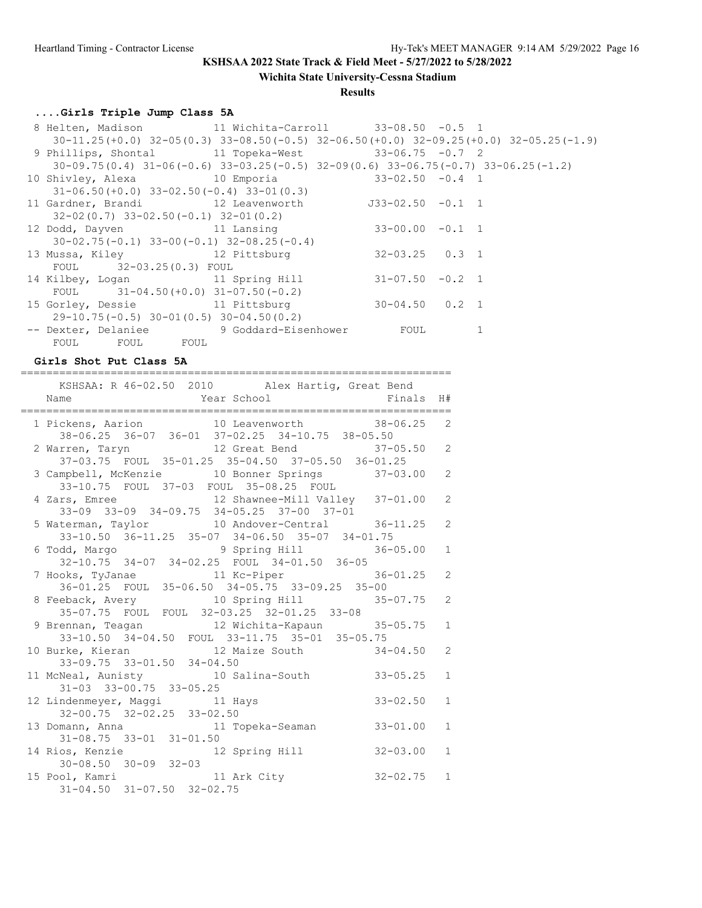**KSHSAA 2022 State Track & Field Meet - 5/27/2022 to 5/28/2022**

**Wichita State University-Cessna Stadium**

**Results**

### ....Girls Triple Jump Class 5A

```
  8 Helten, Madison          11 Wichita-Carroll       33-08.50  -0.5  1 
     30-11.25(+0.0) 32-05(0.3) 33-08.50(-0.5) 32-06.50(+0.0) 32-09.25(+0.0) 32-05.25(-1.9)
  9 Phillips, Shontal        11 Topeka-West           33-06.75  -0.7  2 
     30-09.75(0.4) 31-06(-0.6) 33-03.25(-0.5) 32-09(0.6) 33-06.75(-0.7) 33-06.25(-1.2)
 10 Shivley, Alexa           10 Emporia               33-02.50  -0.4  1 
     31-06.50(+0.0) 33-02.50(-0.4) 33-01(0.3)
 11 Gardner, Brandi          12 Leavenworth          J33-02.50  -0.1  1 
     32-02(0.7) 33-02.50(-0.1) 32-01(0.2)
 12 Dodd, Dayven             11 Lansing               33-00.00  -0.1  1 
     30-02.75(-0.1) 33-00(-0.1) 32-08.25(-0.4)
 13 Mussa, Kiley             12 Pittsburg             32-03.25   0.3  1 
     FOUL      32-03.25(0.3) FOUL
 14 Kilbey, Logan            11 Spring Hill           31-07.50  -0.2  1 
     FOUL      31-04.50(+0.0) 31-07.50(-0.2)
 15 Gorley, Dessie           11 Pittsburg             30-04.50   0.2  1 
     29-10.75(-0.5) 30-01(0.5) 30-04.50(0.2)
 -- Dexter, Delaniee          9 Goddard-Eisenhower       FOUL         1 
     FOUL      FOUL      FOUL
```

### Girls Shot Put Class 5A

```
=================================================================
    KSHSAA: R 46-02.50  2010        Alex Hartig, Great Bend       
    Name                    Year School                 Finals  H# 
=================================================================
  1 Pickens, Aarion          10 Leavenworth           38-06.25   2 
     38-06.25  36-07  36-01  37-02.25  34-10.75  38-05.50
  2 Warren, Taryn            12 Great Bend            37-05.50   2 
     37-03.75  FOUL  35-01.25  35-04.50  37-05.50  36-01.25
  3 Campbell, McKenzie       10 Bonner Springs        37-03.00   2 
     33-10.75  FOUL  37-03  FOUL  35-08.25  FOUL
  4 Zars, Emree              12 Shawnee-Mill Valley   37-01.00   2 
     33-09  33-09  34-09.75  34-05.25  37-00  37-01
  5 Waterman, Taylor         10 Andover-Central       36-11.25   2 
     33-10.50  36-11.25  35-07  34-06.50  35-07  34-01.75
  6 Todd, Margo               9 Spring Hill           36-05.00   1 
     32-10.75  34-07  34-02.25  FOUL  34-01.50  36-05
  7 Hooks, TyJanae           11 Kc-Piper              36-01.25   2 
     36-01.25  FOUL  35-06.50  34-05.75  33-09.25  35-00
  8 Feeback, Avery           10 Spring Hill           35-07.75   2 
     35-07.75  FOUL  FOUL  32-03.25  32-01.25  33-08
  9 Brennan, Teagan          12 Wichita-Kapaun        35-05.75   1 
     33-10.50  34-04.50  FOUL  33-11.75  35-01  35-05.75
 10 Burke, Kieran            12 Maize South           34-04.50   2 
     33-09.75  33-01.50  34-04.50
 11 McNeal, Aunisty          10 Salina-South          33-05.25   1 
     31-03  33-00.75  33-05.25
 12 Lindenmeyer, Maggi       11 Hays                  33-02.50   1 
     32-00.75  32-02.25  33-02.50
 13 Domann, Anna             11 Topeka-Seaman         33-01.00   1 
     31-08.75  33-01  31-01.50
 14 Rios, Kenzie             12 Spring Hill           32-03.00   1 
     30-08.50  30-09  32-03
 15 Pool, Kamri              11 Ark City              32-02.75   1 
     31-04.50  31-07.50  32-02.75
```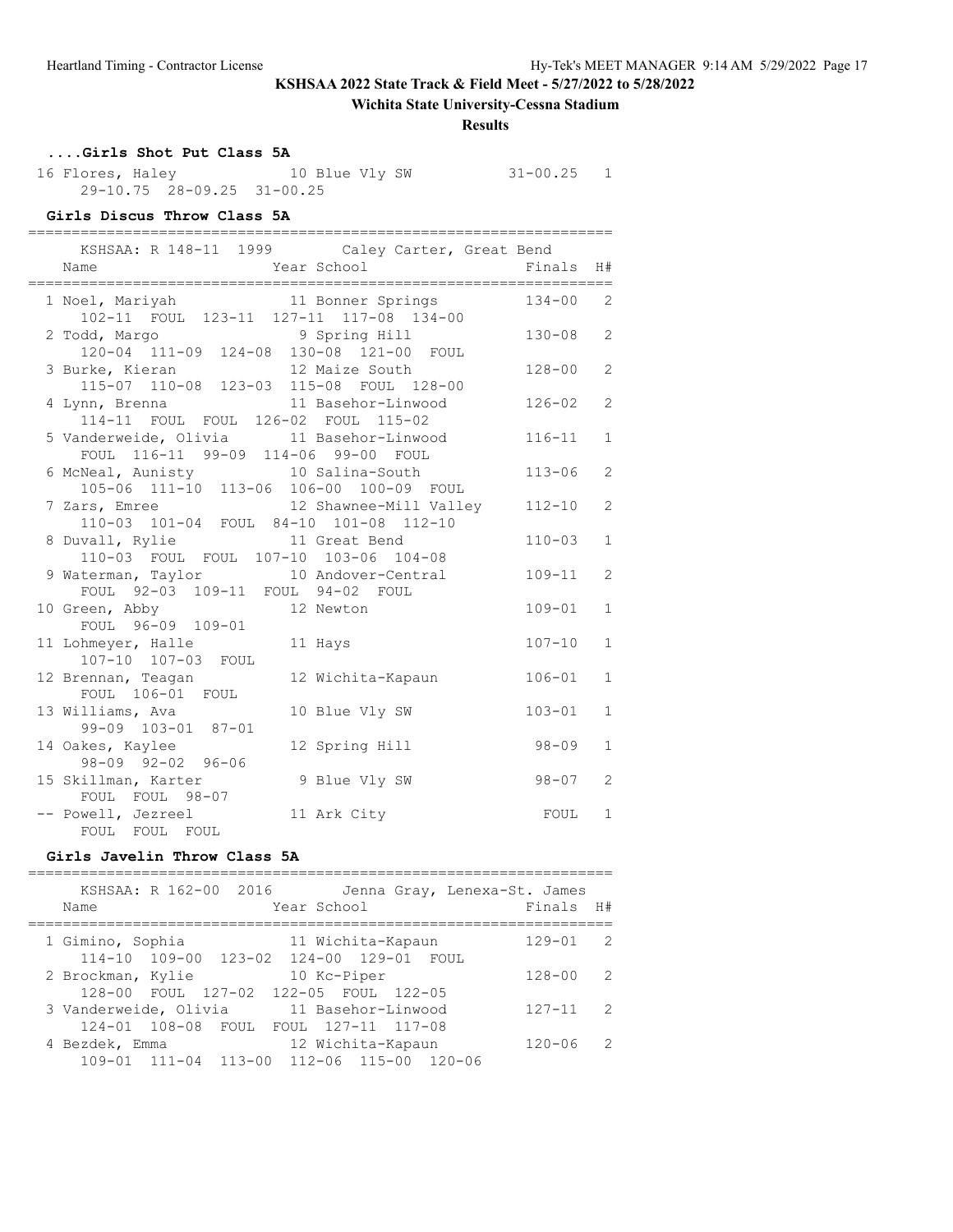**KSHSAA 2022 State Track & Field Meet - 5/27/2022 to 5/28/2022**

**Wichita State University-Cessna Stadium**

**Results**

### ....Girls Shot Put Class 5A

```
 16 Flores, Haley             10 Blue Vly SW          31-00.25   1
     29-10.75  28-09.25  31-00.25
```

### Girls Discus Throw Class 5A

```
===================================================================
      KSHSAA: R 148-11  1999        Caley Carter, Great Bend
    Name                    Year School                 Finals  H#
===================================================================
  1 Noel, Mariyah            11 Bonner Springs          134-00   2
      102-11  FOUL  123-11  127-11  117-08  134-00
  2 Todd, Margo               9 Spring Hill             130-08   2
      120-04  111-09  124-08  130-08  121-00  FOUL
  3 Burke, Kieran            12 Maize South             128-00   2
      115-07  110-08  123-03  115-08  FOUL  128-00
  4 Lynn, Brenna             11 Basehor-Linwood         126-02   2
      114-11  FOUL  FOUL  126-02  FOUL  115-02
  5 Vanderweide, Olivia      11 Basehor-Linwood         116-11   1
      FOUL  116-11  99-09  114-06  99-00  FOUL
  6 McNeal, Aunisty          10 Salina-South            113-06   2
      105-06  111-10  113-06  106-00  100-09  FOUL
  7 Zars, Emree              12 Shawnee-Mill Valley     112-10   2
      110-03  101-04  FOUL  84-10  101-08  112-10
  8 Duvall, Rylie            11 Great Bend              110-03   1
      110-03  FOUL  FOUL  107-10  103-06  104-08
  9 Waterman, Taylor         10 Andover-Central         109-11   2
      FOUL  92-03  109-11  FOUL  94-02  FOUL
 10 Green, Abby              12 Newton                  109-01   1
      FOUL  96-09  109-01
 11 Lohmeyer, Halle          11 Hays                    107-10   1
      107-10  107-03  FOUL
 12 Brennan, Teagan          12 Wichita-Kapaun          106-01   1
      FOUL  106-01  FOUL
 13 Williams, Ava            10 Blue Vly SW             103-01   1
      99-09  103-01  87-01
 14 Oakes, Kaylee            12 Spring Hill              98-09   1
      98-09  92-02  96-06
 15 Skillman, Karter          9 Blue Vly SW              98-07   2
      FOUL  FOUL  98-07
 -- Powell, Jezreel          11 Ark City                  FOUL   1
      FOUL  FOUL  FOUL
```

### Girls Javelin Throw Class 5A

```
===================================================================
      KSHSAA: R 162-00  2016        Jenna Gray, Lenexa-St. James
    Name                    Year School                 Finals  H#
===================================================================
  1 Gimino, Sophia           11 Wichita-Kapaun          129-01   2
      114-10  109-00  123-02  124-00  129-01  FOUL
  2 Brockman, Kylie          10 Kc-Piper                128-00   2
      128-00  FOUL  127-02  122-05  FOUL  122-05
  3 Vanderweide, Olivia      11 Basehor-Linwood         127-11   2
      124-01  108-08  FOUL  FOUL  127-11  117-08
  4 Bezdek, Emma             12 Wichita-Kapaun          120-06   2
      109-01  111-04  113-00  112-06  115-00  120-06
```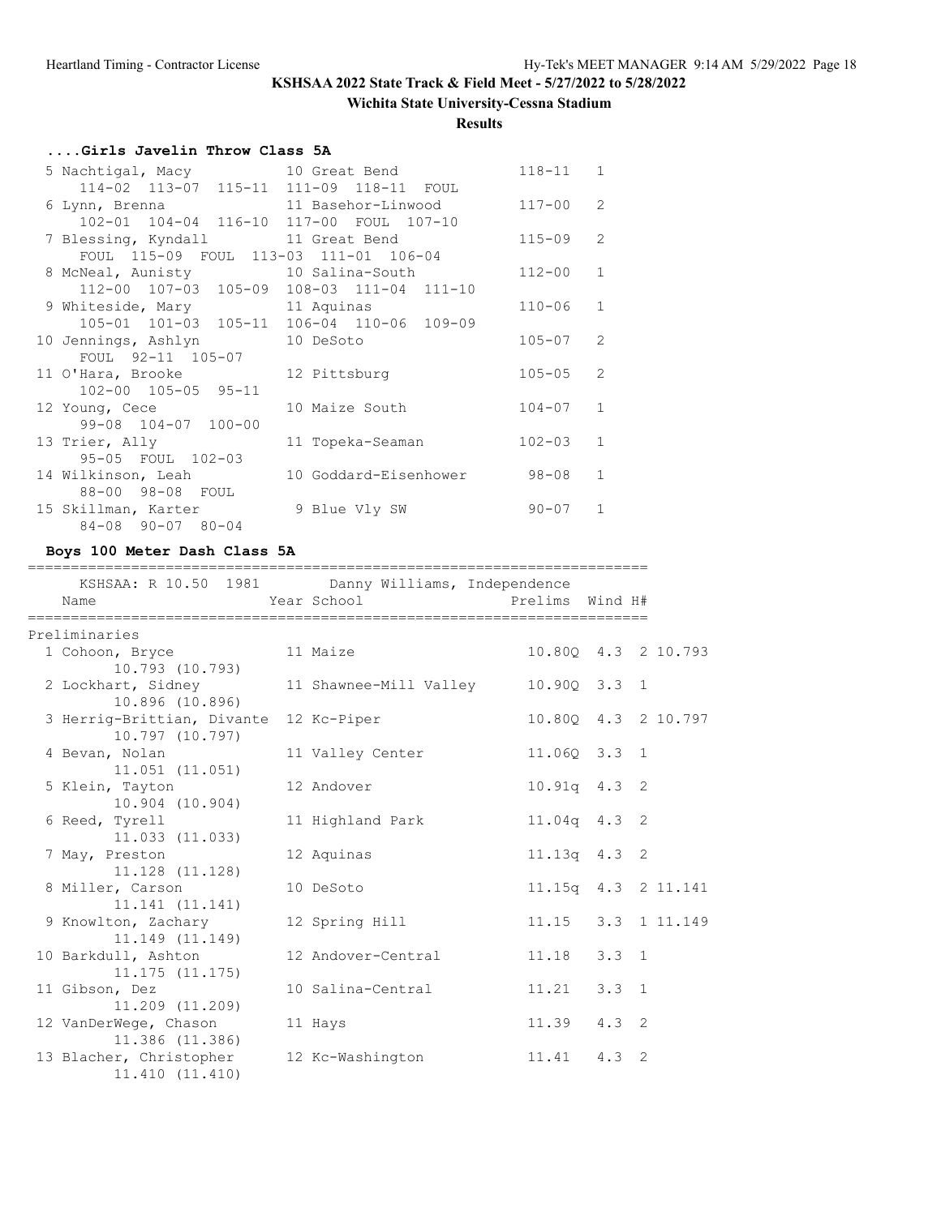KSHSAA 2022 State Track & Field Meet - 5/27/2022 to 5/28/2022

Wichita State University-Cessna Stadium

**Results**

### ....Girls Javelin Throw Class 5A

| Place | Name | Year | School | Mark | Flight |
|---|---|---|---|---|---|
| 5 | Nachtigal, Macy | 10 | Great Bend | 118-11 | 1 |
| | 114-02 113-07 115-11 111-09 118-11 FOUL | | | | |
| 6 | Lynn, Brenna | 11 | Basehor-Linwood | 117-00 | 2 |
| | 102-01 104-04 116-10 117-00 FOUL 107-10 | | | | |
| 7 | Blessing, Kyndall | 11 | Great Bend | 115-09 | 2 |
| | FOUL 115-09 FOUL 113-03 111-01 106-04 | | | | |
| 8 | McNeal, Aunisty | 10 | Salina-South | 112-00 | 1 |
| | 112-00 107-03 105-09 108-03 111-04 111-10 | | | | |
| 9 | Whiteside, Mary | 11 | Aquinas | 110-06 | 1 |
| | 105-01 101-03 105-11 106-04 110-06 109-09 | | | | |
| 10 | Jennings, Ashlyn | 10 | DeSoto | 105-07 | 2 |
| | FOUL 92-11 105-07 | | | | |
| 11 | O'Hara, Brooke | 12 | Pittsburg | 105-05 | 2 |
| | 102-00 105-05 95-11 | | | | |
| 12 | Young, Cece | 10 | Maize South | 104-07 | 1 |
| | 99-08 104-07 100-00 | | | | |
| 13 | Trier, Ally | 11 | Topeka-Seaman | 102-03 | 1 |
| | 95-05 FOUL 102-03 | | | | |
| 14 | Wilkinson, Leah | 10 | Goddard-Eisenhower | 98-08 | 1 |
| | 88-00 98-08 FOUL | | | | |
| 15 | Skillman, Karter | 9 | Blue Vly SW | 90-07 | 1 |
| | 84-08 90-07 80-04 | | | | |

### Boys 100 Meter Dash Class 5A

KSHSAA: R 10.50 1981 Danny Williams, Independence

**Preliminaries**

| Place | Name | Year | School | Prelims | Wind | H# | |
|---|---|---|---|---|---|---|---|
| 1 | Cohoon, Bryce | 11 | Maize | 10.80Q | 4.3 | 2 | 10.793 |
| | 10.793 (10.793) | | | | | | |
| 2 | Lockhart, Sidney | 11 | Shawnee-Mill Valley | 10.90Q | 3.3 | 1 | |
| | 10.896 (10.896) | | | | | | |
| 3 | Herrig-Brittian, Divante | 12 | Kc-Piper | 10.80Q | 4.3 | 2 | 10.797 |
| | 10.797 (10.797) | | | | | | |
| 4 | Bevan, Nolan | 11 | Valley Center | 11.06Q | 3.3 | 1 | |
| | 11.051 (11.051) | | | | | | |
| 5 | Klein, Tayton | 12 | Andover | 10.91q | 4.3 | 2 | |
| | 10.904 (10.904) | | | | | | |
| 6 | Reed, Tyrell | 11 | Highland Park | 11.04q | 4.3 | 2 | |
| | 11.033 (11.033) | | | | | | |
| 7 | May, Preston | 12 | Aquinas | 11.13q | 4.3 | 2 | |
| | 11.128 (11.128) | | | | | | |
| 8 | Miller, Carson | 10 | DeSoto | 11.15q | 4.3 | 2 | 11.141 |
| | 11.141 (11.141) | | | | | | |
| 9 | Knowlton, Zachary | 12 | Spring Hill | 11.15 | 3.3 | 1 | 11.149 |
| | 11.149 (11.149) | | | | | | |
| 10 | Barkdull, Ashton | 12 | Andover-Central | 11.18 | 3.3 | 1 | |
| | 11.175 (11.175) | | | | | | |
| 11 | Gibson, Dez | 10 | Salina-Central | 11.21 | 3.3 | 1 | |
| | 11.209 (11.209) | | | | | | |
| 12 | VanDerWege, Chason | 11 | Hays | 11.39 | 4.3 | 2 | |
| | 11.386 (11.386) | | | | | | |
| 13 | Blacher, Christopher | 12 | Kc-Washington | 11.41 | 4.3 | 2 | |
| | 11.410 (11.410) | | | | | | |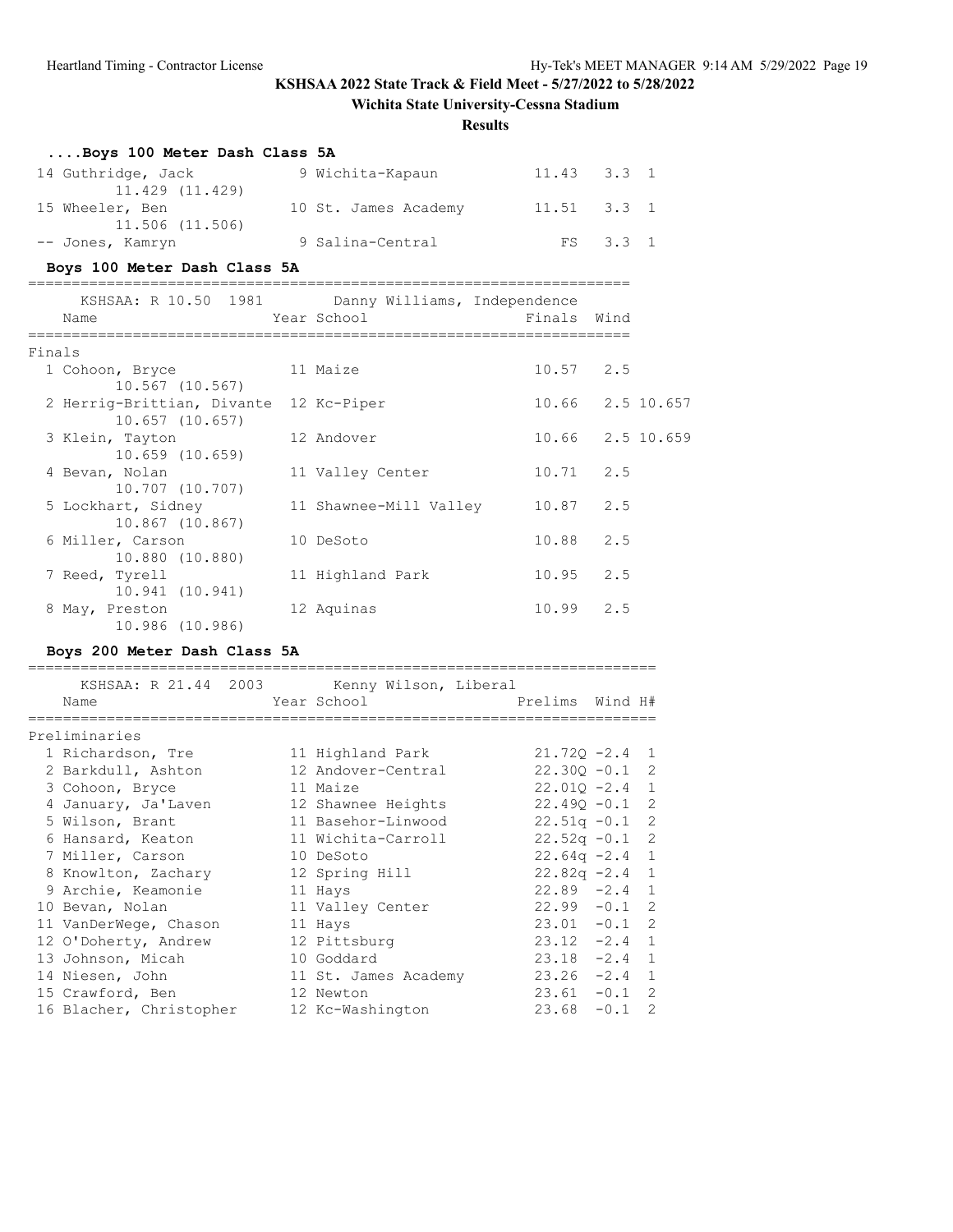**KSHSAA 2022 State Track & Field Meet - 5/27/2022 to 5/28/2022**

**Wichita State University-Cessna Stadium**

**Results**

### ....Boys 100 Meter Dash Class 5A

| Place | Name | Year | School | Finals | Wind | H# |
|---|---|---|---|---|---|---|
| 14 | Guthridge, Jack | 9 | Wichita-Kapaun | 11.43 | 3.3 | 1 |
| | 11.429 (11.429) | | | | | |
| 15 | Wheeler, Ben | 10 | St. James Academy | 11.51 | 3.3 | 1 |
| | 11.506 (11.506) | | | | | |
| -- | Jones, Kamryn | 9 | Salina-Central | FS | 3.3 | 1 |

### Boys 100 Meter Dash Class 5A

KSHSAA: R 10.50 1981 Danny Williams, Independence

| Place | Name | Year | School | Finals | Wind | |
|---|---|---|---|---|---|---|
| **Finals** | | | | | | |
| 1 | Cohoon, Bryce | 11 | Maize | 10.57 | 2.5 | |
| | 10.567 (10.567) | | | | | |
| 2 | Herrig-Brittian, Divante | 12 | Kc-Piper | 10.66 | 2.5 | 10.657 |
| | 10.657 (10.657) | | | | | |
| 3 | Klein, Tayton | 12 | Andover | 10.66 | 2.5 | 10.659 |
| | 10.659 (10.659) | | | | | |
| 4 | Bevan, Nolan | 11 | Valley Center | 10.71 | 2.5 | |
| | 10.707 (10.707) | | | | | |
| 5 | Lockhart, Sidney | 11 | Shawnee-Mill Valley | 10.87 | 2.5 | |
| | 10.867 (10.867) | | | | | |
| 6 | Miller, Carson | 10 | DeSoto | 10.88 | 2.5 | |
| | 10.880 (10.880) | | | | | |
| 7 | Reed, Tyrell | 11 | Highland Park | 10.95 | 2.5 | |
| | 10.941 (10.941) | | | | | |
| 8 | May, Preston | 12 | Aquinas | 10.99 | 2.5 | |
| | 10.986 (10.986) | | | | | |

### Boys 200 Meter Dash Class 5A

KSHSAA: R 21.44 2003 Kenny Wilson, Liberal

| Place | Name | Year | School | Prelims | Wind | H# |
|---|---|---|---|---|---|---|
| **Preliminaries** | | | | | | |
| 1 | Richardson, Tre | 11 | Highland Park | 21.72Q | -2.4 | 1 |
| 2 | Barkdull, Ashton | 12 | Andover-Central | 22.30Q | -0.1 | 2 |
| 3 | Cohoon, Bryce | 11 | Maize | 22.01Q | -2.4 | 1 |
| 4 | January, Ja'Laven | 12 | Shawnee Heights | 22.49Q | -0.1 | 2 |
| 5 | Wilson, Brant | 11 | Basehor-Linwood | 22.51q | -0.1 | 2 |
| 6 | Hansard, Keaton | 11 | Wichita-Carroll | 22.52q | -0.1 | 2 |
| 7 | Miller, Carson | 10 | DeSoto | 22.64q | -2.4 | 1 |
| 8 | Knowlton, Zachary | 12 | Spring Hill | 22.82q | -2.4 | 1 |
| 9 | Archie, Keamonie | 11 | Hays | 22.89 | -2.4 | 1 |
| 10 | Bevan, Nolan | 11 | Valley Center | 22.99 | -0.1 | 2 |
| 11 | VanDerWege, Chason | 11 | Hays | 23.01 | -0.1 | 2 |
| 12 | O'Doherty, Andrew | 12 | Pittsburg | 23.12 | -2.4 | 1 |
| 13 | Johnson, Micah | 10 | Goddard | 23.18 | -2.4 | 1 |
| 14 | Niesen, John | 11 | St. James Academy | 23.26 | -2.4 | 1 |
| 15 | Crawford, Ben | 12 | Newton | 23.61 | -0.1 | 2 |
| 16 | Blacher, Christopher | 12 | Kc-Washington | 23.68 | -0.1 | 2 |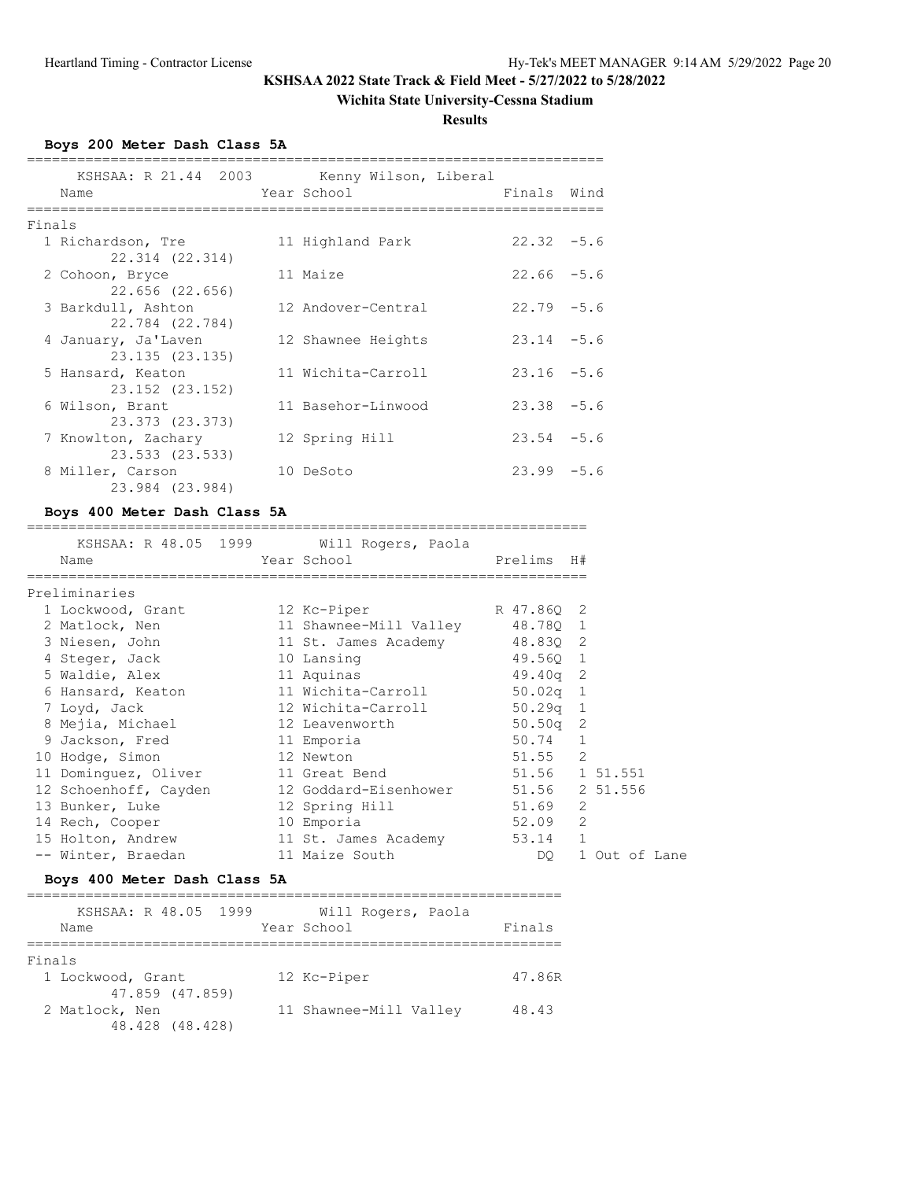KSHSAA 2022 State Track & Field Meet - 5/27/2022 to 5/28/2022

Wichita State University-Cessna Stadium

**Results**

### Boys 200 Meter Dash Class 5A

KSHSAA: R 21.44 2003 Kenny Wilson, Liberal

**Finals**

| Place | Name | Year | School | Finals | Wind |
|---|---|---|---|---|---|
| 1 | Richardson, Tre | 11 | Highland Park | 22.32 | -5.6 |
| | 22.314 (22.314) | | | | |
| 2 | Cohoon, Bryce | 11 | Maize | 22.66 | -5.6 |
| | 22.656 (22.656) | | | | |
| 3 | Barkdull, Ashton | 12 | Andover-Central | 22.79 | -5.6 |
| | 22.784 (22.784) | | | | |
| 4 | January, Ja'Laven | 12 | Shawnee Heights | 23.14 | -5.6 |
| | 23.135 (23.135) | | | | |
| 5 | Hansard, Keaton | 11 | Wichita-Carroll | 23.16 | -5.6 |
| | 23.152 (23.152) | | | | |
| 6 | Wilson, Brant | 11 | Basehor-Linwood | 23.38 | -5.6 |
| | 23.373 (23.373) | | | | |
| 7 | Knowlton, Zachary | 12 | Spring Hill | 23.54 | -5.6 |
| | 23.533 (23.533) | | | | |
| 8 | Miller, Carson | 10 | DeSoto | 23.99 | -5.6 |
| | 23.984 (23.984) | | | | |

### Boys 400 Meter Dash Class 5A

KSHSAA: R 48.05 1999 Will Rogers, Paola

**Preliminaries**

| Place | Name | Year | School | Prelims | H# | |
|---|---|---|---|---|---|---|
| 1 | Lockwood, Grant | 12 | Kc-Piper | R 47.86Q | 2 | |
| 2 | Matlock, Nen | 11 | Shawnee-Mill Valley | 48.78Q | 1 | |
| 3 | Niesen, John | 11 | St. James Academy | 48.83Q | 2 | |
| 4 | Steger, Jack | 10 | Lansing | 49.56Q | 1 | |
| 5 | Waldie, Alex | 11 | Aquinas | 49.40q | 2 | |
| 6 | Hansard, Keaton | 11 | Wichita-Carroll | 50.02q | 1 | |
| 7 | Loyd, Jack | 12 | Wichita-Carroll | 50.29q | 1 | |
| 8 | Mejia, Michael | 12 | Leavenworth | 50.50q | 2 | |
| 9 | Jackson, Fred | 11 | Emporia | 50.74 | 1 | |
| 10 | Hodge, Simon | 12 | Newton | 51.55 | 2 | |
| 11 | Dominguez, Oliver | 11 | Great Bend | 51.56 | 1 | 51.551 |
| 12 | Schoenhoff, Cayden | 12 | Goddard-Eisenhower | 51.56 | 2 | 51.556 |
| 13 | Bunker, Luke | 12 | Spring Hill | 51.69 | 2 | |
| 14 | Rech, Cooper | 10 | Emporia | 52.09 | 2 | |
| 15 | Holton, Andrew | 11 | St. James Academy | 53.14 | 1 | |
| -- | Winter, Braedan | 11 | Maize South | DQ | 1 | Out of Lane |

### Boys 400 Meter Dash Class 5A

KSHSAA: R 48.05 1999 Will Rogers, Paola

**Finals**

| Place | Name | Year | School | Finals |
|---|---|---|---|---|
| 1 | Lockwood, Grant | 12 | Kc-Piper | 47.86R |
| | 47.859 (47.859) | | | |
| 2 | Matlock, Nen | 11 | Shawnee-Mill Valley | 48.43 |
| | 48.428 (48.428) | | | |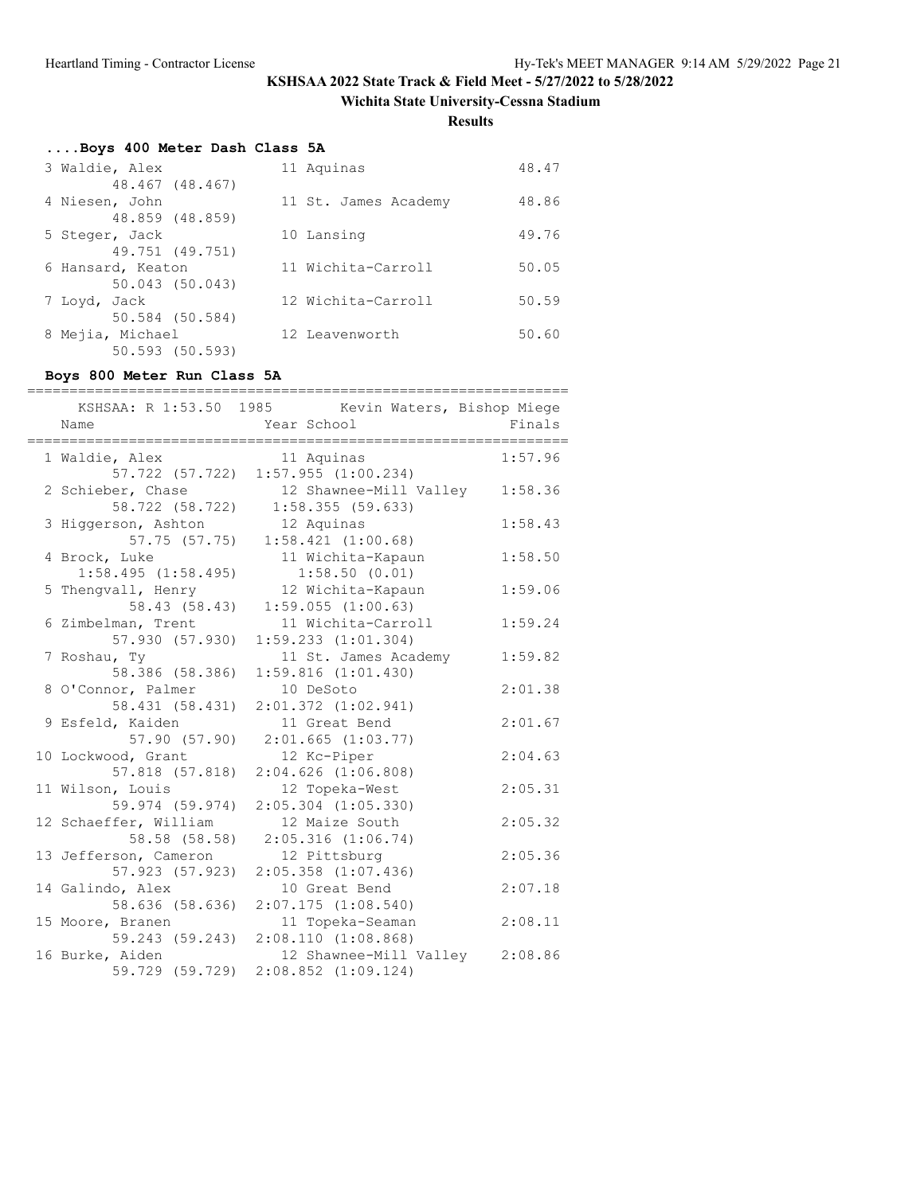# KSHSAA 2022 State Track & Field Meet - 5/27/2022 to 5/28/2022

## Wichita State University-Cessna Stadium

### Results

### ....Boys 400 Meter Dash Class 5A

| Place | Name | Year | School | Finals |
|---|---|---|---|---|
| 3 | Waldie, Alex | 11 | Aquinas | 48.47 |
| | 48.467 (48.467) | | | |
| 4 | Niesen, John | 11 | St. James Academy | 48.86 |
| | 48.859 (48.859) | | | |
| 5 | Steger, Jack | 10 | Lansing | 49.76 |
| | 49.751 (49.751) | | | |
| 6 | Hansard, Keaton | 11 | Wichita-Carroll | 50.05 |
| | 50.043 (50.043) | | | |
| 7 | Loyd, Jack | 12 | Wichita-Carroll | 50.59 |
| | 50.584 (50.584) | | | |
| 8 | Mejia, Michael | 12 | Leavenworth | 50.60 |
| | 50.593 (50.593) | | | |

### Boys 800 Meter Run Class 5A

KSHSAA: R 1:53.50 1985 Kevin Waters, Bishop Miege

| Place | Name | Year | School | Finals |
|---|---|---|---|---|
| 1 | Waldie, Alex | 11 | Aquinas | 1:57.96 |
| | 57.722 (57.722) 1:57.955 (1:00.234) | | | |
| 2 | Schieber, Chase | 12 | Shawnee-Mill Valley | 1:58.36 |
| | 58.722 (58.722) 1:58.355 (59.633) | | | |
| 3 | Higgerson, Ashton | 12 | Aquinas | 1:58.43 |
| | 57.75 (57.75) 1:58.421 (1:00.68) | | | |
| 4 | Brock, Luke | 11 | Wichita-Kapaun | 1:58.50 |
| | 1:58.495 (1:58.495) 1:58.50 (0.01) | | | |
| 5 | Thengvall, Henry | 12 | Wichita-Kapaun | 1:59.06 |
| | 58.43 (58.43) 1:59.055 (1:00.63) | | | |
| 6 | Zimbelman, Trent | 11 | Wichita-Carroll | 1:59.24 |
| | 57.930 (57.930) 1:59.233 (1:01.304) | | | |
| 7 | Roshau, Ty | 11 | St. James Academy | 1:59.82 |
| | 58.386 (58.386) 1:59.816 (1:01.430) | | | |
| 8 | O'Connor, Palmer | 10 | DeSoto | 2:01.38 |
| | 58.431 (58.431) 2:01.372 (1:02.941) | | | |
| 9 | Esfeld, Kaiden | 11 | Great Bend | 2:01.67 |
| | 57.90 (57.90) 2:01.665 (1:03.77) | | | |
| 10 | Lockwood, Grant | 12 | Kc-Piper | 2:04.63 |
| | 57.818 (57.818) 2:04.626 (1:06.808) | | | |
| 11 | Wilson, Louis | 12 | Topeka-West | 2:05.31 |
| | 59.974 (59.974) 2:05.304 (1:05.330) | | | |
| 12 | Schaeffer, William | 12 | Maize South | 2:05.32 |
| | 58.58 (58.58) 2:05.316 (1:06.74) | | | |
| 13 | Jefferson, Cameron | 12 | Pittsburg | 2:05.36 |
| | 57.923 (57.923) 2:05.358 (1:07.436) | | | |
| 14 | Galindo, Alex | 10 | Great Bend | 2:07.18 |
| | 58.636 (58.636) 2:07.175 (1:08.540) | | | |
| 15 | Moore, Branen | 11 | Topeka-Seaman | 2:08.11 |
| | 59.243 (59.243) 2:08.110 (1:08.868) | | | |
| 16 | Burke, Aiden | 12 | Shawnee-Mill Valley | 2:08.86 |
| | 59.729 (59.729) 2:08.852 (1:09.124) | | | |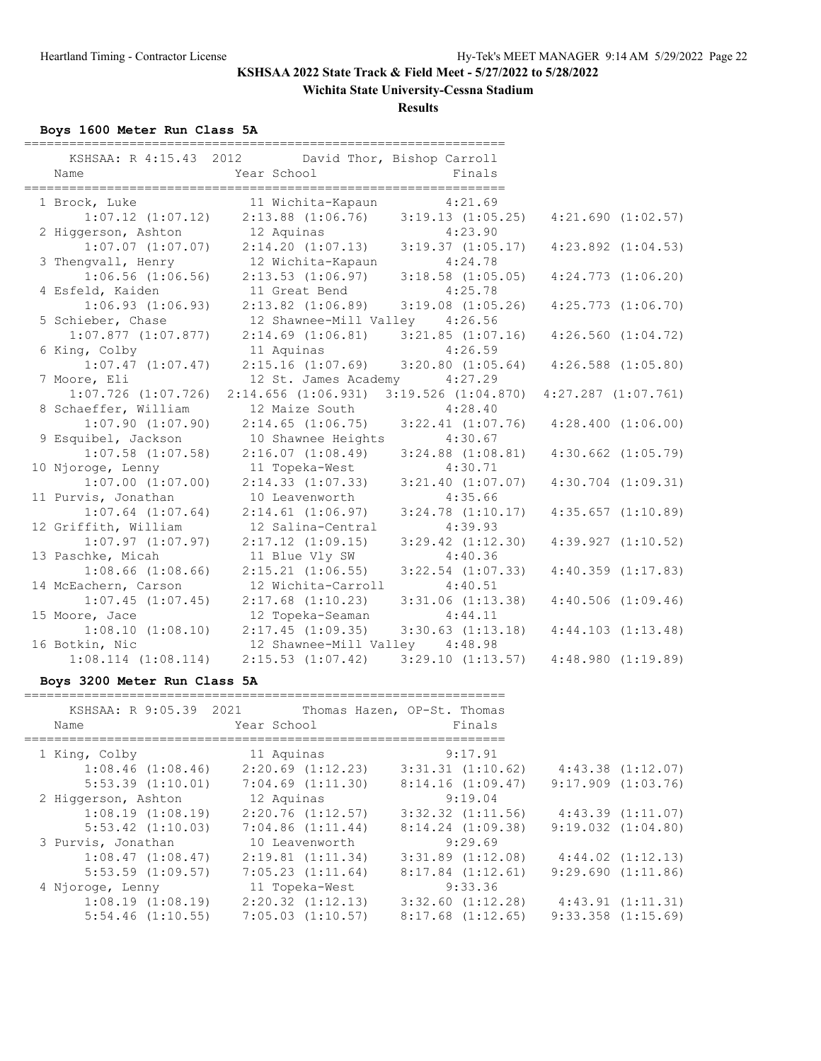**KSHSAA 2022 State Track & Field Meet - 5/27/2022 to 5/28/2022**

**Wichita State University-Cessna Stadium**

**Results**

### Boys 1600 Meter Run Class 5A

KSHSAA: R 4:15.43 2012 David Thor, Bishop Carroll

| Place | Name | Year | School | Finals |
|---|---|---|---|---|
| 1 | Brock, Luke | 11 | Wichita-Kapaun | 4:21.69 |
| | 1:07.12 (1:07.12) | 2:13.88 (1:06.76) | 3:19.13 (1:05.25) | 4:21.690 (1:02.57) |
| 2 | Higgerson, Ashton | 12 | Aquinas | 4:23.90 |
| | 1:07.07 (1:07.07) | 2:14.20 (1:07.13) | 3:19.37 (1:05.17) | 4:23.892 (1:04.53) |
| 3 | Thengvall, Henry | 12 | Wichita-Kapaun | 4:24.78 |
| | 1:06.56 (1:06.56) | 2:13.53 (1:06.97) | 3:18.58 (1:05.05) | 4:24.773 (1:06.20) |
| 4 | Esfeld, Kaiden | 11 | Great Bend | 4:25.78 |
| | 1:06.93 (1:06.93) | 2:13.82 (1:06.89) | 3:19.08 (1:05.26) | 4:25.773 (1:06.70) |
| 5 | Schieber, Chase | 12 | Shawnee-Mill Valley | 4:26.56 |
| | 1:07.877 (1:07.877) | 2:14.69 (1:06.81) | 3:21.85 (1:07.16) | 4:26.560 (1:04.72) |
| 6 | King, Colby | 11 | Aquinas | 4:26.59 |
| | 1:07.47 (1:07.47) | 2:15.16 (1:07.69) | 3:20.80 (1:05.64) | 4:26.588 (1:05.80) |
| 7 | Moore, Eli | 12 | St. James Academy | 4:27.29 |
| | 1:07.726 (1:07.726) | 2:14.656 (1:06.931) | 3:19.526 (1:04.870) | 4:27.287 (1:07.761) |
| 8 | Schaeffer, William | 12 | Maize South | 4:28.40 |
| | 1:07.90 (1:07.90) | 2:14.65 (1:06.75) | 3:22.41 (1:07.76) | 4:28.400 (1:06.00) |
| 9 | Esquibel, Jackson | 10 | Shawnee Heights | 4:30.67 |
| | 1:07.58 (1:07.58) | 2:16.07 (1:08.49) | 3:24.88 (1:08.81) | 4:30.662 (1:05.79) |
| 10 | Njoroge, Lenny | 11 | Topeka-West | 4:30.71 |
| | 1:07.00 (1:07.00) | 2:14.33 (1:07.33) | 3:21.40 (1:07.07) | 4:30.704 (1:09.31) |
| 11 | Purvis, Jonathan | 10 | Leavenworth | 4:35.66 |
| | 1:07.64 (1:07.64) | 2:14.61 (1:06.97) | 3:24.78 (1:10.17) | 4:35.657 (1:10.89) |
| 12 | Griffith, William | 12 | Salina-Central | 4:39.93 |
| | 1:07.97 (1:07.97) | 2:17.12 (1:09.15) | 3:29.42 (1:12.30) | 4:39.927 (1:10.52) |
| 13 | Paschke, Micah | 11 | Blue Vly SW | 4:40.36 |
| | 1:08.66 (1:08.66) | 2:15.21 (1:06.55) | 3:22.54 (1:07.33) | 4:40.359 (1:17.83) |
| 14 | McEachern, Carson | 12 | Wichita-Carroll | 4:40.51 |
| | 1:07.45 (1:07.45) | 2:17.68 (1:10.23) | 3:31.06 (1:13.38) | 4:40.506 (1:09.46) |
| 15 | Moore, Jace | 12 | Topeka-Seaman | 4:44.11 |
| | 1:08.10 (1:08.10) | 2:17.45 (1:09.35) | 3:30.63 (1:13.18) | 4:44.103 (1:13.48) |
| 16 | Botkin, Nic | 12 | Shawnee-Mill Valley | 4:48.98 |
| | 1:08.114 (1:08.114) | 2:15.53 (1:07.42) | 3:29.10 (1:13.57) | 4:48.980 (1:19.89) |

### Boys 3200 Meter Run Class 5A

KSHSAA: R 9:05.39 2021 Thomas Hazen, OP-St. Thomas

| Place | Name | Year | School | Finals |
|---|---|---|---|---|
| 1 | King, Colby | 11 | Aquinas | 9:17.91 |
| | 1:08.46 (1:08.46) | 2:20.69 (1:12.23) | 3:31.31 (1:10.62) | 4:43.38 (1:12.07) |
| | 5:53.39 (1:10.01) | 7:04.69 (1:11.30) | 8:14.16 (1:09.47) | 9:17.909 (1:03.76) |
| 2 | Higgerson, Ashton | 12 | Aquinas | 9:19.04 |
| | 1:08.19 (1:08.19) | 2:20.76 (1:12.57) | 3:32.32 (1:11.56) | 4:43.39 (1:11.07) |
| | 5:53.42 (1:10.03) | 7:04.86 (1:11.44) | 8:14.24 (1:09.38) | 9:19.032 (1:04.80) |
| 3 | Purvis, Jonathan | 10 | Leavenworth | 9:29.69 |
| | 1:08.47 (1:08.47) | 2:19.81 (1:11.34) | 3:31.89 (1:12.08) | 4:44.02 (1:12.13) |
| | 5:53.59 (1:09.57) | 7:05.23 (1:11.64) | 8:17.84 (1:12.61) | 9:29.690 (1:11.86) |
| 4 | Njoroge, Lenny | 11 | Topeka-West | 9:33.36 |
| | 1:08.19 (1:08.19) | 2:20.32 (1:12.13) | 3:32.60 (1:12.28) | 4:43.91 (1:11.31) |
| | 5:54.46 (1:10.55) | 7:05.03 (1:10.57) | 8:17.68 (1:12.65) | 9:33.358 (1:15.69) |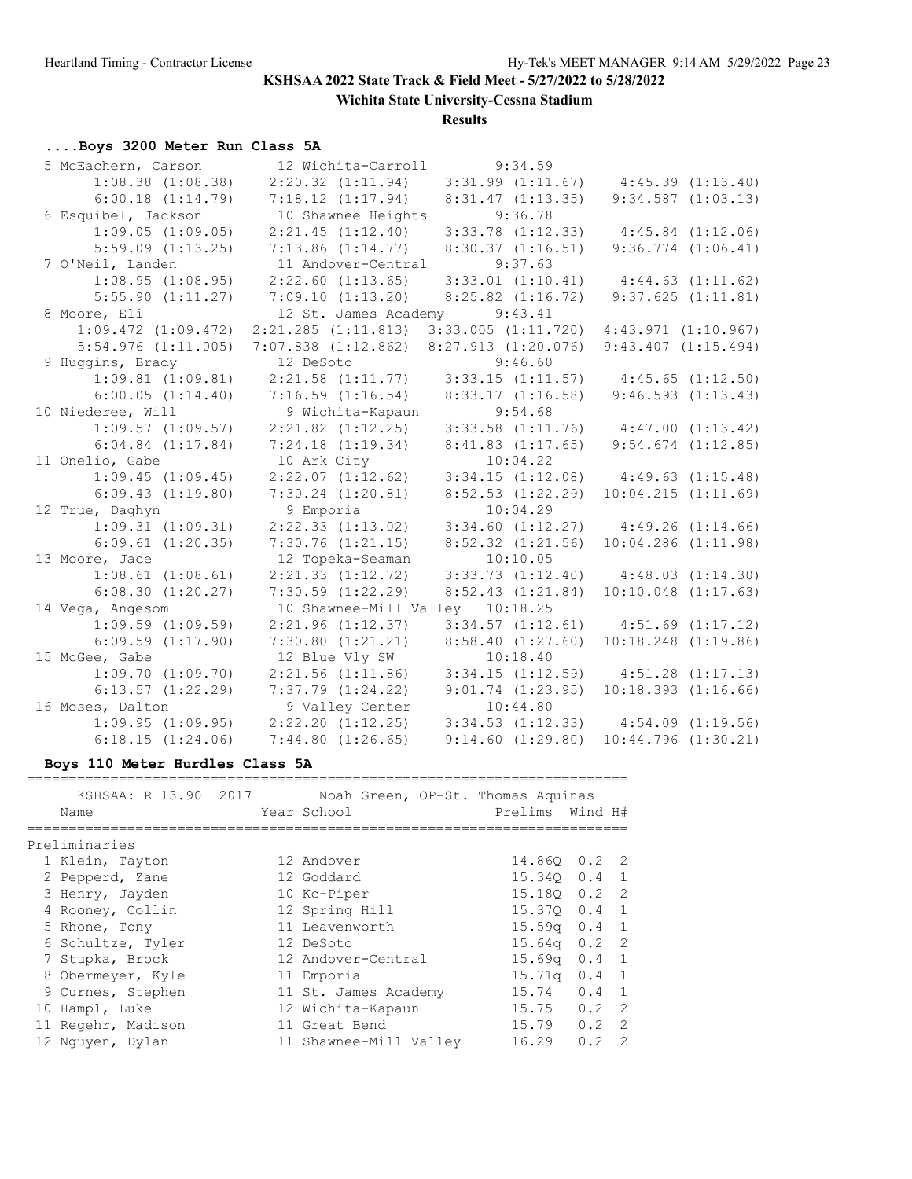**KSHSAA 2022 State Track & Field Meet - 5/27/2022 to 5/28/2022**

**Wichita State University-Cessna Stadium**

**Results**

### ....Boys 3200 Meter Run Class 5A

| Place | Name | Year | School | Time |
|---|---|---|---|---|
| 5 | McEachern, Carson | 12 | Wichita-Carroll | 9:34.59 |
| | 1:08.38 (1:08.38) | 2:20.32 (1:11.94) | 3:31.99 (1:11.67) | 4:45.39 (1:13.40) |
| | 6:00.18 (1:14.79) | 7:18.12 (1:17.94) | 8:31.47 (1:13.35) | 9:34.587 (1:03.13) |
| 6 | Esquibel, Jackson | 10 | Shawnee Heights | 9:36.78 |
| | 1:09.05 (1:09.05) | 2:21.45 (1:12.40) | 3:33.78 (1:12.33) | 4:45.84 (1:12.06) |
| | 5:59.09 (1:13.25) | 7:13.86 (1:14.77) | 8:30.37 (1:16.51) | 9:36.774 (1:06.41) |
| 7 | O'Neil, Landen | 11 | Andover-Central | 9:37.63 |
| | 1:08.95 (1:08.95) | 2:22.60 (1:13.65) | 3:33.01 (1:10.41) | 4:44.63 (1:11.62) |
| | 5:55.90 (1:11.27) | 7:09.10 (1:13.20) | 8:25.82 (1:16.72) | 9:37.625 (1:11.81) |
| 8 | Moore, Eli | 12 | St. James Academy | 9:43.41 |
| | 1:09.472 (1:09.472) | 2:21.285 (1:11.813) | 3:33.005 (1:11.720) | 4:43.971 (1:10.967) |
| | 5:54.976 (1:11.005) | 7:07.838 (1:12.862) | 8:27.913 (1:20.076) | 9:43.407 (1:15.494) |
| 9 | Huggins, Brady | 12 | DeSoto | 9:46.60 |
| | 1:09.81 (1:09.81) | 2:21.58 (1:11.77) | 3:33.15 (1:11.57) | 4:45.65 (1:12.50) |
| | 6:00.05 (1:14.40) | 7:16.59 (1:16.54) | 8:33.17 (1:16.58) | 9:46.593 (1:13.43) |
| 10 | Niederee, Will | 9 | Wichita-Kapaun | 9:54.68 |
| | 1:09.57 (1:09.57) | 2:21.82 (1:12.25) | 3:33.58 (1:11.76) | 4:47.00 (1:13.42) |
| | 6:04.84 (1:17.84) | 7:24.18 (1:19.34) | 8:41.83 (1:17.65) | 9:54.674 (1:12.85) |
| 11 | Onelio, Gabe | 10 | Ark City | 10:04.22 |
| | 1:09.45 (1:09.45) | 2:22.07 (1:12.62) | 3:34.15 (1:12.08) | 4:49.63 (1:15.48) |
| | 6:09.43 (1:19.80) | 7:30.24 (1:20.81) | 8:52.53 (1:22.29) | 10:04.215 (1:11.69) |
| 12 | True, Daghyn | 9 | Emporia | 10:04.29 |
| | 1:09.31 (1:09.31) | 2:22.33 (1:13.02) | 3:34.60 (1:12.27) | 4:49.26 (1:14.66) |
| | 6:09.61 (1:20.35) | 7:30.76 (1:21.15) | 8:52.32 (1:21.56) | 10:04.286 (1:11.98) |
| 13 | Moore, Jace | 12 | Topeka-Seaman | 10:10.05 |
| | 1:08.61 (1:08.61) | 2:21.33 (1:12.72) | 3:33.73 (1:12.40) | 4:48.03 (1:14.30) |
| | 6:08.30 (1:20.27) | 7:30.59 (1:22.29) | 8:52.43 (1:21.84) | 10:10.048 (1:17.63) |
| 14 | Vega, Angesom | 10 | Shawnee-Mill Valley | 10:18.25 |
| | 1:09.59 (1:09.59) | 2:21.96 (1:12.37) | 3:34.57 (1:12.61) | 4:51.69 (1:17.12) |
| | 6:09.59 (1:17.90) | 7:30.80 (1:21.21) | 8:58.40 (1:27.60) | 10:18.248 (1:19.86) |
| 15 | McGee, Gabe | 12 | Blue Vly SW | 10:18.40 |
| | 1:09.70 (1:09.70) | 2:21.56 (1:11.86) | 3:34.15 (1:12.59) | 4:51.28 (1:17.13) |
| | 6:13.57 (1:22.29) | 7:37.79 (1:24.22) | 9:01.74 (1:23.95) | 10:18.393 (1:16.66) |
| 16 | Moses, Dalton | 9 | Valley Center | 10:44.80 |
| | 1:09.95 (1:09.95) | 2:22.20 (1:12.25) | 3:34.53 (1:12.33) | 4:54.09 (1:19.56) |
| | 6:18.15 (1:24.06) | 7:44.80 (1:26.65) | 9:14.60 (1:29.80) | 10:44.796 (1:30.21) |

### Boys 110 Meter Hurdles Class 5A

KSHSAA: R 13.90 2017 Noah Green, OP-St. Thomas Aquinas

**Preliminaries**

| Place | Name | Year | School | Prelims | Wind | H# |
|---|---|---|---|---|---|---|
| 1 | Klein, Tayton | 12 | Andover | 14.86Q | 0.2 | 2 |
| 2 | Pepperd, Zane | 12 | Goddard | 15.34Q | 0.4 | 1 |
| 3 | Henry, Jayden | 10 | Kc-Piper | 15.18Q | 0.2 | 2 |
| 4 | Rooney, Collin | 12 | Spring Hill | 15.37Q | 0.4 | 1 |
| 5 | Rhone, Tony | 11 | Leavenworth | 15.59q | 0.4 | 1 |
| 6 | Schultze, Tyler | 12 | DeSoto | 15.64q | 0.2 | 2 |
| 7 | Stupka, Brock | 12 | Andover-Central | 15.69q | 0.4 | 1 |
| 8 | Obermeyer, Kyle | 11 | Emporia | 15.71q | 0.4 | 1 |
| 9 | Curnes, Stephen | 11 | St. James Academy | 15.74 | 0.4 | 1 |
| 10 | Hampl, Luke | 12 | Wichita-Kapaun | 15.75 | 0.2 | 2 |
| 11 | Regehr, Madison | 11 | Great Bend | 15.79 | 0.2 | 2 |
| 12 | Nguyen, Dylan | 11 | Shawnee-Mill Valley | 16.29 | 0.2 | 2 |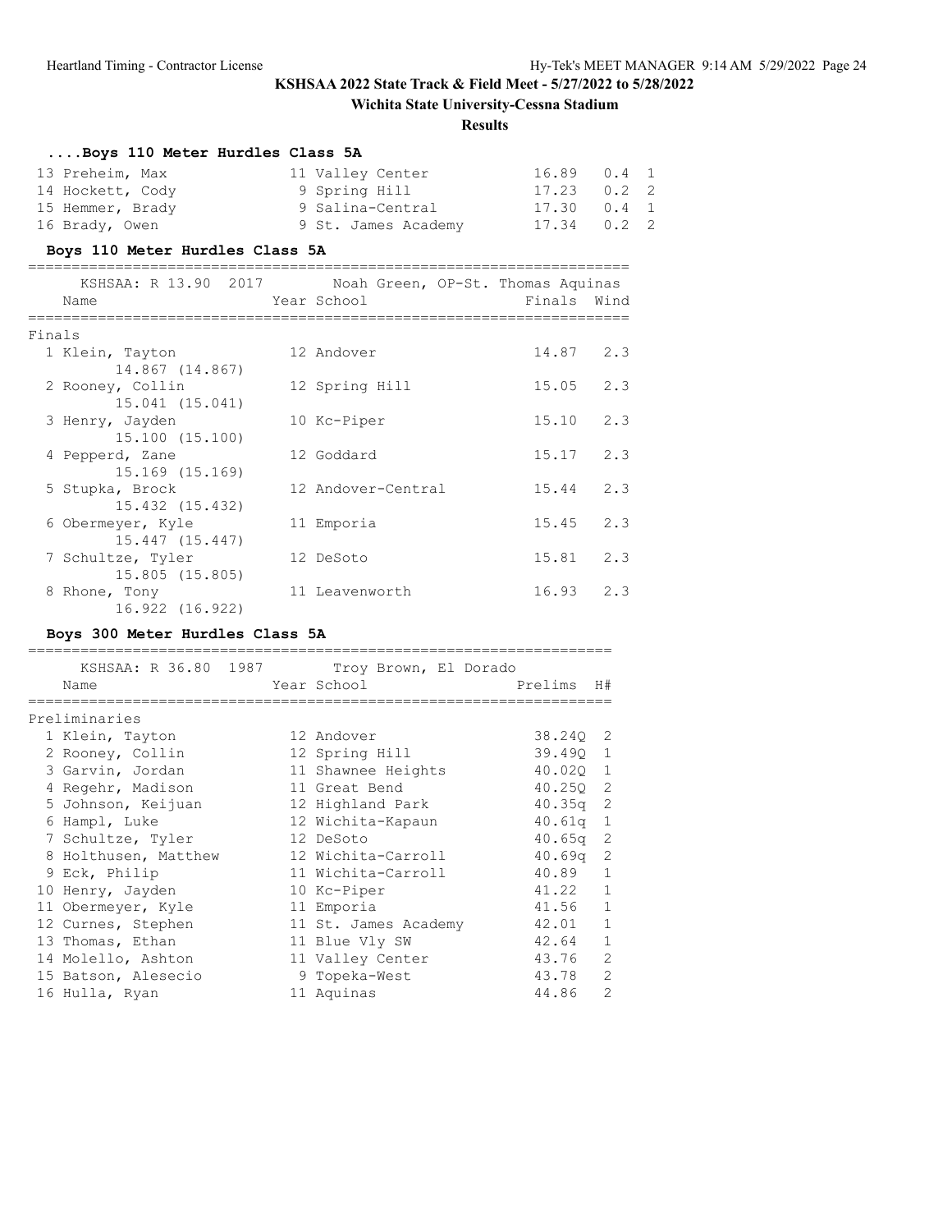**KSHSAA 2022 State Track & Field Meet - 5/27/2022 to 5/28/2022**

**Wichita State University-Cessna Stadium**

**Results**

### ....Boys 110 Meter Hurdles Class 5A

| Place | Name | Year | School | Time | Wind | H# |
|---|---|---|---|---|---|---|
| 13 | Preheim, Max | 11 | Valley Center | 16.89 | 0.4 | 1 |
| 14 | Hockett, Cody | 9 | Spring Hill | 17.23 | 0.2 | 2 |
| 15 | Hemmer, Brady | 9 | Salina-Central | 17.30 | 0.4 | 1 |
| 16 | Brady, Owen | 9 | St. James Academy | 17.34 | 0.2 | 2 |

### Boys 110 Meter Hurdles Class 5A

KSHSAA: R 13.90 2017 Noah Green, OP-St. Thomas Aquinas

Finals

| Place | Name | Year | School | Finals | Wind |
|---|---|---|---|---|---|
| 1 | Klein, Tayton<br>14.867 (14.867) | 12 | Andover | 14.87 | 2.3 |
| 2 | Rooney, Collin<br>15.041 (15.041) | 12 | Spring Hill | 15.05 | 2.3 |
| 3 | Henry, Jayden<br>15.100 (15.100) | 10 | Kc-Piper | 15.10 | 2.3 |
| 4 | Pepperd, Zane<br>15.169 (15.169) | 12 | Goddard | 15.17 | 2.3 |
| 5 | Stupka, Brock<br>15.432 (15.432) | 12 | Andover-Central | 15.44 | 2.3 |
| 6 | Obermeyer, Kyle<br>15.447 (15.447) | 11 | Emporia | 15.45 | 2.3 |
| 7 | Schultze, Tyler<br>15.805 (15.805) | 12 | DeSoto | 15.81 | 2.3 |
| 8 | Rhone, Tony<br>16.922 (16.922) | 11 | Leavenworth | 16.93 | 2.3 |

### Boys 300 Meter Hurdles Class 5A

KSHSAA: R 36.80 1987 Troy Brown, El Dorado

Preliminaries

| Place | Name | Year | School | Prelims | H# |
|---|---|---|---|---|---|
| 1 | Klein, Tayton | 12 | Andover | 38.24Q | 2 |
| 2 | Rooney, Collin | 12 | Spring Hill | 39.49Q | 1 |
| 3 | Garvin, Jordan | 11 | Shawnee Heights | 40.02Q | 1 |
| 4 | Regehr, Madison | 11 | Great Bend | 40.25Q | 2 |
| 5 | Johnson, Keijuan | 12 | Highland Park | 40.35q | 2 |
| 6 | Hampl, Luke | 12 | Wichita-Kapaun | 40.61q | 1 |
| 7 | Schultze, Tyler | 12 | DeSoto | 40.65q | 2 |
| 8 | Holthusen, Matthew | 12 | Wichita-Carroll | 40.69q | 2 |
| 9 | Eck, Philip | 11 | Wichita-Carroll | 40.89 | 1 |
| 10 | Henry, Jayden | 10 | Kc-Piper | 41.22 | 1 |
| 11 | Obermeyer, Kyle | 11 | Emporia | 41.56 | 1 |
| 12 | Curnes, Stephen | 11 | St. James Academy | 42.01 | 1 |
| 13 | Thomas, Ethan | 11 | Blue Vly SW | 42.64 | 1 |
| 14 | Molello, Ashton | 11 | Valley Center | 43.76 | 2 |
| 15 | Batson, Alesecio | 9 | Topeka-West | 43.78 | 2 |
| 16 | Hulla, Ryan | 11 | Aquinas | 44.86 | 2 |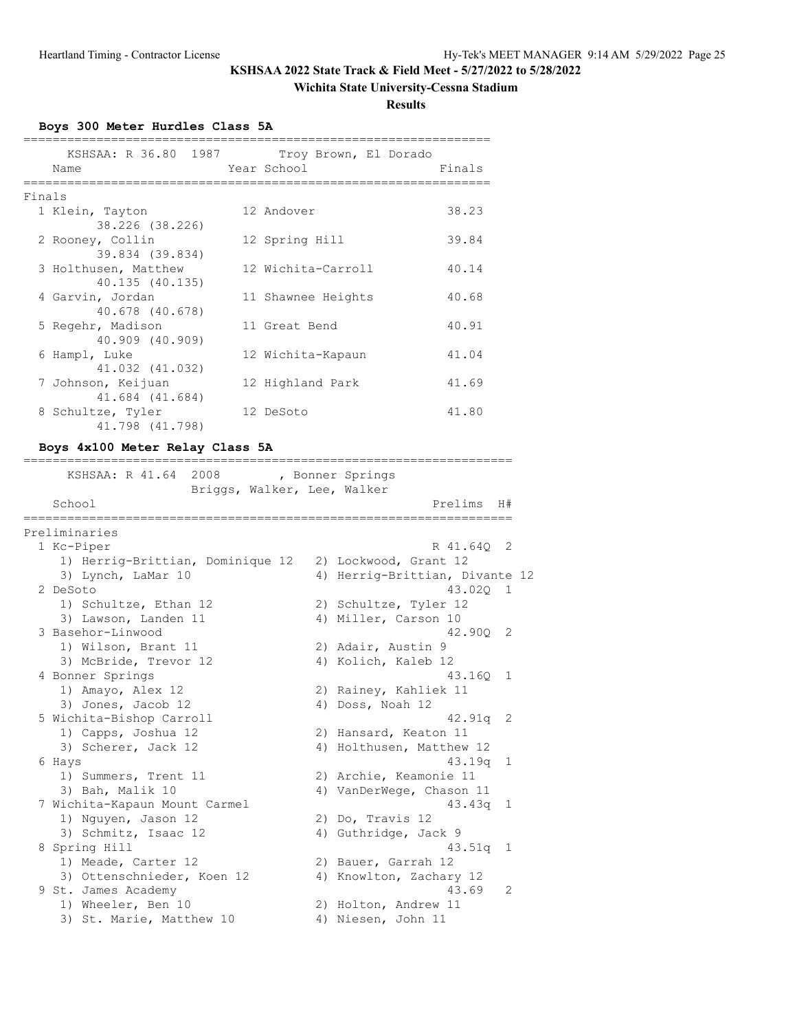# KSHSAA 2022 State Track & Field Meet - 5/27/2022 to 5/28/2022

## Wichita State University-Cessna Stadium

### Results

**Boys 300 Meter Hurdles Class 5A**

KSHSAA: R 36.80 1987 Troy Brown, El Dorado

| Place | Name | Year | School | Finals |
|---|---|---|---|---|
| **Finals** | | | | |
| 1 | Klein, Tayton | 12 | Andover | 38.23 |
| | 38.226 (38.226) | | | |
| 2 | Rooney, Collin | 12 | Spring Hill | 39.84 |
| | 39.834 (39.834) | | | |
| 3 | Holthusen, Matthew | 12 | Wichita-Carroll | 40.14 |
| | 40.135 (40.135) | | | |
| 4 | Garvin, Jordan | 11 | Shawnee Heights | 40.68 |
| | 40.678 (40.678) | | | |
| 5 | Regehr, Madison | 11 | Great Bend | 40.91 |
| | 40.909 (40.909) | | | |
| 6 | Hampl, Luke | 12 | Wichita-Kapaun | 41.04 |
| | 41.032 (41.032) | | | |
| 7 | Johnson, Keijuan | 12 | Highland Park | 41.69 |
| | 41.684 (41.684) | | | |
| 8 | Schultze, Tyler | 12 | DeSoto | 41.80 |
| | 41.798 (41.798) | | | |

**Boys 4x100 Meter Relay Class 5A**

KSHSAA: R 41.64 2008 , Bonner Springs
Briggs, Walker, Lee, Walker

| Place | School | Prelims | H# |
|---|---|---|---|
| **Preliminaries** | | | |
| 1 | Kc-Piper | R 41.64Q | 2 |
| | 1) Herrig-Brittian, Dominique 12; 2) Lockwood, Grant 12; 3) Lynch, LaMar 10; 4) Herrig-Brittian, Divante 12 | | |
| 2 | DeSoto | 43.02Q | 1 |
| | 1) Schultze, Ethan 12; 2) Schultze, Tyler 12; 3) Lawson, Landen 11; 4) Miller, Carson 10 | | |
| 3 | Basehor-Linwood | 42.90Q | 2 |
| | 1) Wilson, Brant 11; 2) Adair, Austin 9; 3) McBride, Trevor 12; 4) Kolich, Kaleb 12 | | |
| 4 | Bonner Springs | 43.16Q | 1 |
| | 1) Amayo, Alex 12; 2) Rainey, Kahliek 11; 3) Jones, Jacob 12; 4) Doss, Noah 12 | | |
| 5 | Wichita-Bishop Carroll | 42.91q | 2 |
| | 1) Capps, Joshua 12; 2) Hansard, Keaton 11; 3) Scherer, Jack 12; 4) Holthusen, Matthew 12 | | |
| 6 | Hays | 43.19q | 1 |
| | 1) Summers, Trent 11; 2) Archie, Keamonie 11; 3) Bah, Malik 10; 4) VanDerWege, Chason 11 | | |
| 7 | Wichita-Kapaun Mount Carmel | 43.43q | 1 |
| | 1) Nguyen, Jason 12; 2) Do, Travis 12; 3) Schmitz, Isaac 12; 4) Guthridge, Jack 9 | | |
| 8 | Spring Hill | 43.51q | 1 |
| | 1) Meade, Carter 12; 2) Bauer, Garrah 12; 3) Ottenschnieder, Koen 12; 4) Knowlton, Zachary 12 | | |
| 9 | St. James Academy | 43.69 | 2 |
| | 1) Wheeler, Ben 10; 2) Holton, Andrew 11; 3) St. Marie, Matthew 10; 4) Niesen, John 11 | | |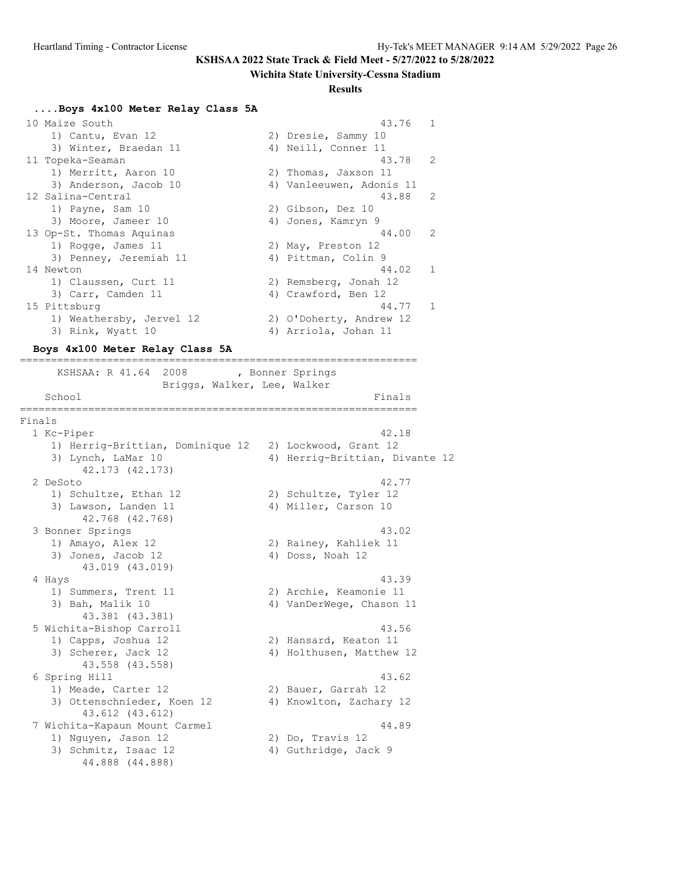**KSHSAA 2022 State Track & Field Meet - 5/27/2022 to 5/28/2022**

**Wichita State University-Cessna Stadium**

**Results**

### ....Boys 4x100 Meter Relay Class 5A

| Place | School | Time | Heat |
|---|---|---|---|
| 10 | Maize South | 43.76 | 1 |
| | 1) Cantu, Evan 12; 2) Dresie, Sammy 10; 3) Winter, Braedan 11; 4) Neill, Conner 11 | | |
| 11 | Topeka-Seaman | 43.78 | 2 |
| | 1) Merritt, Aaron 10; 2) Thomas, Jaxson 11; 3) Anderson, Jacob 10; 4) Vanleeuwen, Adonis 11 | | |
| 12 | Salina-Central | 43.88 | 2 |
| | 1) Payne, Sam 10; 2) Gibson, Dez 10; 3) Moore, Jameer 10; 4) Jones, Kamryn 9 | | |
| 13 | Op-St. Thomas Aquinas | 44.00 | 2 |
| | 1) Rogge, James 11; 2) May, Preston 12; 3) Penney, Jeremiah 11; 4) Pittman, Colin 9 | | |
| 14 | Newton | 44.02 | 1 |
| | 1) Claussen, Curt 11; 2) Remsberg, Jonah 12; 3) Carr, Camden 11; 4) Crawford, Ben 12 | | |
| 15 | Pittsburg | 44.77 | 1 |
| | 1) Weathersby, Jervel 12; 2) O'Doherty, Andrew 12; 3) Rink, Wyatt 10; 4) Arriola, Johan 11 | | |

### Boys 4x100 Meter Relay Class 5A

KSHSAA: R 41.64 2008 , Bonner Springs
Briggs, Walker, Lee, Walker

**Finals**

| Place | School | Finals |
|---|---|---|
| 1 | Kc-Piper | 42.18 |
| | 1) Herrig-Brittian, Dominique 12; 2) Lockwood, Grant 12; 3) Lynch, LaMar 10; 4) Herrig-Brittian, Divante 12 | |
| | 42.173 (42.173) | |
| 2 | DeSoto | 42.77 |
| | 1) Schultze, Ethan 12; 2) Schultze, Tyler 12; 3) Lawson, Landen 11; 4) Miller, Carson 10 | |
| | 42.768 (42.768) | |
| 3 | Bonner Springs | 43.02 |
| | 1) Amayo, Alex 12; 2) Rainey, Kahliek 11; 3) Jones, Jacob 12; 4) Doss, Noah 12 | |
| | 43.019 (43.019) | |
| 4 | Hays | 43.39 |
| | 1) Summers, Trent 11; 2) Archie, Keamonie 11; 3) Bah, Malik 10; 4) VanDerWege, Chason 11 | |
| | 43.381 (43.381) | |
| 5 | Wichita-Bishop Carroll | 43.56 |
| | 1) Capps, Joshua 12; 2) Hansard, Keaton 11; 3) Scherer, Jack 12; 4) Holthusen, Matthew 12 | |
| | 43.558 (43.558) | |
| 6 | Spring Hill | 43.62 |
| | 1) Meade, Carter 12; 2) Bauer, Garrah 12; 3) Ottenschnieder, Koen 12; 4) Knowlton, Zachary 12 | |
| | 43.612 (43.612) | |
| 7 | Wichita-Kapaun Mount Carmel | 44.89 |
| | 1) Nguyen, Jason 12; 2) Do, Travis 12; 3) Schmitz, Isaac 12; 4) Guthridge, Jack 9 | |
| | 44.888 (44.888) | |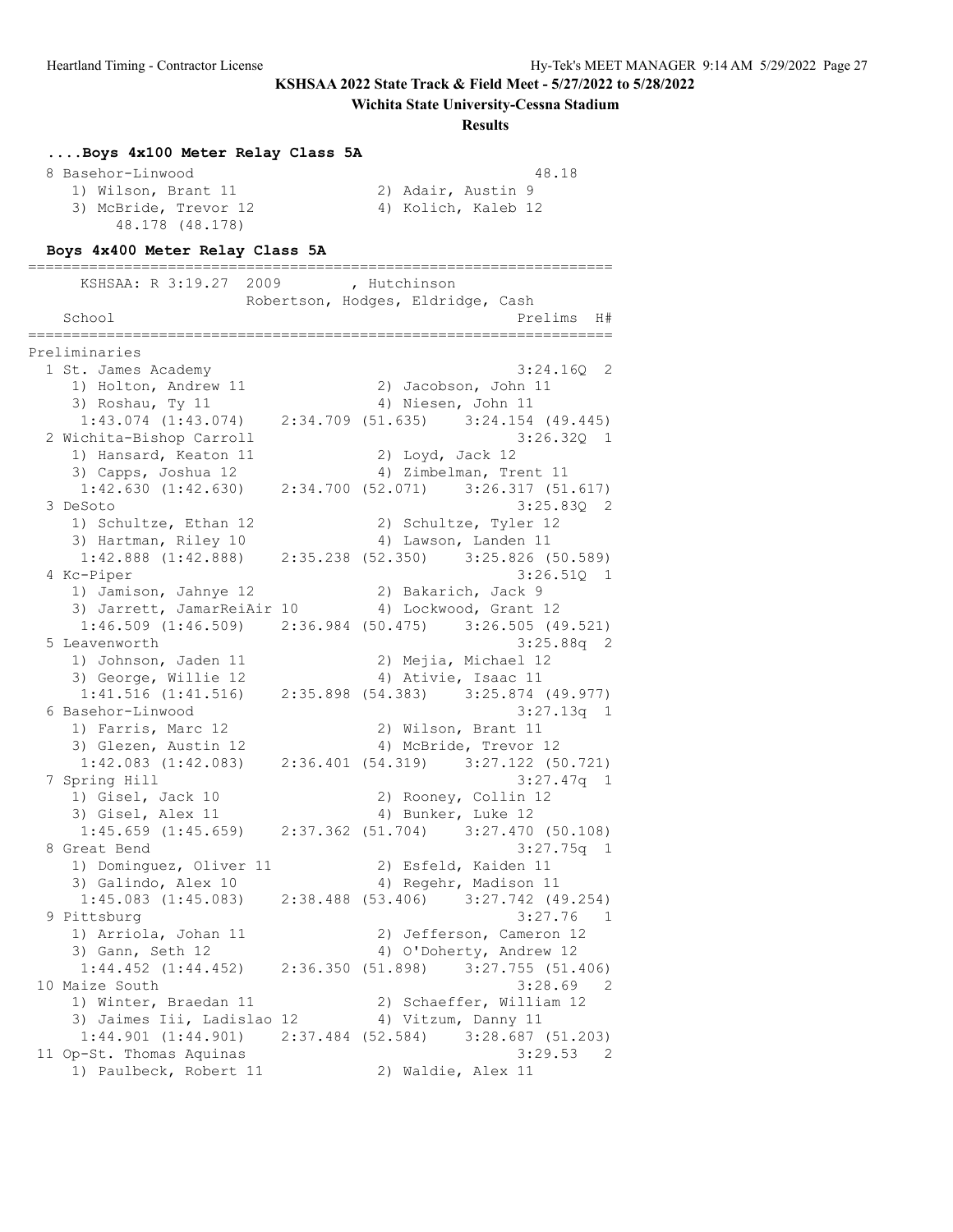**KSHSAA 2022 State Track & Field Meet - 5/27/2022 to 5/28/2022**

**Wichita State University-Cessna Stadium**

**Results**

### ....Boys 4x100 Meter Relay Class 5A

```
  8 Basehor-Linwood                                        48.18
     1) Wilson, Brant 11                2) Adair, Austin 9
     3) McBride, Trevor 12              4) Kolich, Kaleb 12
          48.178 (48.178)
```

### Boys 4x400 Meter Relay Class 5A

```
===================================================================
      KSHSAA: R 3:19.27  2009        , Hutchinson
                     Robertson, Hodges, Eldridge, Cash
    School                                           Prelims  H#
===================================================================
Preliminaries
  1 St. James Academy                                  3:24.16Q  2
     1) Holton, Andrew 11               2) Jacobson, John 11
     3) Roshau, Ty 11                   4) Niesen, John 11
       1:43.074 (1:43.074)    2:34.709 (51.635)    3:24.154 (49.445)
  2 Wichita-Bishop Carroll                             3:26.32Q  1
     1) Hansard, Keaton 11              2) Loyd, Jack 12
     3) Capps, Joshua 12                4) Zimbelman, Trent 11
       1:42.630 (1:42.630)    2:34.700 (52.071)    3:26.317 (51.617)
  3 DeSoto                                             3:25.83Q  2
     1) Schultze, Ethan 12              2) Schultze, Tyler 12
     3) Hartman, Riley 10               4) Lawson, Landen 11
       1:42.888 (1:42.888)    2:35.238 (52.350)    3:25.826 (50.589)
  4 Kc-Piper                                           3:26.51Q  1
     1) Jamison, Jahnye 12              2) Bakarich, Jack 9
     3) Jarrett, JamarReiAir 10         4) Lockwood, Grant 12
       1:46.509 (1:46.509)    2:36.984 (50.475)    3:26.505 (49.521)
  5 Leavenworth                                        3:25.88q  2
     1) Johnson, Jaden 11               2) Mejia, Michael 12
     3) George, Willie 12               4) Ativie, Isaac 11
       1:41.516 (1:41.516)    2:35.898 (54.383)    3:25.874 (49.977)
  6 Basehor-Linwood                                    3:27.13q  1
     1) Farris, Marc 12                 2) Wilson, Brant 11
     3) Glezen, Austin 12               4) McBride, Trevor 12
       1:42.083 (1:42.083)    2:36.401 (54.319)    3:27.122 (50.721)
  7 Spring Hill                                        3:27.47q  1
     1) Gisel, Jack 10                  2) Rooney, Collin 12
     3) Gisel, Alex 11                  4) Bunker, Luke 12
       1:45.659 (1:45.659)    2:37.362 (51.704)    3:27.470 (50.108)
  8 Great Bend                                         3:27.75q  1
     1) Dominguez, Oliver 11            2) Esfeld, Kaiden 11
     3) Galindo, Alex 10                4) Regehr, Madison 11
       1:45.083 (1:45.083)    2:38.488 (53.406)    3:27.742 (49.254)
  9 Pittsburg                                          3:27.76   1
     1) Arriola, Johan 11               2) Jefferson, Cameron 12
     3) Gann, Seth 12                   4) O'Doherty, Andrew 12
       1:44.452 (1:44.452)    2:36.350 (51.898)    3:27.755 (51.406)
 10 Maize South                                        3:28.69   2
     1) Winter, Braedan 11              2) Schaeffer, William 12
     3) Jaimes Iii, Ladislao 12         4) Vitzum, Danny 11
       1:44.901 (1:44.901)    2:37.484 (52.584)    3:28.687 (51.203)
 11 Op-St. Thomas Aquinas                              3:29.53   2
     1) Paulbeck, Robert 11             2) Waldie, Alex 11
```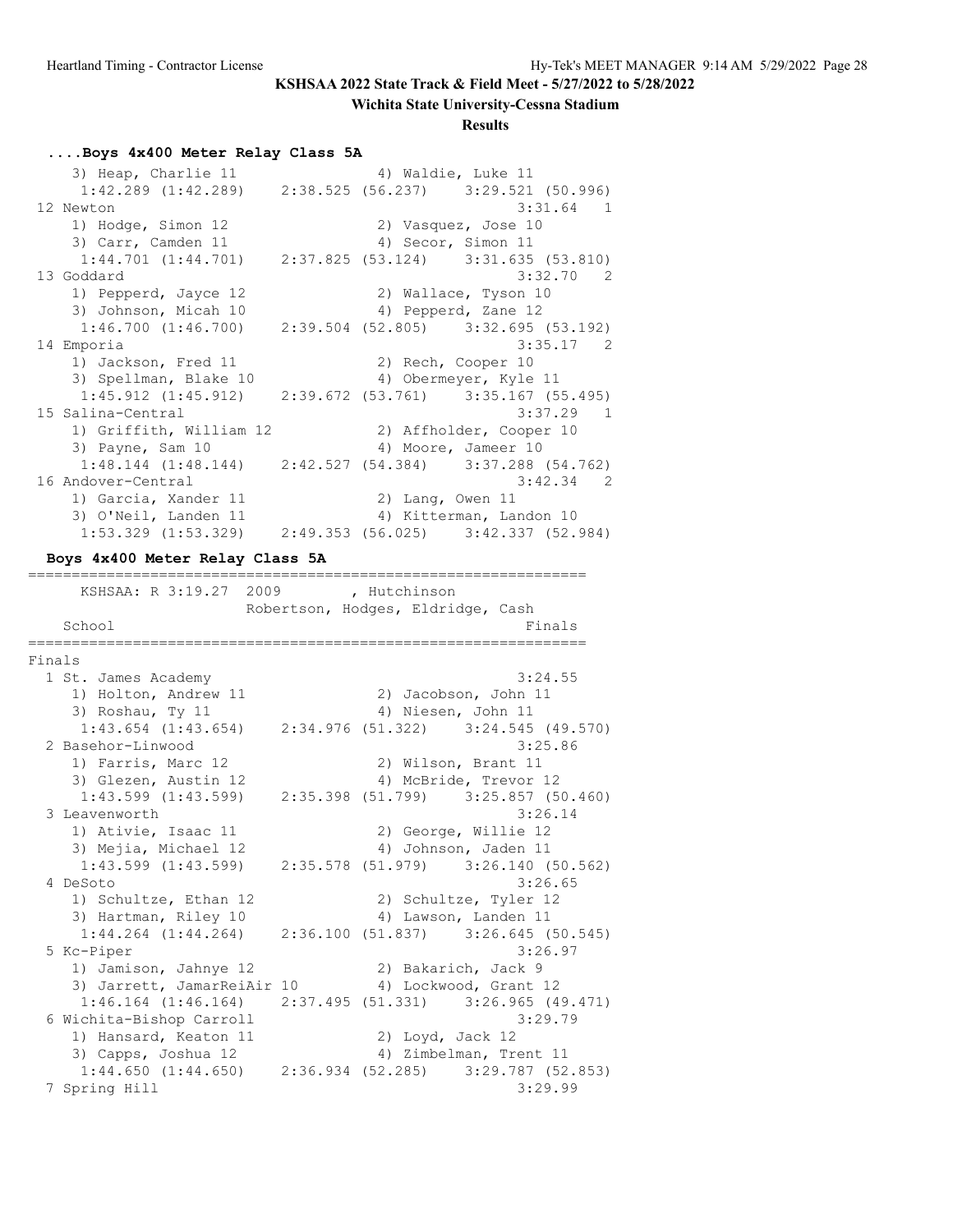KSHSAA 2022 State Track & Field Meet - 5/27/2022 to 5/28/2022

Wichita State University-Cessna Stadium

**Results**

### ....Boys 4x400 Meter Relay Class 5A

```
    3) Heap, Charlie 11                4) Waldie, Luke 11
     1:42.289 (1:42.289)    2:38.525 (56.237)    3:29.521 (50.996)
 12 Newton                                           3:31.64   1
    1) Hodge, Simon 12                 2) Vasquez, Jose 10
    3) Carr, Camden 11                 4) Secor, Simon 11
     1:44.701 (1:44.701)    2:37.825 (53.124)    3:31.635 (53.810)
 13 Goddard                                          3:32.70   2
    1) Pepperd, Jayce 12               2) Wallace, Tyson 10
    3) Johnson, Micah 10               4) Pepperd, Zane 12
     1:46.700 (1:46.700)    2:39.504 (52.805)    3:32.695 (53.192)
 14 Emporia                                          3:35.17   2
    1) Jackson, Fred 11                2) Rech, Cooper 10
    3) Spellman, Blake 10              4) Obermeyer, Kyle 11
     1:45.912 (1:45.912)    2:39.672 (53.761)    3:35.167 (55.495)
 15 Salina-Central                                   3:37.29   1
    1) Griffith, William 12            2) Affholder, Cooper 10
    3) Payne, Sam 10                   4) Moore, Jameer 10
     1:48.144 (1:48.144)    2:42.527 (54.384)    3:37.288 (54.762)
 16 Andover-Central                                  3:42.34   2
    1) Garcia, Xander 11               2) Lang, Owen 11
    3) O'Neil, Landen 11               4) Kitterman, Landon 10
     1:53.329 (1:53.329)    2:49.353 (56.025)    3:42.337 (52.984)
```

### Boys 4x400 Meter Relay Class 5A

```
=================================================================
      KSHSAA: R 3:19.27  2009        , Hutchinson
                      Robertson, Hodges, Eldridge, Cash
    School                                               Finals
=================================================================
Finals
  1 St. James Academy                                 3:24.55
     1) Holton, Andrew 11              2) Jacobson, John 11
     3) Roshau, Ty 11                  4) Niesen, John 11
      1:43.654 (1:43.654)    2:34.976 (51.322)    3:24.545 (49.570)
  2 Basehor-Linwood                                   3:25.86
     1) Farris, Marc 12                2) Wilson, Brant 11
     3) Glezen, Austin 12              4) McBride, Trevor 12
      1:43.599 (1:43.599)    2:35.398 (51.799)    3:25.857 (50.460)
  3 Leavenworth                                       3:26.14
     1) Ativie, Isaac 11               2) George, Willie 12
     3) Mejia, Michael 12              4) Johnson, Jaden 11
      1:43.599 (1:43.599)    2:35.578 (51.979)    3:26.140 (50.562)
  4 DeSoto                                            3:26.65
     1) Schultze, Ethan 12             2) Schultze, Tyler 12
     3) Hartman, Riley 10              4) Lawson, Landen 11
      1:44.264 (1:44.264)    2:36.100 (51.837)    3:26.645 (50.545)
  5 Kc-Piper                                          3:26.97
     1) Jamison, Jahnye 12             2) Bakarich, Jack 9
     3) Jarrett, JamarReiAir 10        4) Lockwood, Grant 12
      1:46.164 (1:46.164)    2:37.495 (51.331)    3:26.965 (49.471)
  6 Wichita-Bishop Carroll                            3:29.79
     1) Hansard, Keaton 11             2) Loyd, Jack 12
     3) Capps, Joshua 12               4) Zimbelman, Trent 11
      1:44.650 (1:44.650)    2:36.934 (52.285)    3:29.787 (52.853)
  7 Spring Hill                                       3:29.99
```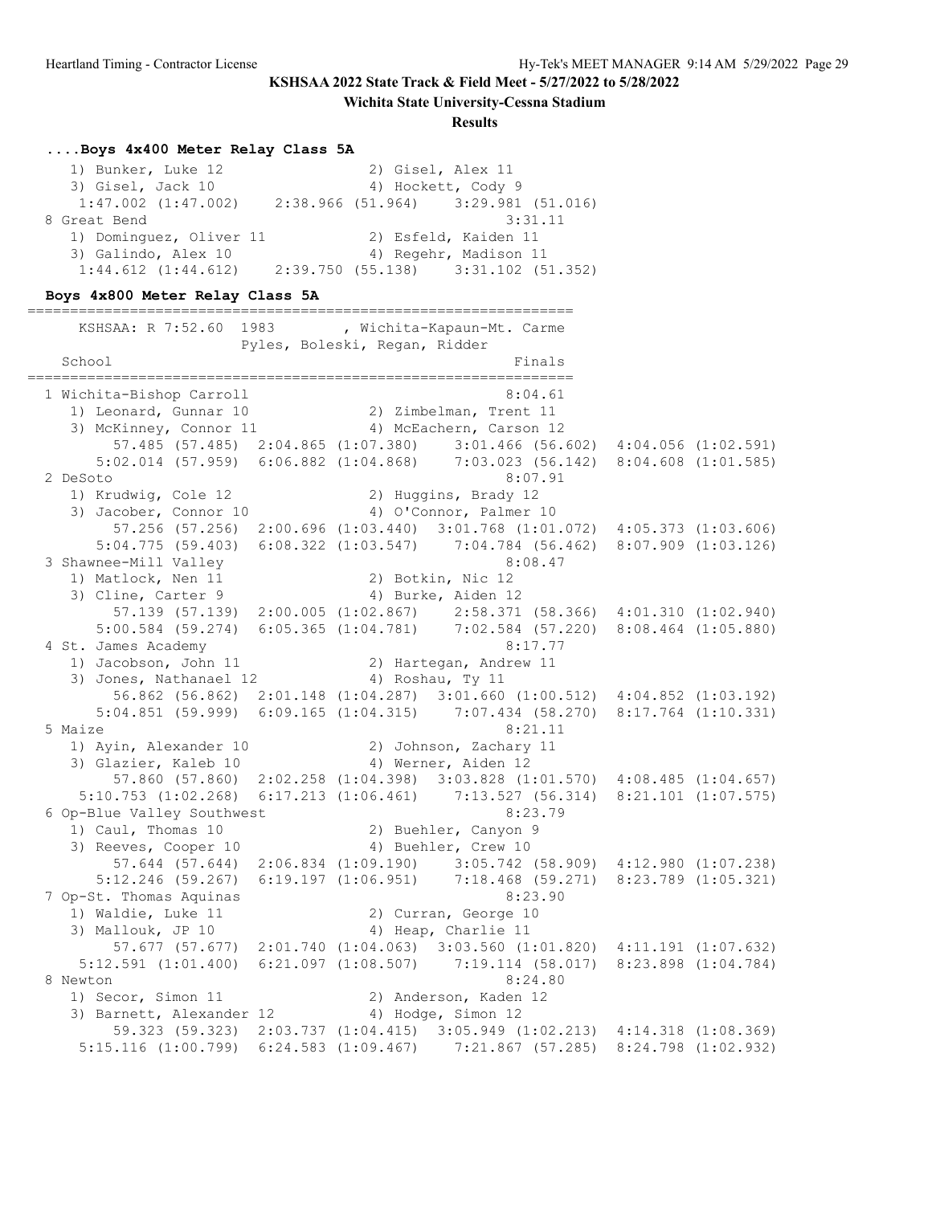**KSHSAA 2022 State Track & Field Meet - 5/27/2022 to 5/28/2022**

**Wichita State University-Cessna Stadium**

**Results**

### ....Boys 4x400 Meter Relay Class 5A

```
   1) Bunker, Luke 12                 2) Gisel, Alex 11
   3) Gisel, Jack 10                  4) Hockett, Cody 9
    1:47.002 (1:47.002)    2:38.966 (51.964)    3:29.981 (51.016)
 8 Great Bend                                      3:31.11
   1) Dominguez, Oliver 11            2) Esfeld, Kaiden 11
   3) Galindo, Alex 10                4) Regehr, Madison 11
    1:44.612 (1:44.612)    2:39.750 (55.138)    3:31.102 (51.352)
```

### Boys 4x800 Meter Relay Class 5A

```
================================================================
     KSHSAA: R 7:52.60  1983        , Wichita-Kapaun-Mt. Carme
                    Pyles, Boleski, Regan, Ridder
   School                                            Finals
================================================================
 1 Wichita-Bishop Carroll                            8:04.61
   1) Leonard, Gunnar 10              2) Zimbelman, Trent 11
   3) McKinney, Connor 11             4) McEachern, Carson 12
        57.485 (57.485)  2:04.865 (1:07.380)    3:01.466 (56.602)  4:04.056 (1:02.591)
      5:02.014 (57.959)  6:06.882 (1:04.868)    7:03.023 (56.142)  8:04.608 (1:01.585)
 2 DeSoto                                            8:07.91
   1) Krudwig, Cole 12                2) Huggins, Brady 12
   3) Jacober, Connor 10              4) O'Connor, Palmer 10
        57.256 (57.256)  2:00.696 (1:03.440)  3:01.768 (1:01.072)  4:05.373 (1:03.606)
      5:04.775 (59.403)  6:08.322 (1:03.547)    7:04.784 (56.462)  8:07.909 (1:03.126)
 3 Shawnee-Mill Valley                               8:08.47
   1) Matlock, Nen 11                 2) Botkin, Nic 12
   3) Cline, Carter 9                 4) Burke, Aiden 12
        57.139 (57.139)  2:00.005 (1:02.867)    2:58.371 (58.366)  4:01.310 (1:02.940)
      5:00.584 (59.274)  6:05.365 (1:04.781)    7:02.584 (57.220)  8:08.464 (1:05.880)
 4 St. James Academy                                 8:17.77
   1) Jacobson, John 11               2) Hartegan, Andrew 11
   3) Jones, Nathanael 12             4) Roshau, Ty 11
        56.862 (56.862)  2:01.148 (1:04.287)  3:01.660 (1:00.512)  4:04.852 (1:03.192)
      5:04.851 (59.999)  6:09.165 (1:04.315)    7:07.434 (58.270)  8:17.764 (1:10.331)
 5 Maize                                             8:21.11
   1) Ayin, Alexander 10              2) Johnson, Zachary 11
   3) Glazier, Kaleb 10               4) Werner, Aiden 12
        57.860 (57.860)  2:02.258 (1:04.398)  3:03.828 (1:01.570)  4:08.485 (1:04.657)
    5:10.753 (1:02.268)  6:17.213 (1:06.461)    7:13.527 (56.314)  8:21.101 (1:07.575)
 6 Op-Blue Valley Southwest                          8:23.79
   1) Caul, Thomas 10                 2) Buehler, Canyon 9
   3) Reeves, Cooper 10               4) Buehler, Crew 10
        57.644 (57.644)  2:06.834 (1:09.190)    3:05.742 (58.909)  4:12.980 (1:07.238)
      5:12.246 (59.267)  6:19.197 (1:06.951)    7:18.468 (59.271)  8:23.789 (1:05.321)
 7 Op-St. Thomas Aquinas                             8:23.90
   1) Waldie, Luke 11                 2) Curran, George 10
   3) Mallouk, JP 10                  4) Heap, Charlie 11
        57.677 (57.677)  2:01.740 (1:04.063)  3:03.560 (1:01.820)  4:11.191 (1:07.632)
    5:12.591 (1:01.400)  6:21.097 (1:08.507)    7:19.114 (58.017)  8:23.898 (1:04.784)
 8 Newton                                            8:24.80
   1) Secor, Simon 11                 2) Anderson, Kaden 12
   3) Barnett, Alexander 12           4) Hodge, Simon 12
        59.323 (59.323)  2:03.737 (1:04.415)  3:05.949 (1:02.213)  4:14.318 (1:08.369)
    5:15.116 (1:00.799)  6:24.583 (1:09.467)    7:21.867 (57.285)  8:24.798 (1:02.932)
```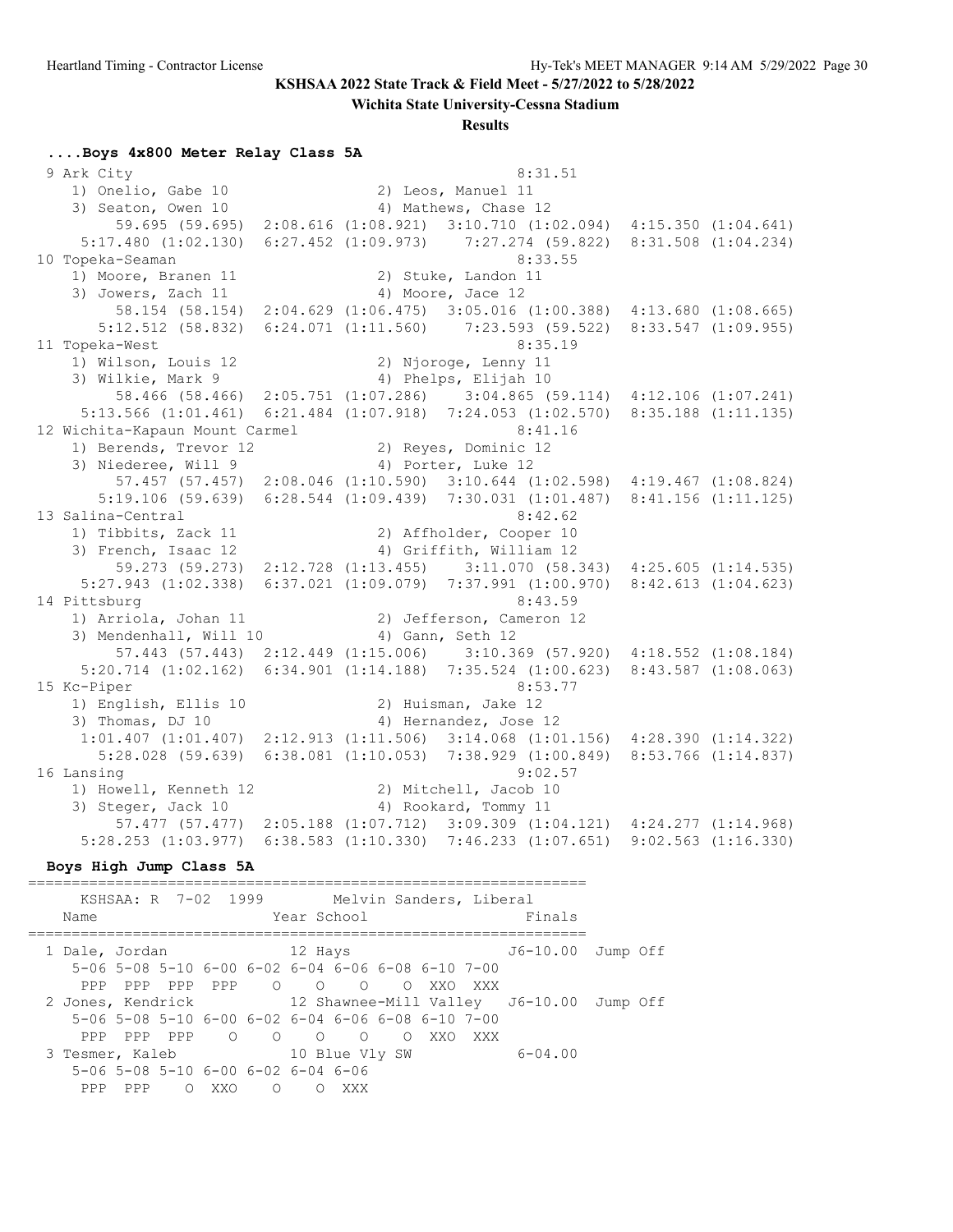KSHSAA 2022 State Track & Field Meet - 5/27/2022 to 5/28/2022

Wichita State University-Cessna Stadium

**Results**

### ....Boys 4x800 Meter Relay Class 5A

```
 9 Ark City                                               8:31.51
    1) Onelio, Gabe 10                 2) Leos, Manuel 11
    3) Seaton, Owen 10                 4) Mathews, Chase 12
        59.695 (59.695)  2:08.616 (1:08.921)  3:10.710 (1:02.094)  4:15.350 (1:04.641)
     5:17.480 (1:02.130)  6:27.452 (1:09.973)    7:27.274 (59.822)  8:31.508 (1:04.234)
10 Topeka-Seaman                                          8:33.55
    1) Moore, Branen 11                2) Stuke, Landon 11
    3) Jowers, Zach 11                 4) Moore, Jace 12
        58.154 (58.154)  2:04.629 (1:06.475)  3:05.016 (1:00.388)  4:13.680 (1:08.665)
       5:12.512 (58.832)  6:24.071 (1:11.560)    7:23.593 (59.522)  8:33.547 (1:09.955)
11 Topeka-West                                            8:35.19
    1) Wilson, Louis 12                2) Njoroge, Lenny 11
    3) Wilkie, Mark 9                  4) Phelps, Elijah 10
        58.466 (58.466)  2:05.751 (1:07.286)    3:04.865 (59.114)  4:12.106 (1:07.241)
     5:13.566 (1:01.461)  6:21.484 (1:07.918)  7:24.053 (1:02.570)  8:35.188 (1:11.135)
12 Wichita-Kapaun Mount Carmel                            8:41.16
    1) Berends, Trevor 12              2) Reyes, Dominic 12
    3) Niederee, Will 9                4) Porter, Luke 12
        57.457 (57.457)  2:08.046 (1:10.590)  3:10.644 (1:02.598)  4:19.467 (1:08.824)
       5:19.106 (59.639)  6:28.544 (1:09.439)  7:30.031 (1:01.487)  8:41.156 (1:11.125)
13 Salina-Central                                         8:42.62
    1) Tibbits, Zack 11                2) Affholder, Cooper 10
    3) French, Isaac 12                4) Griffith, William 12
        59.273 (59.273)  2:12.728 (1:13.455)    3:11.070 (58.343)  4:25.605 (1:14.535)
     5:27.943 (1:02.338)  6:37.021 (1:09.079)  7:37.991 (1:00.970)  8:42.613 (1:04.623)
14 Pittsburg                                              8:43.59
    1) Arriola, Johan 11               2) Jefferson, Cameron 12
    3) Mendenhall, Will 10             4) Gann, Seth 12
        57.443 (57.443)  2:12.449 (1:15.006)    3:10.369 (57.920)  4:18.552 (1:08.184)
     5:20.714 (1:02.162)  6:34.901 (1:14.188)  7:35.524 (1:00.623)  8:43.587 (1:08.063)
15 Kc-Piper                                               8:53.77
    1) English, Ellis 10               2) Huisman, Jake 12
    3) Thomas, DJ 10                   4) Hernandez, Jose 12
     1:01.407 (1:01.407)  2:12.913 (1:11.506)  3:14.068 (1:01.156)  4:28.390 (1:14.322)
       5:28.028 (59.639)  6:38.081 (1:10.053)  7:38.929 (1:00.849)  8:53.766 (1:14.837)
16 Lansing                                                9:02.57
    1) Howell, Kenneth 12              2) Mitchell, Jacob 10
    3) Steger, Jack 10                 4) Rookard, Tommy 11
        57.477 (57.477)  2:05.188 (1:07.712)  3:09.309 (1:04.121)  4:24.277 (1:14.968)
     5:28.253 (1:03.977)  6:38.583 (1:10.330)  7:46.233 (1:07.651)  9:02.563 (1:16.330)
```

### Boys High Jump Class 5A

```
================================================================
     KSHSAA: R  7-02  1999        Melvin Sanders, Liberal       
   Name                    Year School                  Finals  
================================================================
  1 Dale, Jordan             12 Hays                  J6-10.00  Jump Off
     5-06 5-08 5-10 6-00 6-02 6-04 6-06 6-08 6-10 7-00
      PPP  PPP  PPP  PPP    O    O    O    O  XXO  XXX
  2 Jones, Kendrick          12 Shawnee-Mill Valley   J6-10.00  Jump Off
     5-06 5-08 5-10 6-00 6-02 6-04 6-06 6-08 6-10 7-00
      PPP  PPP  PPP    O    O    O    O    O  XXO  XXX
  3 Tesmer, Kaleb            10 Blue Vly SW            6-04.00
     5-06 5-08 5-10 6-00 6-02 6-04 6-06
      PPP  PPP    O  XXO    O    O  XXX
```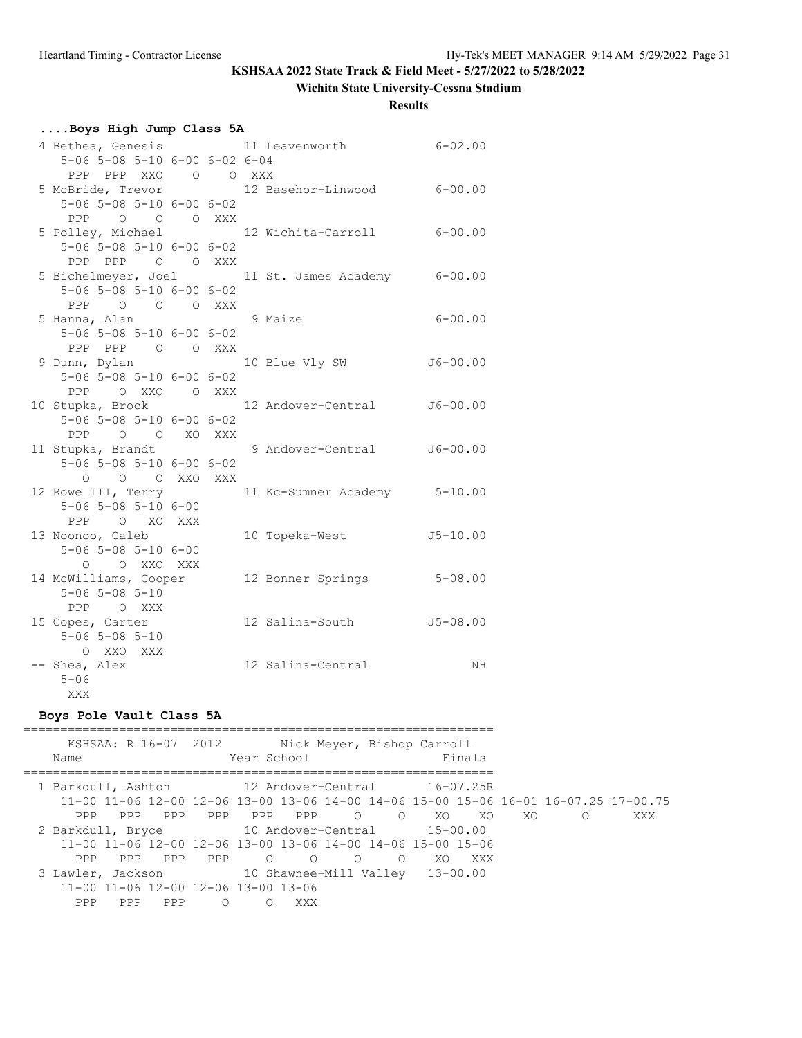KSHSAA 2022 State Track & Field Meet - 5/27/2022 to 5/28/2022

Wichita State University-Cessna Stadium

**Results**

### ....Boys High Jump Class 5A

```
  4 Bethea, Genesis            11 Leavenworth            6-02.00
     5-06 5-08 5-10 6-00 6-02 6-04
      PPP  PPP  XXO    O    O  XXX
  5 McBride, Trevor            12 Basehor-Linwood        6-00.00
     5-06 5-08 5-10 6-00 6-02
      PPP    O    O    O  XXX
  5 Polley, Michael            12 Wichita-Carroll        6-00.00
     5-06 5-08 5-10 6-00 6-02
      PPP  PPP    O    O  XXX
  5 Bichelmeyer, Joel          11 St. James Academy      6-00.00
     5-06 5-08 5-10 6-00 6-02
      PPP    O    O    O  XXX
  5 Hanna, Alan                 9 Maize                  6-00.00
     5-06 5-08 5-10 6-00 6-02
      PPP  PPP    O    O  XXX
  9 Dunn, Dylan                10 Blue Vly SW           J6-00.00
     5-06 5-08 5-10 6-00 6-02
      PPP    O  XXO    O  XXX
 10 Stupka, Brock              12 Andover-Central       J6-00.00
     5-06 5-08 5-10 6-00 6-02
      PPP    O    O   XO  XXX
 11 Stupka, Brandt              9 Andover-Central       J6-00.00
     5-06 5-08 5-10 6-00 6-02
        O    O    O  XXO  XXX
 12 Rowe III, Terry            11 Kc-Sumner Academy      5-10.00
     5-06 5-08 5-10 6-00
      PPP    O   XO  XXX
 13 Noonoo, Caleb              10 Topeka-West           J5-10.00
     5-06 5-08 5-10 6-00
        O    O  XXO  XXX
 14 McWilliams, Cooper         12 Bonner Springs         5-08.00
     5-06 5-08 5-10
      PPP    O  XXX
 15 Copes, Carter              12 Salina-South          J5-08.00
     5-06 5-08 5-10
        O  XXO  XXX
 -- Shea, Alex                 12 Salina-Central              NH
     5-06
      XXX
```

### Boys Pole Vault Class 5A

```
================================================================
      KSHSAA: R 16-07  2012        Nick Meyer, Bishop Carroll
    Name                    Year School                 Finals
================================================================
  1 Barkdull, Ashton           12 Andover-Central       16-07.25R
    11-00 11-06 12-00 12-06 13-00 13-06 14-00 14-06 15-00 15-06 16-01 16-07.25 17-00.75
      PPP   PPP   PPP   PPP   PPP   PPP     O     O    XO    XO    XO        O       XXX
  2 Barkdull, Bryce            10 Andover-Central       15-00.00
    11-00 11-06 12-00 12-06 13-00 13-06 14-00 14-06 15-00 15-06
      PPP   PPP   PPP   PPP     O     O     O     O    XO   XXX
  3 Lawler, Jackson            10 Shawnee-Mill Valley   13-00.00
    11-00 11-06 12-00 12-06 13-00 13-06
      PPP   PPP   PPP     O     O   XXX
```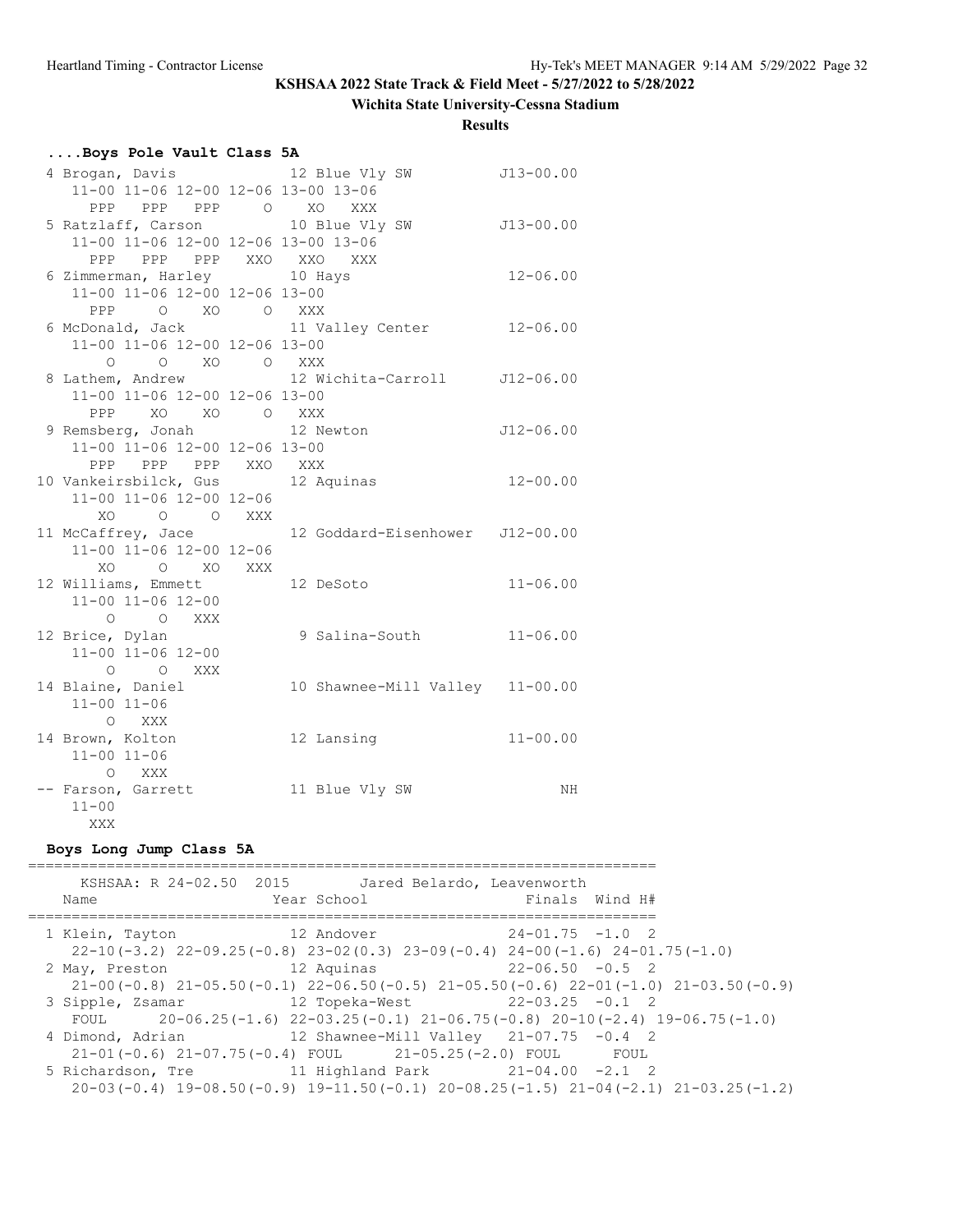**KSHSAA 2022 State Track & Field Meet - 5/27/2022 to 5/28/2022**

**Wichita State University-Cessna Stadium**

**Results**

### ....Boys Pole Vault Class 5A

```
 4 Brogan, Davis              12 Blue Vly SW          J13-00.00
    11-00 11-06 12-00 12-06 13-00 13-06
      PPP   PPP   PPP     O    XO   XXX
 5 Ratzlaff, Carson           10 Blue Vly SW          J13-00.00
    11-00 11-06 12-00 12-06 13-00 13-06
      PPP   PPP   PPP   XXO   XXO   XXX
 6 Zimmerman, Harley          10 Hays                  12-06.00
    11-00 11-06 12-00 12-06 13-00
      PPP     O    XO     O   XXX
 6 McDonald, Jack             11 Valley Center         12-06.00
    11-00 11-06 12-00 12-06 13-00
        O     O    XO     O   XXX
 8 Lathem, Andrew             12 Wichita-Carroll      J12-06.00
    11-00 11-06 12-00 12-06 13-00
      PPP    XO    XO     O   XXX
 9 Remsberg, Jonah            12 Newton               J12-06.00
    11-00 11-06 12-00 12-06 13-00
      PPP   PPP   PPP   XXO   XXX
10 Vankeirsbilck, Gus         12 Aquinas               12-00.00
    11-00 11-06 12-00 12-06
       XO     O     O   XXX
11 McCaffrey, Jace            12 Goddard-Eisenhower   J12-00.00
    11-00 11-06 12-00 12-06
       XO     O    XO   XXX
12 Williams, Emmett           12 DeSoto                11-06.00
    11-00 11-06 12-00
        O     O   XXX
12 Brice, Dylan                9 Salina-South          11-06.00
    11-00 11-06 12-00
        O     O   XXX
14 Blaine, Daniel             10 Shawnee-Mill Valley   11-00.00
    11-00 11-06
        O   XXX
14 Brown, Kolton              12 Lansing               11-00.00
    11-00 11-06
        O   XXX
-- Farson, Garrett            11 Blue Vly SW                 NH
    11-00
      XXX
```

### Boys Long Jump Class 5A

```
=========================================================================
     KSHSAA: R 24-02.50  2015        Jared Belardo, Leavenworth
   Name                    Year School                Finals  Wind H#
=========================================================================
  1 Klein, Tayton             12 Andover              24-01.75  -1.0  2
    22-10(-3.2) 22-09.25(-0.8) 23-02(0.3) 23-09(-0.4) 24-00(-1.6) 24-01.75(-1.0)
  2 May, Preston              12 Aquinas              22-06.50  -0.5  2
    21-00(-0.8) 21-05.50(-0.1) 22-06.50(-0.5) 21-05.50(-0.6) 22-01(-1.0) 21-03.50(-0.9)
  3 Sipple, Zsamar            12 Topeka-West          22-03.25  -0.1  2
    FOUL      20-06.25(-1.6) 22-03.25(-0.1) 21-06.75(-0.8) 20-10(-2.4) 19-06.75(-1.0)
  4 Dimond, Adrian            12 Shawnee-Mill Valley  21-07.75  -0.4  2
    21-01(-0.6) 21-07.75(-0.4) FOUL      21-05.25(-2.0) FOUL      FOUL
  5 Richardson, Tre           11 Highland Park        21-04.00  -2.1  2
    20-03(-0.4) 19-08.50(-0.9) 19-11.50(-0.1) 20-08.25(-1.5) 21-04(-2.1) 21-03.25(-1.2)
```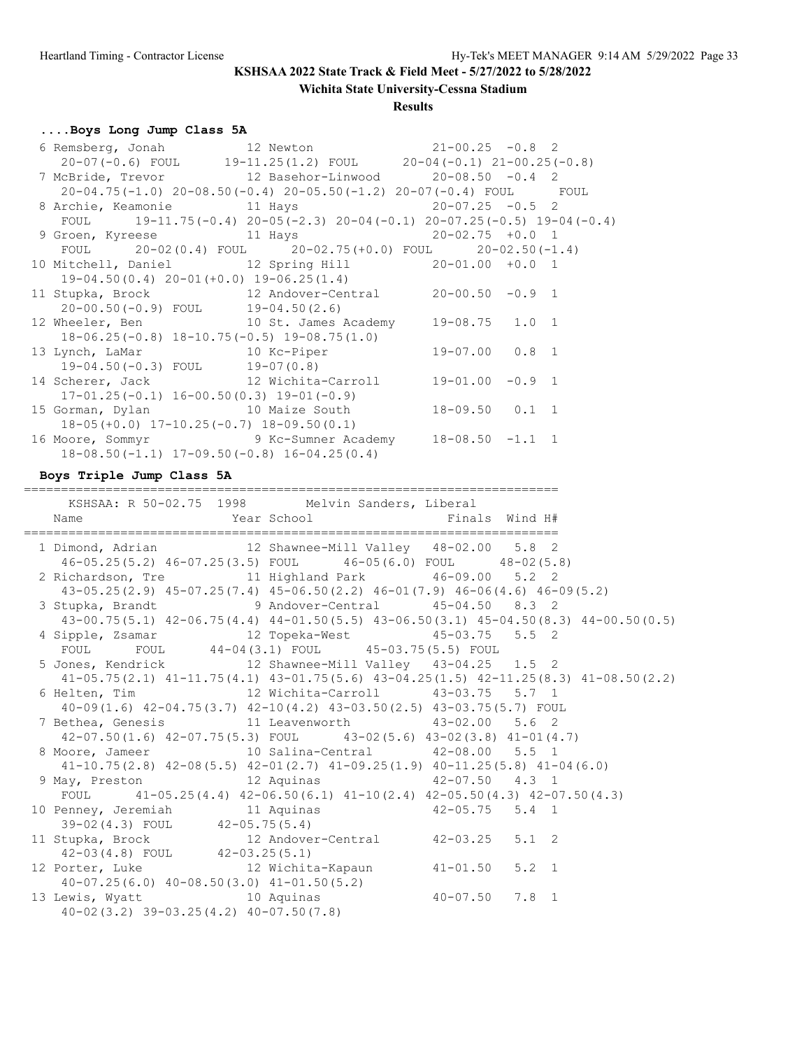**KSHSAA 2022 State Track & Field Meet - 5/27/2022 to 5/28/2022**

**Wichita State University-Cessna Stadium**

**Results**

### ....Boys Long Jump Class 5A

```
  6 Remsberg, Jonah           12 Newton                 21-00.25  -0.8  2 
     20-07(-0.6) FOUL      19-11.25(1.2) FOUL      20-04(-0.1) 21-00.25(-0.8)
  7 McBride, Trevor           12 Basehor-Linwood        20-08.50  -0.4  2 
     20-04.75(-1.0) 20-08.50(-0.4) 20-05.50(-1.2) 20-07(-0.4) FOUL      FOUL
  8 Archie, Keamonie          11 Hays                   20-07.25  -0.5  2 
     FOUL      19-11.75(-0.4) 20-05(-2.3) 20-04(-0.1) 20-07.25(-0.5) 19-04(-0.4)
  9 Groen, Kyreese            11 Hays                   20-02.75  +0.0  1 
     FOUL      20-02(0.4) FOUL      20-02.75(+0.0) FOUL      20-02.50(-1.4)
 10 Mitchell, Daniel          12 Spring Hill            20-01.00  +0.0  1 
     19-04.50(0.4) 20-01(+0.0) 19-06.25(1.4)
 11 Stupka, Brock             12 Andover-Central        20-00.50  -0.9  1 
     20-00.50(-0.9) FOUL      19-04.50(2.6)
 12 Wheeler, Ben              10 St. James Academy      19-08.75   1.0  1 
     18-06.25(-0.8) 18-10.75(-0.5) 19-08.75(1.0)
 13 Lynch, LaMar              10 Kc-Piper               19-07.00   0.8  1 
     19-04.50(-0.3) FOUL      19-07(0.8)
 14 Scherer, Jack             12 Wichita-Carroll        19-01.00  -0.9  1 
     17-01.25(-0.1) 16-00.50(0.3) 19-01(-0.9)
 15 Gorman, Dylan             10 Maize South            18-09.50   0.1  1 
     18-05(+0.0) 17-10.25(-0.7) 18-09.50(0.1)
 16 Moore, Sommyr              9 Kc-Sumner Academy      18-08.50  -1.1  1 
     18-08.50(-1.1) 17-09.50(-0.8) 16-04.25(0.4)
```

### Boys Triple Jump Class 5A

```
=========================================================================
    KSHSAA: R 50-02.75  1998        Melvin Sanders, Liberal              
    Name                    Year School                 Finals  Wind H# 
=========================================================================
  1 Dimond, Adrian            12 Shawnee-Mill Valley    48-02.00   5.8  2 
     46-05.25(5.2) 46-07.25(3.5) FOUL      46-05(6.0) FOUL      48-02(5.8)
  2 Richardson, Tre           11 Highland Park          46-09.00   5.2  2 
     43-05.25(2.9) 45-07.25(7.4) 45-06.50(2.2) 46-01(7.9) 46-06(4.6) 46-09(5.2)
  3 Stupka, Brandt             9 Andover-Central        45-04.50   8.3  2 
     43-00.75(5.1) 42-06.75(4.4) 44-01.50(5.5) 43-06.50(3.1) 45-04.50(8.3) 44-00.50(0.5)
  4 Sipple, Zsamar            12 Topeka-West            45-03.75   5.5  2 
     FOUL      FOUL      44-04(3.1) FOUL      45-03.75(5.5) FOUL
  5 Jones, Kendrick           12 Shawnee-Mill Valley    43-04.25   1.5  2 
     41-05.75(2.1) 41-11.75(4.1) 43-01.75(5.6) 43-04.25(1.5) 42-11.25(8.3) 41-08.50(2.2)
  6 Helten, Tim               12 Wichita-Carroll        43-03.75   5.7  1 
     40-09(1.6) 42-04.75(3.7) 42-10(4.2) 43-03.50(2.5) 43-03.75(5.7) FOUL
  7 Bethea, Genesis           11 Leavenworth            43-02.00   5.6  2 
     42-07.50(1.6) 42-07.75(5.3) FOUL      43-02(5.6) 43-02(3.8) 41-01(4.7)
  8 Moore, Jameer             10 Salina-Central         42-08.00   5.5  1 
     41-10.75(2.8) 42-08(5.5) 42-01(2.7) 41-09.25(1.9) 40-11.25(5.8) 41-04(6.0)
  9 May, Preston              12 Aquinas                42-07.50   4.3  1 
     FOUL      41-05.25(4.4) 42-06.50(6.1) 41-10(2.4) 42-05.50(4.3) 42-07.50(4.3)
 10 Penney, Jeremiah          11 Aquinas                42-05.75   5.4  1 
     39-02(4.3) FOUL      42-05.75(5.4)
 11 Stupka, Brock             12 Andover-Central        42-03.25   5.1  2 
     42-03(4.8) FOUL      42-03.25(5.1)
 12 Porter, Luke              12 Wichita-Kapaun         41-01.50   5.2  1 
     40-07.25(6.0) 40-08.50(3.0) 41-01.50(5.2)
 13 Lewis, Wyatt              10 Aquinas                40-07.50   7.8  1 
     40-02(3.2) 39-03.25(4.2) 40-07.50(7.8)
```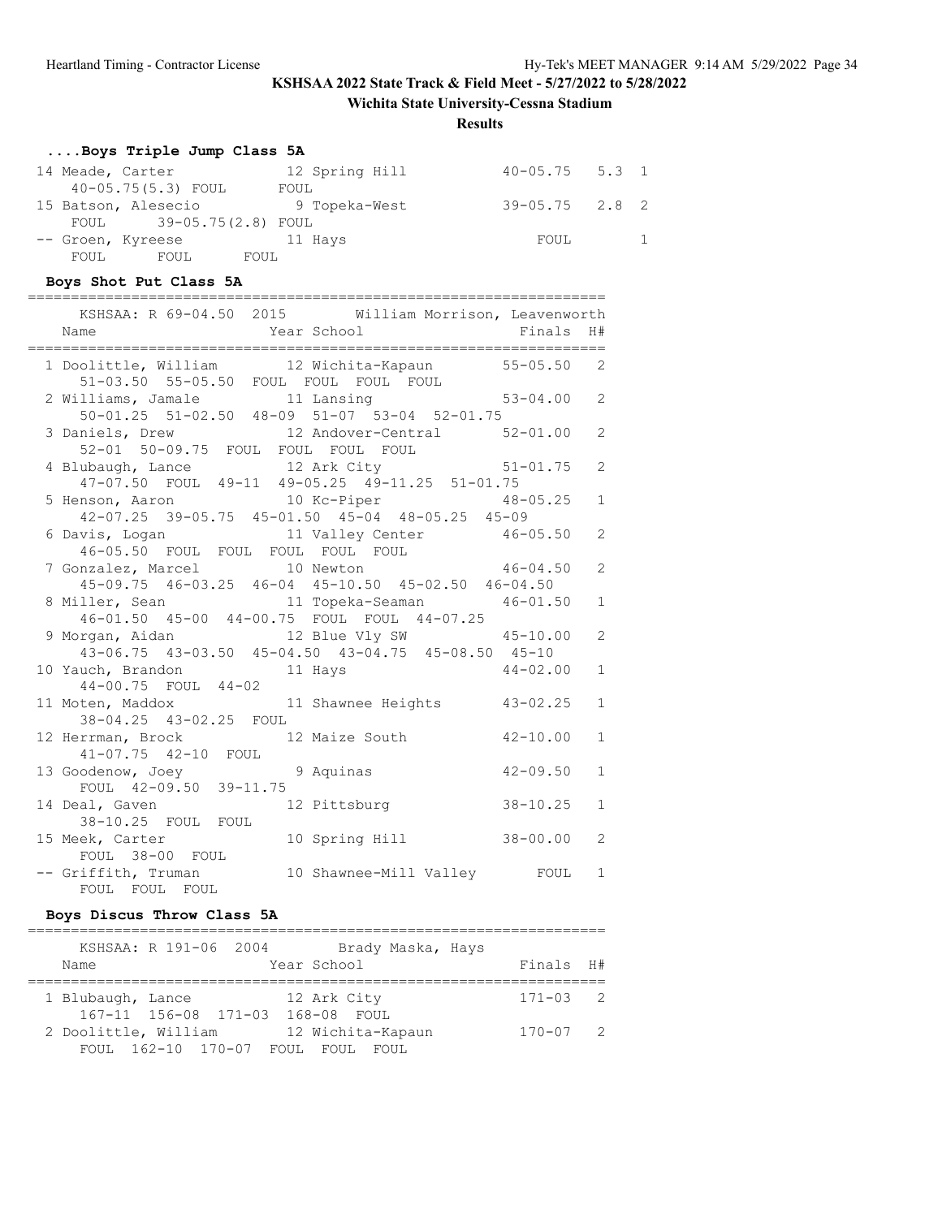# KSHSAA 2022 State Track & Field Meet - 5/27/2022 to 5/28/2022

## Wichita State University-Cessna Stadium

### Results

#### ....Boys Triple Jump Class 5A

```
 14 Meade, Carter             12 Spring Hill           40-05.75   5.3  1
     40-05.75(5.3) FOUL       FOUL
 15 Batson, Alesecio           9 Topeka-West           39-05.75   2.8  2
     FOUL      39-05.75(2.8) FOUL
 -- Groen, Kyreese            11 Hays                      FOUL        1
     FOUL      FOUL      FOUL
```

#### Boys Shot Put Class 5A

```
===================================================================
    KSHSAA: R 69-04.50  2015        William Morrison, Leavenworth
    Name                    Year School                Finals  H#
===================================================================
  1 Doolittle, William        12 Wichita-Kapaun       55-05.50   2
     51-03.50  55-05.50  FOUL  FOUL  FOUL  FOUL
  2 Williams, Jamale          11 Lansing              53-04.00   2
     50-01.25  51-02.50  48-09  51-07  53-04  52-01.75
  3 Daniels, Drew             12 Andover-Central      52-01.00   2
     52-01  50-09.75  FOUL  FOUL  FOUL  FOUL
  4 Blubaugh, Lance           12 Ark City             51-01.75   2
     47-07.50  FOUL  49-11  49-05.25  49-11.25  51-01.75
  5 Henson, Aaron             10 Kc-Piper             48-05.25   1
     42-07.25  39-05.75  45-01.50  45-04  48-05.25  45-09
  6 Davis, Logan              11 Valley Center        46-05.50   2
     46-05.50  FOUL  FOUL  FOUL  FOUL  FOUL
  7 Gonzalez, Marcel          10 Newton               46-04.50   2
     45-09.75  46-03.25  46-04  45-10.50  45-02.50  46-04.50
  8 Miller, Sean              11 Topeka-Seaman        46-01.50   1
     46-01.50  45-00  44-00.75  FOUL  FOUL  44-07.25
  9 Morgan, Aidan             12 Blue Vly SW          45-10.00   2
     43-06.75  43-03.50  45-04.50  43-04.75  45-08.50  45-10
 10 Yauch, Brandon            11 Hays                 44-02.00   1
     44-00.75  FOUL  44-02
 11 Moten, Maddox             11 Shawnee Heights      43-02.25   1
     38-04.25  43-02.25  FOUL
 12 Herrman, Brock            12 Maize South          42-10.00   1
     41-07.75  42-10  FOUL
 13 Goodenow, Joey             9 Aquinas              42-09.50   1
     FOUL  42-09.50  39-11.75
 14 Deal, Gaven               12 Pittsburg            38-10.25   1
     38-10.25  FOUL  FOUL
 15 Meek, Carter              10 Spring Hill          38-00.00   2
     FOUL  38-00  FOUL
 -- Griffith, Truman          10 Shawnee-Mill Valley      FOUL   1
     FOUL  FOUL  FOUL
```

#### Boys Discus Throw Class 5A

```
===================================================================
    KSHSAA: R 191-06  2004        Brady Maska, Hays
    Name                    Year School                Finals  H#
===================================================================
  1 Blubaugh, Lance           12 Ark City               171-03   2
     167-11  156-08  171-03  168-08  FOUL
  2 Doolittle, William        12 Wichita-Kapaun         170-07   2
     FOUL  162-10  170-07  FOUL  FOUL  FOUL
```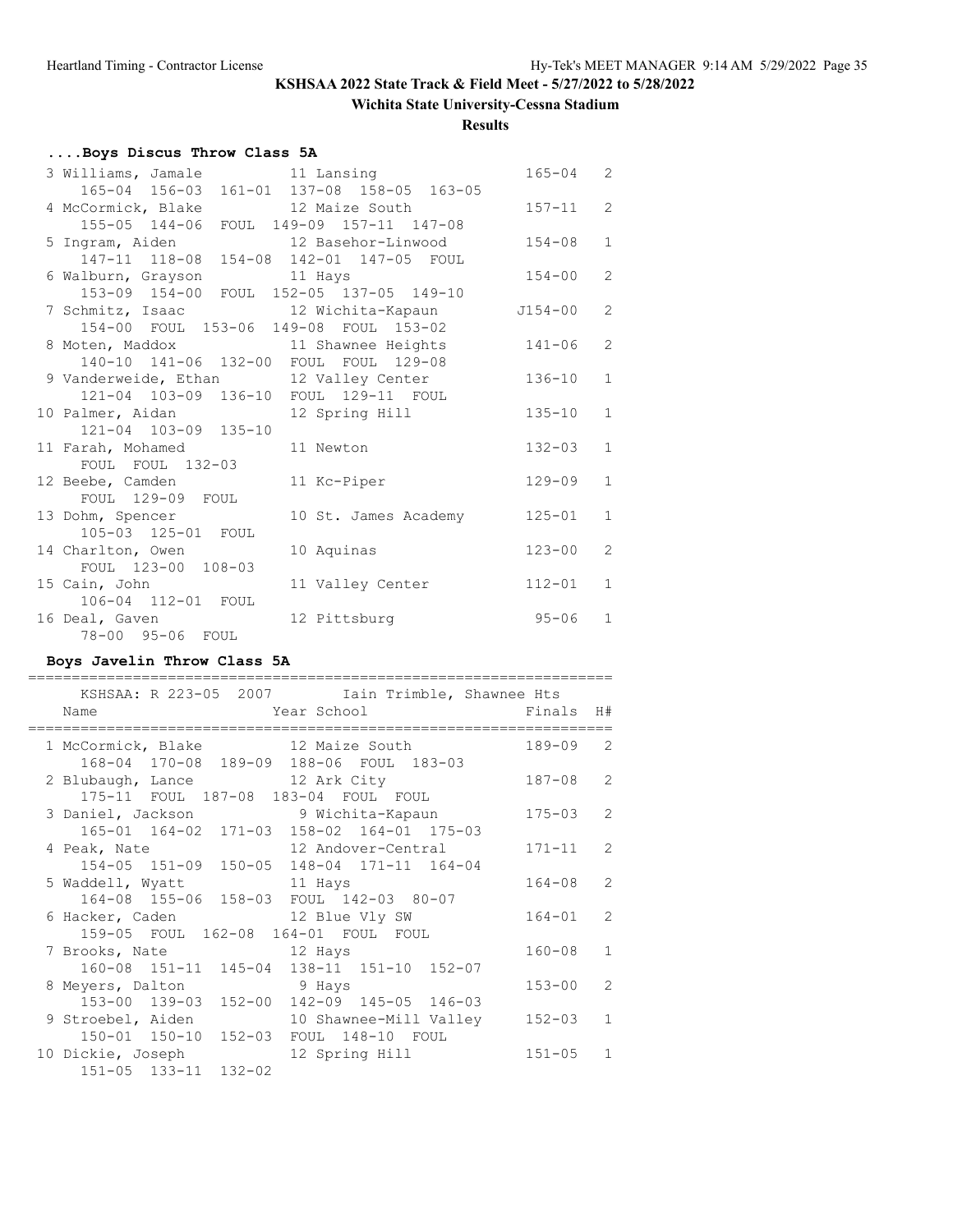**KSHSAA 2022 State Track & Field Meet - 5/27/2022 to 5/28/2022**

**Wichita State University-Cessna Stadium**

**Results**

### ....Boys Discus Throw Class 5A

```
  3 Williams, Jamale          11 Lansing                  165-04   2 
      165-04  156-03  161-01  137-08  158-05  163-05 
  4 McCormick, Blake          12 Maize South              157-11   2 
      155-05  144-06  FOUL  149-09  157-11  147-08 
  5 Ingram, Aiden             12 Basehor-Linwood          154-08   1 
      147-11  118-08  154-08  142-01  147-05  FOUL 
  6 Walburn, Grayson          11 Hays                     154-00   2 
      153-09  154-00  FOUL  152-05  137-05  149-10 
  7 Schmitz, Isaac            12 Wichita-Kapaun          J154-00   2 
      154-00  FOUL  153-06  149-08  FOUL  153-02 
  8 Moten, Maddox             11 Shawnee Heights          141-06   2 
      140-10  141-06  132-00  FOUL  FOUL  129-08 
  9 Vanderweide, Ethan        12 Valley Center            136-10   1 
      121-04  103-09  136-10  FOUL  129-11  FOUL 
 10 Palmer, Aidan             12 Spring Hill              135-10   1 
      121-04  103-09  135-10 
 11 Farah, Mohamed            11 Newton                   132-03   1 
      FOUL  FOUL  132-03 
 12 Beebe, Camden             11 Kc-Piper                 129-09   1 
      FOUL  129-09  FOUL 
 13 Dohm, Spencer             10 St. James Academy        125-01   1 
      105-03  125-01  FOUL 
 14 Charlton, Owen            10 Aquinas                  123-00   2 
      FOUL  123-00  108-03 
 15 Cain, John                11 Valley Center            112-01   1 
      106-04  112-01  FOUL 
 16 Deal, Gaven               12 Pittsburg                 95-06   1 
      78-00  95-06  FOUL 
```

### Boys Javelin Throw Class 5A

```
===================================================================
    KSHSAA: R 223-05  2007        Iain Trimble, Shawnee Hts
    Name                    Year School                 Finals  H# 
===================================================================
  1 McCormick, Blake          12 Maize South              189-09   2 
      168-04  170-08  189-09  188-06  FOUL  183-03 
  2 Blubaugh, Lance           12 Ark City                 187-08   2 
      175-11  FOUL  187-08  183-04  FOUL  FOUL 
  3 Daniel, Jackson            9 Wichita-Kapaun           175-03   2 
      165-01  164-02  171-03  158-02  164-01  175-03 
  4 Peak, Nate                12 Andover-Central          171-11   2 
      154-05  151-09  150-05  148-04  171-11  164-04 
  5 Waddell, Wyatt            11 Hays                     164-08   2 
      164-08  155-06  158-03  FOUL  142-03  80-07 
  6 Hacker, Caden             12 Blue Vly SW              164-01   2 
      159-05  FOUL  162-08  164-01  FOUL  FOUL 
  7 Brooks, Nate              12 Hays                     160-08   1 
      160-08  151-11  145-04  138-11  151-10  152-07 
  8 Meyers, Dalton             9 Hays                     153-00   2 
      153-00  139-03  152-00  142-09  145-05  146-03 
  9 Stroebel, Aiden           10 Shawnee-Mill Valley      152-03   1 
      150-01  150-10  152-03  FOUL  148-10  FOUL 
 10 Dickie, Joseph            12 Spring Hill              151-05   1 
      151-05  133-11  132-02 
```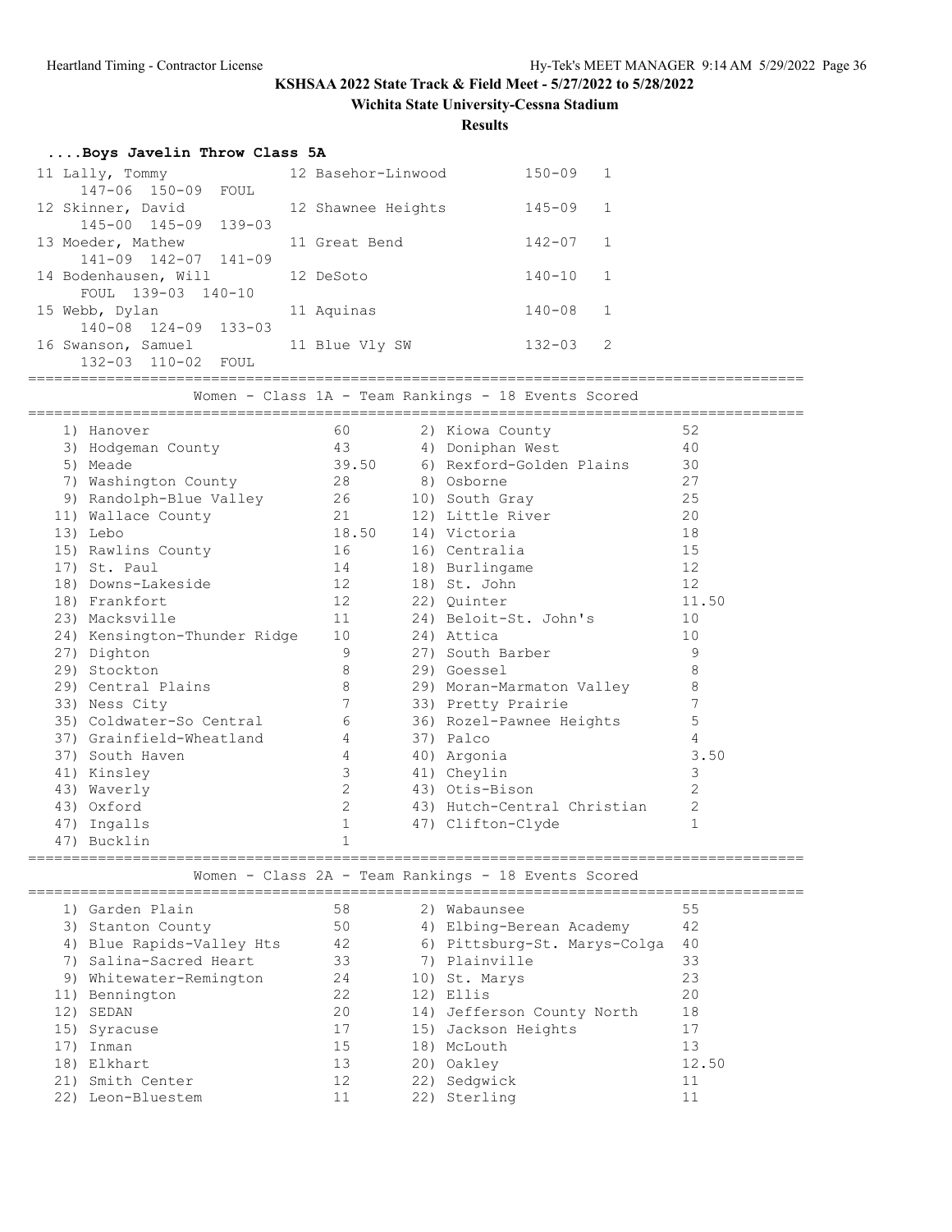## KSHSAA 2022 State Track & Field Meet - 5/27/2022 to 5/28/2022

### Wichita State University-Cessna Stadium

### Results

#### ....Boys Javelin Throw Class 5A

| Place | Name | Yr | School | Mark | H# |
|---|---|---|---|---|---|
| 11 | Lally, Tommy | 12 | Basehor-Linwood | 150-09 | 1 |
| | 147-06 150-09 FOUL | | | | |
| 12 | Skinner, David | 12 | Shawnee Heights | 145-09 | 1 |
| | 145-00 145-09 139-03 | | | | |
| 13 | Moeder, Mathew | 11 | Great Bend | 142-07 | 1 |
| | 141-09 142-07 141-09 | | | | |
| 14 | Bodenhausen, Will | 12 | DeSoto | 140-10 | 1 |
| | FOUL 139-03 140-10 | | | | |
| 15 | Webb, Dylan | 11 | Aquinas | 140-08 | 1 |
| | 140-08 124-09 133-03 | | | | |
| 16 | Swanson, Samuel | 11 | Blue Vly SW | 132-03 | 2 |
| | 132-03 110-02 FOUL | | | | |

#### Women - Class 1A - Team Rankings - 18 Events Scored

| Rank | Team | Points | Rank | Team | Points |
|---|---|---|---|---|---|
| 1) | Hanover | 60 | 2) | Kiowa County | 52 |
| 3) | Hodgeman County | 43 | 4) | Doniphan West | 40 |
| 5) | Meade | 39.50 | 6) | Rexford-Golden Plains | 30 |
| 7) | Washington County | 28 | 8) | Osborne | 27 |
| 9) | Randolph-Blue Valley | 26 | 10) | South Gray | 25 |
| 11) | Wallace County | 21 | 12) | Little River | 20 |
| 13) | Lebo | 18.50 | 14) | Victoria | 18 |
| 15) | Rawlins County | 16 | 16) | Centralia | 15 |
| 17) | St. Paul | 14 | 18) | Burlingame | 12 |
| 18) | Downs-Lakeside | 12 | 18) | St. John | 12 |
| 18) | Frankfort | 12 | 22) | Quinter | 11.50 |
| 23) | Macksville | 11 | 24) | Beloit-St. John's | 10 |
| 24) | Kensington-Thunder Ridge | 10 | 24) | Attica | 10 |
| 27) | Dighton | 9 | 27) | South Barber | 9 |
| 29) | Stockton | 8 | 29) | Goessel | 8 |
| 29) | Central Plains | 8 | 29) | Moran-Marmaton Valley | 8 |
| 33) | Ness City | 7 | 33) | Pretty Prairie | 7 |
| 35) | Coldwater-So Central | 6 | 36) | Rozel-Pawnee Heights | 5 |
| 37) | Grainfield-Wheatland | 4 | 37) | Palco | 4 |
| 37) | South Haven | 4 | 40) | Argonia | 3.50 |
| 41) | Kinsley | 3 | 41) | Cheylin | 3 |
| 43) | Waverly | 2 | 43) | Otis-Bison | 2 |
| 43) | Oxford | 2 | 43) | Hutch-Central Christian | 2 |
| 47) | Ingalls | 1 | 47) | Clifton-Clyde | 1 |
| 47) | Bucklin | 1 | | | |

#### Women - Class 2A - Team Rankings - 18 Events Scored

| Rank | Team | Points | Rank | Team | Points |
|---|---|---|---|---|---|
| 1) | Garden Plain | 58 | 2) | Wabaunsee | 55 |
| 3) | Stanton County | 50 | 4) | Elbing-Berean Academy | 42 |
| 4) | Blue Rapids-Valley Hts | 42 | 6) | Pittsburg-St. Marys-Colga | 40 |
| 7) | Salina-Sacred Heart | 33 | 7) | Plainville | 33 |
| 9) | Whitewater-Remington | 24 | 10) | St. Marys | 23 |
| 11) | Bennington | 22 | 12) | Ellis | 20 |
| 12) | SEDAN | 20 | 14) | Jefferson County North | 18 |
| 15) | Syracuse | 17 | 15) | Jackson Heights | 17 |
| 17) | Inman | 15 | 18) | McLouth | 13 |
| 18) | Elkhart | 13 | 20) | Oakley | 12.50 |
| 21) | Smith Center | 12 | 22) | Sedgwick | 11 |
| 22) | Leon-Bluestem | 11 | 22) | Sterling | 11 |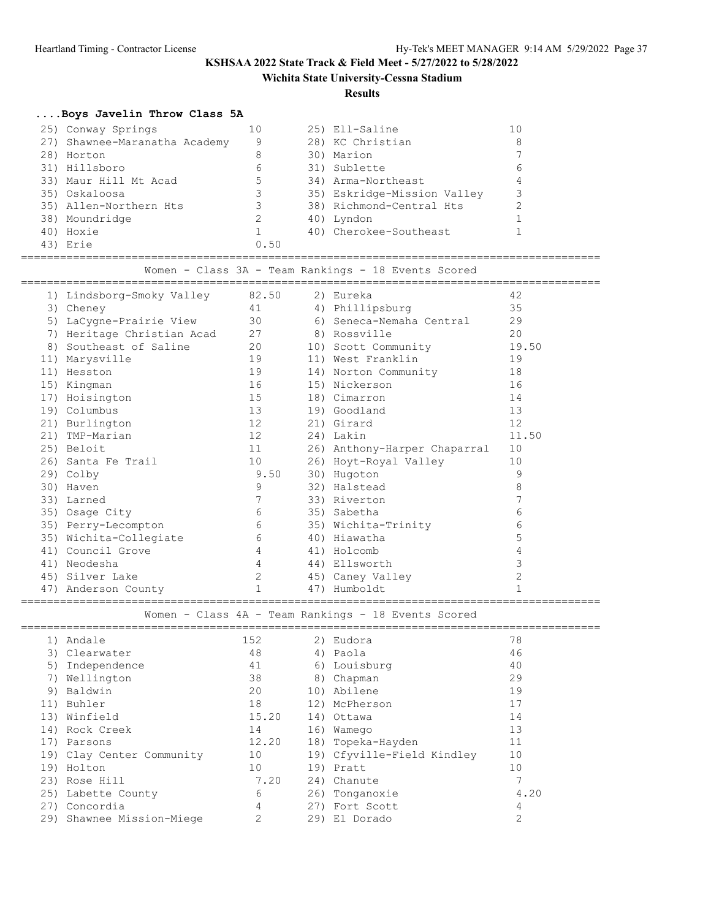**KSHSAA 2022 State Track & Field Meet - 5/27/2022 to 5/28/2022**

**Wichita State University-Cessna Stadium**

**Results**

### ....Boys Javelin Throw Class 5A

| Rank | Team | Points | Rank | Team | Points |
|---|---|---|---|---|---|
| 25) | Conway Springs | 10 | 25) | Ell-Saline | 10 |
| 27) | Shawnee-Maranatha Academy | 9 | 28) | KC Christian | 8 |
| 28) | Horton | 8 | 30) | Marion | 7 |
| 31) | Hillsboro | 6 | 31) | Sublette | 6 |
| 33) | Maur Hill Mt Acad | 5 | 34) | Arma-Northeast | 4 |
| 35) | Oskaloosa | 3 | 35) | Eskridge-Mission Valley | 3 |
| 35) | Allen-Northern Hts | 3 | 38) | Richmond-Central Hts | 2 |
| 38) | Moundridge | 2 | 40) | Lyndon | 1 |
| 40) | Hoxie | 1 | 40) | Cherokee-Southeast | 1 |
| 43) | Erie | 0.50 | | | |

### Women - Class 3A - Team Rankings - 18 Events Scored

| Rank | Team | Points | Rank | Team | Points |
|---|---|---|---|---|---|
| 1) | Lindsborg-Smoky Valley | 82.50 | 2) | Eureka | 42 |
| 3) | Cheney | 41 | 4) | Phillipsburg | 35 |
| 5) | LaCygne-Prairie View | 30 | 6) | Seneca-Nemaha Central | 29 |
| 7) | Heritage Christian Acad | 27 | 8) | Rossville | 20 |
| 8) | Southeast of Saline | 20 | 10) | Scott Community | 19.50 |
| 11) | Marysville | 19 | 11) | West Franklin | 19 |
| 11) | Hesston | 19 | 14) | Norton Community | 18 |
| 15) | Kingman | 16 | 15) | Nickerson | 16 |
| 17) | Hoisington | 15 | 18) | Cimarron | 14 |
| 19) | Columbus | 13 | 19) | Goodland | 13 |
| 21) | Burlington | 12 | 21) | Girard | 12 |
| 21) | TMP-Marian | 12 | 24) | Lakin | 11.50 |
| 25) | Beloit | 11 | 26) | Anthony-Harper Chaparral | 10 |
| 26) | Santa Fe Trail | 10 | 26) | Hoyt-Royal Valley | 10 |
| 29) | Colby | 9.50 | 30) | Hugoton | 9 |
| 30) | Haven | 9 | 32) | Halstead | 8 |
| 33) | Larned | 7 | 33) | Riverton | 7 |
| 35) | Osage City | 6 | 35) | Sabetha | 6 |
| 35) | Perry-Lecompton | 6 | 35) | Wichita-Trinity | 6 |
| 35) | Wichita-Collegiate | 6 | 40) | Hiawatha | 5 |
| 41) | Council Grove | 4 | 41) | Holcomb | 4 |
| 41) | Neodesha | 4 | 44) | Ellsworth | 3 |
| 45) | Silver Lake | 2 | 45) | Caney Valley | 2 |
| 47) | Anderson County | 1 | 47) | Humboldt | 1 |

### Women - Class 4A - Team Rankings - 18 Events Scored

| Rank | Team | Points | Rank | Team | Points |
|---|---|---|---|---|---|
| 1) | Andale | 152 | 2) | Eudora | 78 |
| 3) | Clearwater | 48 | 4) | Paola | 46 |
| 5) | Independence | 41 | 6) | Louisburg | 40 |
| 7) | Wellington | 38 | 8) | Chapman | 29 |
| 9) | Baldwin | 20 | 10) | Abilene | 19 |
| 11) | Buhler | 18 | 12) | McPherson | 17 |
| 13) | Winfield | 15.20 | 14) | Ottawa | 14 |
| 14) | Rock Creek | 14 | 16) | Wamego | 13 |
| 17) | Parsons | 12.20 | 18) | Topeka-Hayden | 11 |
| 19) | Clay Center Community | 10 | 19) | Cfyville-Field Kindley | 10 |
| 19) | Holton | 10 | 19) | Pratt | 10 |
| 23) | Rose Hill | 7.20 | 24) | Chanute | 7 |
| 25) | Labette County | 6 | 26) | Tonganoxie | 4.20 |
| 27) | Concordia | 4 | 27) | Fort Scott | 4 |
| 29) | Shawnee Mission-Miege | 2 | 29) | El Dorado | 2 |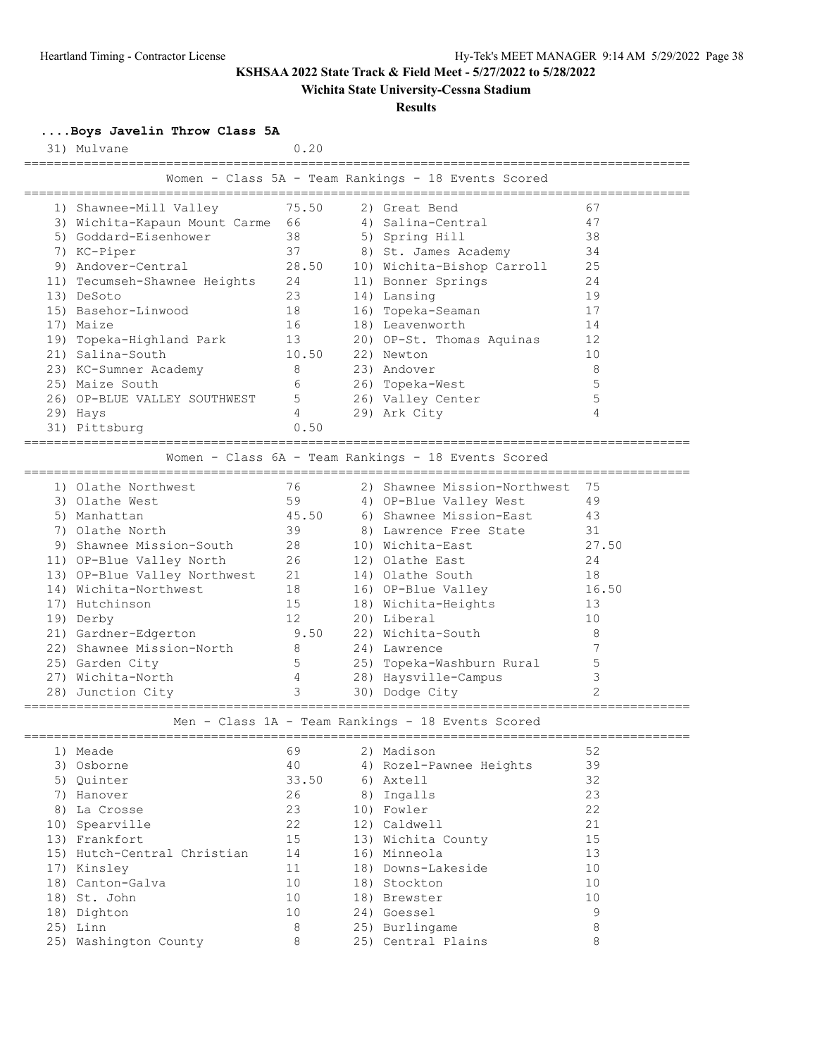**KSHSAA 2022 State Track & Field Meet - 5/27/2022 to 5/28/2022**

**Wichita State University-Cessna Stadium**

**Results**

### ....Boys Javelin Throw Class 5A

| Place | Team | Points |
|---|---|---|
| 31) | Mulvane | 0.20 |

### Women - Class 5A - Team Rankings - 18 Events Scored

| Place | Team | Points | Place | Team | Points |
|---|---|---|---|---|---|
| 1) | Shawnee-Mill Valley | 75.50 | 2) | Great Bend | 67 |
| 3) | Wichita-Kapaun Mount Carme | 66 | 4) | Salina-Central | 47 |
| 5) | Goddard-Eisenhower | 38 | 5) | Spring Hill | 38 |
| 7) | KC-Piper | 37 | 8) | St. James Academy | 34 |
| 9) | Andover-Central | 28.50 | 10) | Wichita-Bishop Carroll | 25 |
| 11) | Tecumseh-Shawnee Heights | 24 | 11) | Bonner Springs | 24 |
| 13) | DeSoto | 23 | 14) | Lansing | 19 |
| 15) | Basehor-Linwood | 18 | 16) | Topeka-Seaman | 17 |
| 17) | Maize | 16 | 18) | Leavenworth | 14 |
| 19) | Topeka-Highland Park | 13 | 20) | OP-St. Thomas Aquinas | 12 |
| 21) | Salina-South | 10.50 | 22) | Newton | 10 |
| 23) | KC-Sumner Academy | 8 | 23) | Andover | 8 |
| 25) | Maize South | 6 | 26) | Topeka-West | 5 |
| 26) | OP-BLUE VALLEY SOUTHWEST | 5 | 26) | Valley Center | 5 |
| 29) | Hays | 4 | 29) | Ark City | 4 |
| 31) | Pittsburg | 0.50 | | | |

### Women - Class 6A - Team Rankings - 18 Events Scored

| Place | Team | Points | Place | Team | Points |
|---|---|---|---|---|---|
| 1) | Olathe Northwest | 76 | 2) | Shawnee Mission-Northwest | 75 |
| 3) | Olathe West | 59 | 4) | OP-Blue Valley West | 49 |
| 5) | Manhattan | 45.50 | 6) | Shawnee Mission-East | 43 |
| 7) | Olathe North | 39 | 8) | Lawrence Free State | 31 |
| 9) | Shawnee Mission-South | 28 | 10) | Wichita-East | 27.50 |
| 11) | OP-Blue Valley North | 26 | 12) | Olathe East | 24 |
| 13) | OP-Blue Valley Northwest | 21 | 14) | Olathe South | 18 |
| 14) | Wichita-Northwest | 18 | 16) | OP-Blue Valley | 16.50 |
| 17) | Hutchinson | 15 | 18) | Wichita-Heights | 13 |
| 19) | Derby | 12 | 20) | Liberal | 10 |
| 21) | Gardner-Edgerton | 9.50 | 22) | Wichita-South | 8 |
| 22) | Shawnee Mission-North | 8 | 24) | Lawrence | 7 |
| 25) | Garden City | 5 | 25) | Topeka-Washburn Rural | 5 |
| 27) | Wichita-North | 4 | 28) | Haysville-Campus | 3 |
| 28) | Junction City | 3 | 30) | Dodge City | 2 |

### Men - Class 1A - Team Rankings - 18 Events Scored

| Place | Team | Points | Place | Team | Points |
|---|---|---|---|---|---|
| 1) | Meade | 69 | 2) | Madison | 52 |
| 3) | Osborne | 40 | 4) | Rozel-Pawnee Heights | 39 |
| 5) | Quinter | 33.50 | 6) | Axtell | 32 |
| 7) | Hanover | 26 | 8) | Ingalls | 23 |
| 8) | La Crosse | 23 | 10) | Fowler | 22 |
| 10) | Spearville | 22 | 12) | Caldwell | 21 |
| 13) | Frankfort | 15 | 13) | Wichita County | 15 |
| 15) | Hutch-Central Christian | 14 | 16) | Minneola | 13 |
| 17) | Kinsley | 11 | 18) | Downs-Lakeside | 10 |
| 18) | Canton-Galva | 10 | 18) | Stockton | 10 |
| 18) | St. John | 10 | 18) | Brewster | 10 |
| 18) | Dighton | 10 | 24) | Goessel | 9 |
| 25) | Linn | 8 | 25) | Burlingame | 8 |
| 25) | Washington County | 8 | 25) | Central Plains | 8 |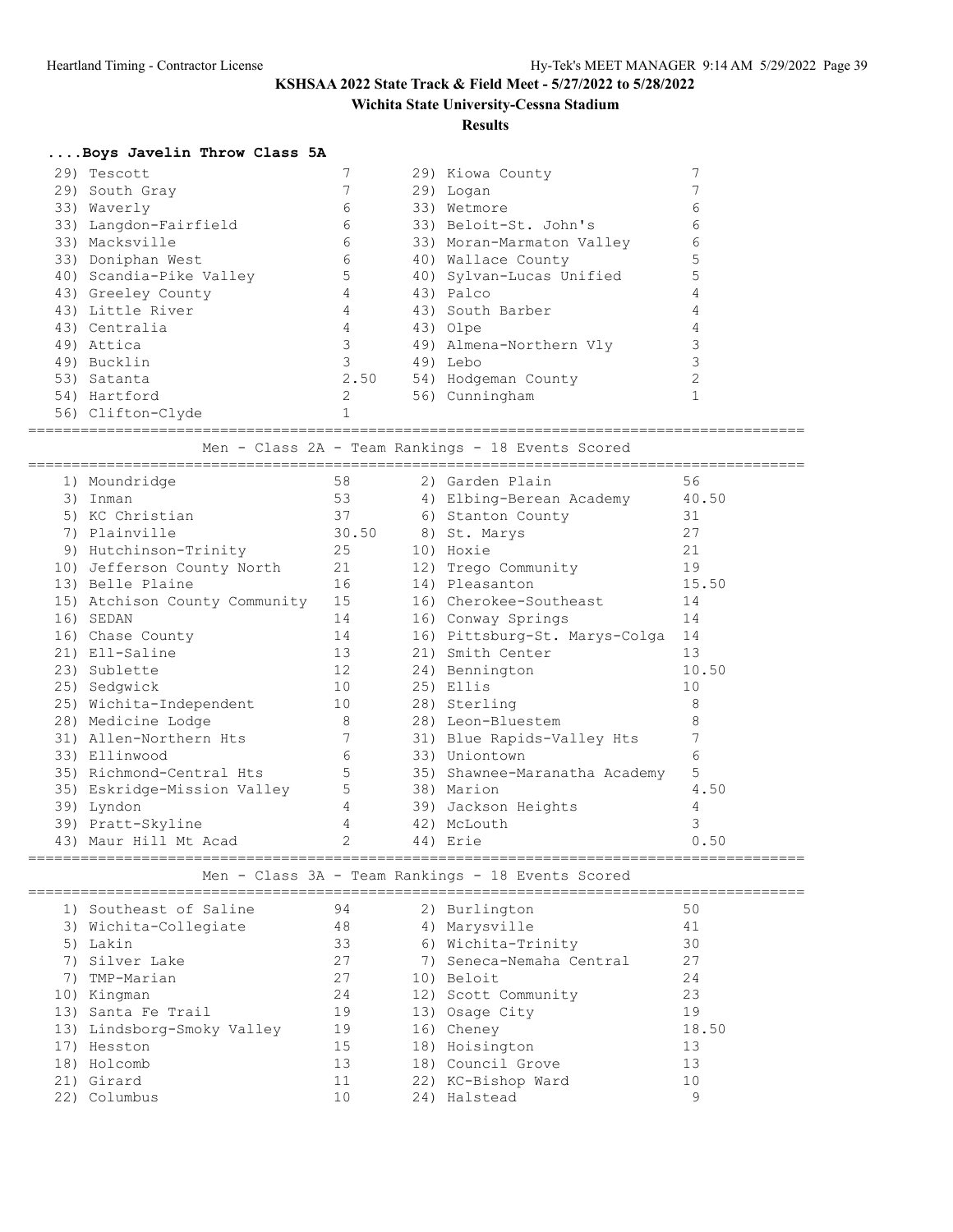KSHSAA 2022 State Track & Field Meet - 5/27/2022 to 5/28/2022

Wichita State University-Cessna Stadium

**Results**

### ....Boys Javelin Throw Class 5A

| Rank | Team | Points | Rank | Team | Points |
|---|---|---|---|---|---|
| 29) | Tescott | 7 | 29) | Kiowa County | 7 |
| 29) | South Gray | 7 | 29) | Logan | 7 |
| 33) | Waverly | 6 | 33) | Wetmore | 6 |
| 33) | Langdon-Fairfield | 6 | 33) | Beloit-St. John's | 6 |
| 33) | Macksville | 6 | 33) | Moran-Marmaton Valley | 6 |
| 33) | Doniphan West | 6 | 40) | Wallace County | 5 |
| 40) | Scandia-Pike Valley | 5 | 40) | Sylvan-Lucas Unified | 5 |
| 43) | Greeley County | 4 | 43) | Palco | 4 |
| 43) | Little River | 4 | 43) | South Barber | 4 |
| 43) | Centralia | 4 | 43) | Olpe | 4 |
| 49) | Attica | 3 | 49) | Almena-Northern Vly | 3 |
| 49) | Bucklin | 3 | 49) | Lebo | 3 |
| 53) | Satanta | 2.50 | 54) | Hodgeman County | 2 |
| 54) | Hartford | 2 | 56) | Cunningham | 1 |
| 56) | Clifton-Clyde | 1 | | | |

### Men - Class 2A - Team Rankings - 18 Events Scored

| Rank | Team | Points | Rank | Team | Points |
|---|---|---|---|---|---|
| 1) | Moundridge | 58 | 2) | Garden Plain | 56 |
| 3) | Inman | 53 | 4) | Elbing-Berean Academy | 40.50 |
| 5) | KC Christian | 37 | 6) | Stanton County | 31 |
| 7) | Plainville | 30.50 | 8) | St. Marys | 27 |
| 9) | Hutchinson-Trinity | 25 | 10) | Hoxie | 21 |
| 10) | Jefferson County North | 21 | 12) | Trego Community | 19 |
| 13) | Belle Plaine | 16 | 14) | Pleasanton | 15.50 |
| 15) | Atchison County Community | 15 | 16) | Cherokee-Southeast | 14 |
| 16) | SEDAN | 14 | 16) | Conway Springs | 14 |
| 16) | Chase County | 14 | 16) | Pittsburg-St. Marys-Colga | 14 |
| 21) | Ell-Saline | 13 | 21) | Smith Center | 13 |
| 23) | Sublette | 12 | 24) | Bennington | 10.50 |
| 25) | Sedgwick | 10 | 25) | Ellis | 10 |
| 25) | Wichita-Independent | 10 | 28) | Sterling | 8 |
| 28) | Medicine Lodge | 8 | 28) | Leon-Bluestem | 8 |
| 31) | Allen-Northern Hts | 7 | 31) | Blue Rapids-Valley Hts | 7 |
| 33) | Ellinwood | 6 | 33) | Uniontown | 6 |
| 35) | Richmond-Central Hts | 5 | 35) | Shawnee-Maranatha Academy | 5 |
| 35) | Eskridge-Mission Valley | 5 | 38) | Marion | 4.50 |
| 39) | Lyndon | 4 | 39) | Jackson Heights | 4 |
| 39) | Pratt-Skyline | 4 | 42) | McLouth | 3 |
| 43) | Maur Hill Mt Acad | 2 | 44) | Erie | 0.50 |

### Men - Class 3A - Team Rankings - 18 Events Scored

| Rank | Team | Points | Rank | Team | Points |
|---|---|---|---|---|---|
| 1) | Southeast of Saline | 94 | 2) | Burlington | 50 |
| 3) | Wichita-Collegiate | 48 | 4) | Marysville | 41 |
| 5) | Lakin | 33 | 6) | Wichita-Trinity | 30 |
| 7) | Silver Lake | 27 | 7) | Seneca-Nemaha Central | 27 |
| 7) | TMP-Marian | 27 | 10) | Beloit | 24 |
| 10) | Kingman | 24 | 12) | Scott Community | 23 |
| 13) | Santa Fe Trail | 19 | 13) | Osage City | 19 |
| 13) | Lindsborg-Smoky Valley | 19 | 16) | Cheney | 18.50 |
| 17) | Hesston | 15 | 18) | Hoisington | 13 |
| 18) | Holcomb | 13 | 18) | Council Grove | 13 |
| 21) | Girard | 11 | 22) | KC-Bishop Ward | 10 |
| 22) | Columbus | 10 | 24) | Halstead | 9 |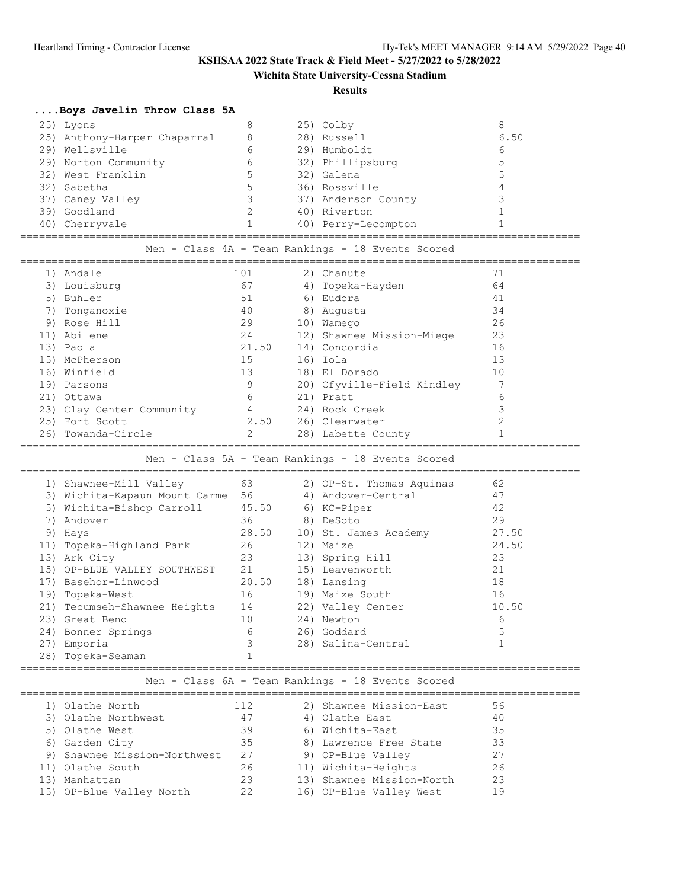**KSHSAA 2022 State Track & Field Meet - 5/27/2022 to 5/28/2022**

**Wichita State University-Cessna Stadium**

**Results**

### ....Boys Javelin Throw Class 5A

| Place | Team | Points | Place | Team | Points |
|---|---|---|---|---|---|
| 25) | Lyons | 8 | 25) | Colby | 8 |
| 25) | Anthony-Harper Chaparral | 8 | 28) | Russell | 6.50 |
| 29) | Wellsville | 6 | 29) | Humboldt | 6 |
| 29) | Norton Community | 6 | 32) | Phillipsburg | 5 |
| 32) | West Franklin | 5 | 32) | Galena | 5 |
| 32) | Sabetha | 5 | 36) | Rossville | 4 |
| 37) | Caney Valley | 3 | 37) | Anderson County | 3 |
| 39) | Goodland | 2 | 40) | Riverton | 1 |
| 40) | Cherryvale | 1 | 40) | Perry-Lecompton | 1 |

### Men - Class 4A - Team Rankings - 18 Events Scored

| Place | Team | Points | Place | Team | Points |
|---|---|---|---|---|---|
| 1) | Andale | 101 | 2) | Chanute | 71 |
| 3) | Louisburg | 67 | 4) | Topeka-Hayden | 64 |
| 5) | Buhler | 51 | 6) | Eudora | 41 |
| 7) | Tonganoxie | 40 | 8) | Augusta | 34 |
| 9) | Rose Hill | 29 | 10) | Wamego | 26 |
| 11) | Abilene | 24 | 12) | Shawnee Mission-Miege | 23 |
| 13) | Paola | 21.50 | 14) | Concordia | 16 |
| 15) | McPherson | 15 | 16) | Iola | 13 |
| 16) | Winfield | 13 | 18) | El Dorado | 10 |
| 19) | Parsons | 9 | 20) | Cfyville-Field Kindley | 7 |
| 21) | Ottawa | 6 | 21) | Pratt | 6 |
| 23) | Clay Center Community | 4 | 24) | Rock Creek | 3 |
| 25) | Fort Scott | 2.50 | 26) | Clearwater | 2 |
| 26) | Towanda-Circle | 2 | 28) | Labette County | 1 |

### Men - Class 5A - Team Rankings - 18 Events Scored

| Place | Team | Points | Place | Team | Points |
|---|---|---|---|---|---|
| 1) | Shawnee-Mill Valley | 63 | 2) | OP-St. Thomas Aquinas | 62 |
| 3) | Wichita-Kapaun Mount Carme | 56 | 4) | Andover-Central | 47 |
| 5) | Wichita-Bishop Carroll | 45.50 | 6) | KC-Piper | 42 |
| 7) | Andover | 36 | 8) | DeSoto | 29 |
| 9) | Hays | 28.50 | 10) | St. James Academy | 27.50 |
| 11) | Topeka-Highland Park | 26 | 12) | Maize | 24.50 |
| 13) | Ark City | 23 | 13) | Spring Hill | 23 |
| 15) | OP-BLUE VALLEY SOUTHWEST | 21 | 15) | Leavenworth | 21 |
| 17) | Basehor-Linwood | 20.50 | 18) | Lansing | 18 |
| 19) | Topeka-West | 16 | 19) | Maize South | 16 |
| 21) | Tecumseh-Shawnee Heights | 14 | 22) | Valley Center | 10.50 |
| 23) | Great Bend | 10 | 24) | Newton | 6 |
| 24) | Bonner Springs | 6 | 26) | Goddard | 5 |
| 27) | Emporia | 3 | 28) | Salina-Central | 1 |
| 28) | Topeka-Seaman | 1 | | | |

### Men - Class 6A - Team Rankings - 18 Events Scored

| Place | Team | Points | Place | Team | Points |
|---|---|---|---|---|---|
| 1) | Olathe North | 112 | 2) | Shawnee Mission-East | 56 |
| 3) | Olathe Northwest | 47 | 4) | Olathe East | 40 |
| 5) | Olathe West | 39 | 6) | Wichita-East | 35 |
| 6) | Garden City | 35 | 8) | Lawrence Free State | 33 |
| 9) | Shawnee Mission-Northwest | 27 | 9) | OP-Blue Valley | 27 |
| 11) | Olathe South | 26 | 11) | Wichita-Heights | 26 |
| 13) | Manhattan | 23 | 13) | Shawnee Mission-North | 23 |
| 15) | OP-Blue Valley North | 22 | 16) | OP-Blue Valley West | 19 |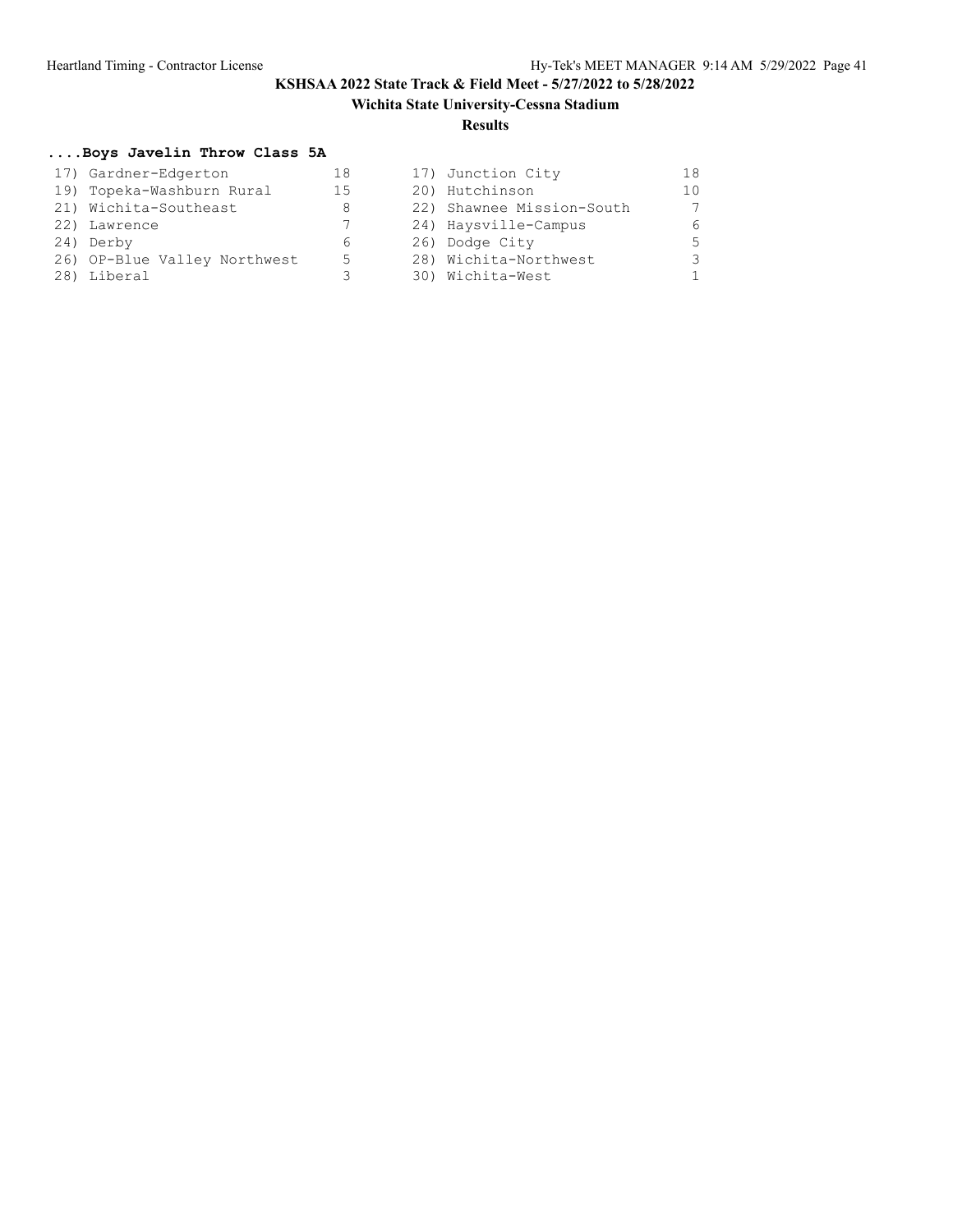**KSHSAA 2022 State Track & Field Meet - 5/27/2022 to 5/28/2022**

**Wichita State University-Cessna Stadium**

**Results**

### ....Boys Javelin Throw Class 5A

| | | | |
|---|---|---|---|
| 17) Gardner-Edgerton | 18 | 17) Junction City | 18 |
| 19) Topeka-Washburn Rural | 15 | 20) Hutchinson | 10 |
| 21) Wichita-Southeast | 8 | 22) Shawnee Mission-South | 7 |
| 22) Lawrence | 7 | 24) Haysville-Campus | 6 |
| 24) Derby | 6 | 26) Dodge City | 5 |
| 26) OP-Blue Valley Northwest | 5 | 28) Wichita-Northwest | 3 |
| 28) Liberal | 3 | 30) Wichita-West | 1 |